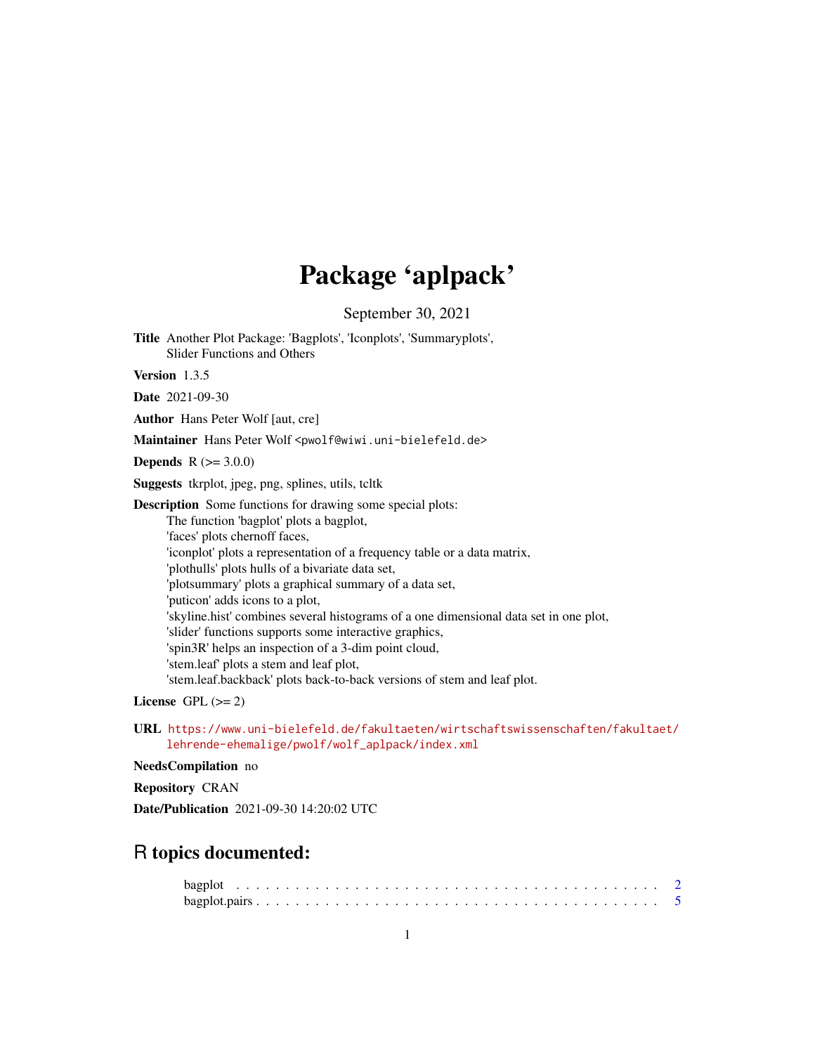# Package 'aplpack'

September 30, 2021

**Title** Another Plot Package: 'Bagplots', 'Iconplots', 'Summaryplots', Slider Functions and Others

**Version** 1.3.5

**Date** 2021-09-30

**Author** Hans Peter Wolf [aut, cre]

**Maintainer** Hans Peter Wolf <pwolf@wiwi.uni-bielefeld.de>

**Depends** R (>= 3.0.0)

**Suggests** tkrplot, jpeg, png, splines, utils, tcltk

**Description** Some functions for drawing some special plots:
The function 'bagplot' plots a bagplot,
'faces' plots chernoff faces,
'iconplot' plots a representation of a frequency table or a data matrix,
'plothulls' plots hulls of a bivariate data set,
'plotsummary' plots a graphical summary of a data set,
'puticon' adds icons to a plot,
'skyline.hist' combines several histograms of a one dimensional data set in one plot,
'slider' functions supports some interactive graphics,
'spin3R' helps an inspection of a 3-dim point cloud,
'stem.leaf' plots a stem and leaf plot,
'stem.leaf.backback' plots back-to-back versions of stem and leaf plot.

**License** GPL (>= 2)

**URL** https://www.uni-bielefeld.de/fakultaeten/wirtschaftswissenschaften/fakultaet/lehrende-ehemalige/pwolf/wolf_aplpack/index.xml

**NeedsCompilation** no

**Repository** CRAN

**Date/Publication** 2021-09-30 14:20:02 UTC

## R topics documented:

bagplot . . . . . . . . . . . . . . . . . . . . . . . . . . . . . . . . . . . . . . . . . . 2
bagplot.pairs . . . . . . . . . . . . . . . . . . . . . . . . . . . . . . . . . . . . . . . . 5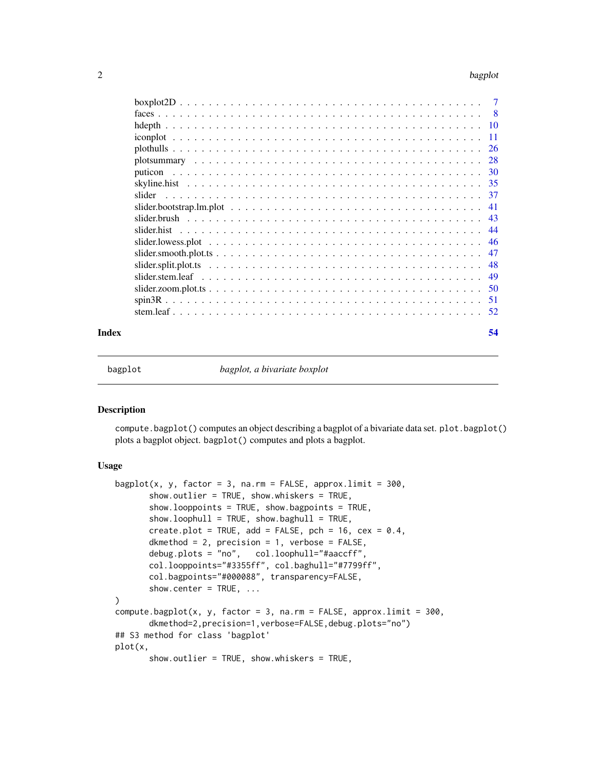| | |
|---|---|
| boxplot2D | 7 |
| faces | 8 |
| hdepth | 10 |
| iconplot | 11 |
| plothulls | 26 |
| plotsummary | 28 |
| puticon | 30 |
| skyline.hist | 35 |
| slider | 37 |
| slider.bootstrap.lm.plot | 41 |
| slider.brush | 43 |
| slider.hist | 44 |
| slider.lowess.plot | 46 |
| slider.smooth.plot.ts | 47 |
| slider.split.plot.ts | 48 |
| slider.stem.leaf | 49 |
| slider.zoom.plot.ts | 50 |
| spin3R | 51 |
| stem.leaf | 52 |

**Index** **54**

---

`bagplot` *bagplot, a bivariate boxplot*

---

## Description

`compute.bagplot()` computes an object describing a bagplot of a bivariate data set. `plot.bagplot()` plots a bagplot object. `bagplot()` computes and plots a bagplot.

## Usage

```
bagplot(x, y, factor = 3, na.rm = FALSE, approx.limit = 300,
        show.outlier = TRUE, show.whiskers = TRUE,
        show.looppoints = TRUE, show.bagpoints = TRUE,
        show.loophull = TRUE, show.baghull = TRUE,
        create.plot = TRUE, add = FALSE, pch = 16, cex = 0.4,
        dkmethod = 2, precision = 1, verbose = FALSE,
        debug.plots = "no",   col.loophull="#aaccff",
        col.looppoints="#3355ff", col.baghull="#7799ff",
        col.bagpoints="#000088", transparency=FALSE,
        show.center = TRUE, ...
)
compute.bagplot(x, y, factor = 3, na.rm = FALSE, approx.limit = 300,
        dkmethod=2,precision=1,verbose=FALSE,debug.plots="no")
## S3 method for class 'bagplot'
plot(x,
        show.outlier = TRUE, show.whiskers = TRUE,
```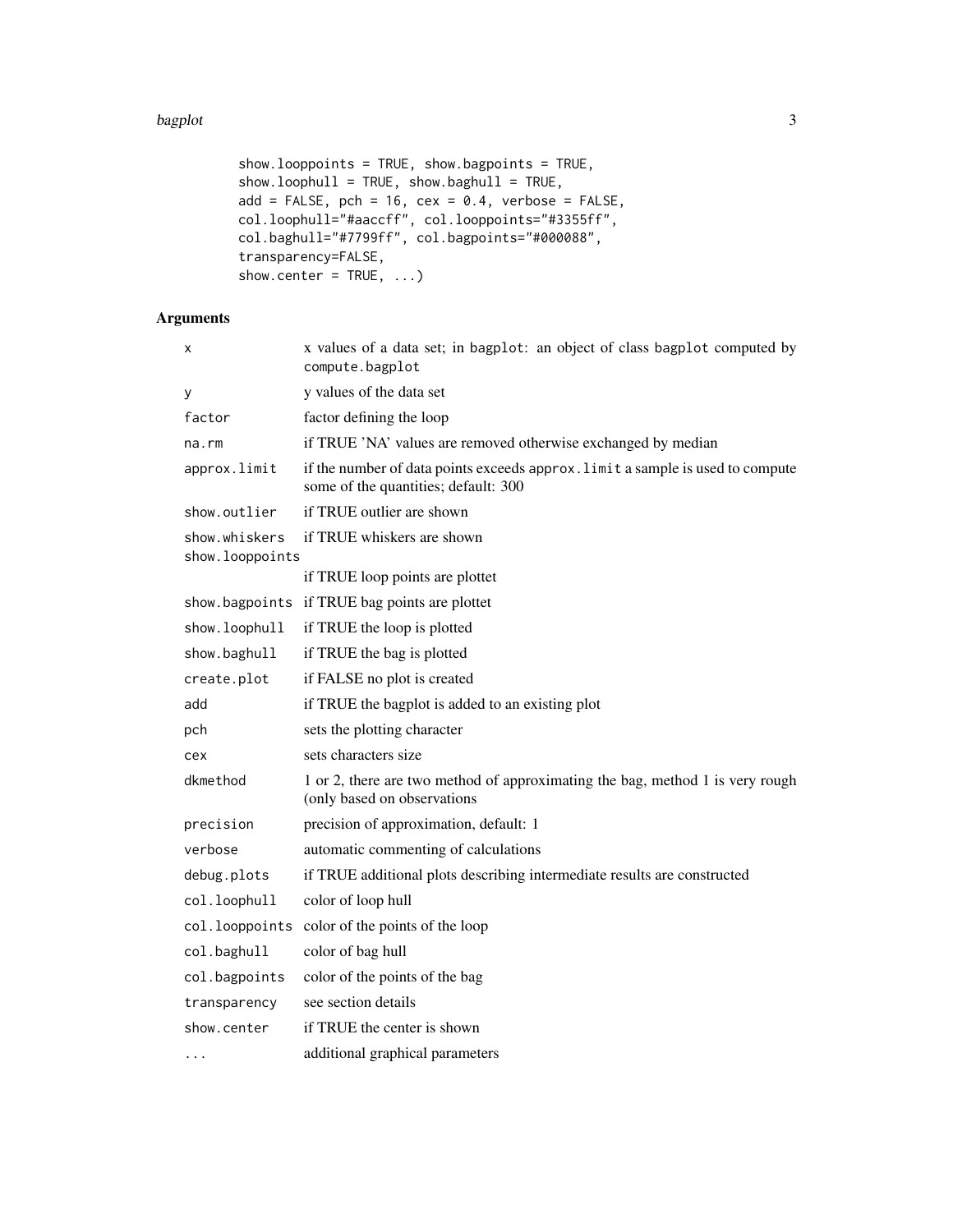```
        show.looppoints = TRUE, show.bagpoints = TRUE,
        show.loophull = TRUE, show.baghull = TRUE,
        add = FALSE, pch = 16, cex = 0.4, verbose = FALSE,
        col.loophull="#aaccff", col.looppoints="#3355ff",
        col.baghull="#7799ff", col.bagpoints="#000088",
        transparency=FALSE,
        show.center = TRUE, ...)
```

## Arguments

| | |
|---|---|
| `x` | x values of a data set; in `bagplot`: an object of class `bagplot` computed by `compute.bagplot` |
| `y` | y values of the data set |
| `factor` | factor defining the loop |
| `na.rm` | if TRUE 'NA' values are removed otherwise exchanged by median |
| `approx.limit` | if the number of data points exceeds `approx.limit` a sample is used to compute some of the quantities; default: 300 |
| `show.outlier` | if TRUE outlier are shown |
| `show.whiskers` | if TRUE whiskers are shown |
| `show.looppoints` | if TRUE loop points are plottet |
| `show.bagpoints` | if TRUE bag points are plottet |
| `show.loophull` | if TRUE the loop is plotted |
| `show.baghull` | if TRUE the bag is plotted |
| `create.plot` | if FALSE no plot is created |
| `add` | if TRUE the bagplot is added to an existing plot |
| `pch` | sets the plotting character |
| `cex` | sets characters size |
| `dkmethod` | 1 or 2, there are two method of approximating the bag, method 1 is very rough (only based on observations |
| `precision` | precision of approximation, default: 1 |
| `verbose` | automatic commenting of calculations |
| `debug.plots` | if TRUE additional plots describing intermediate results are constructed |
| `col.loophull` | color of loop hull |
| `col.looppoints` | color of the points of the loop |
| `col.baghull` | color of bag hull |
| `col.bagpoints` | color of the points of the bag |
| `transparency` | see section details |
| `show.center` | if TRUE the center is shown |
| `...` | additional graphical parameters |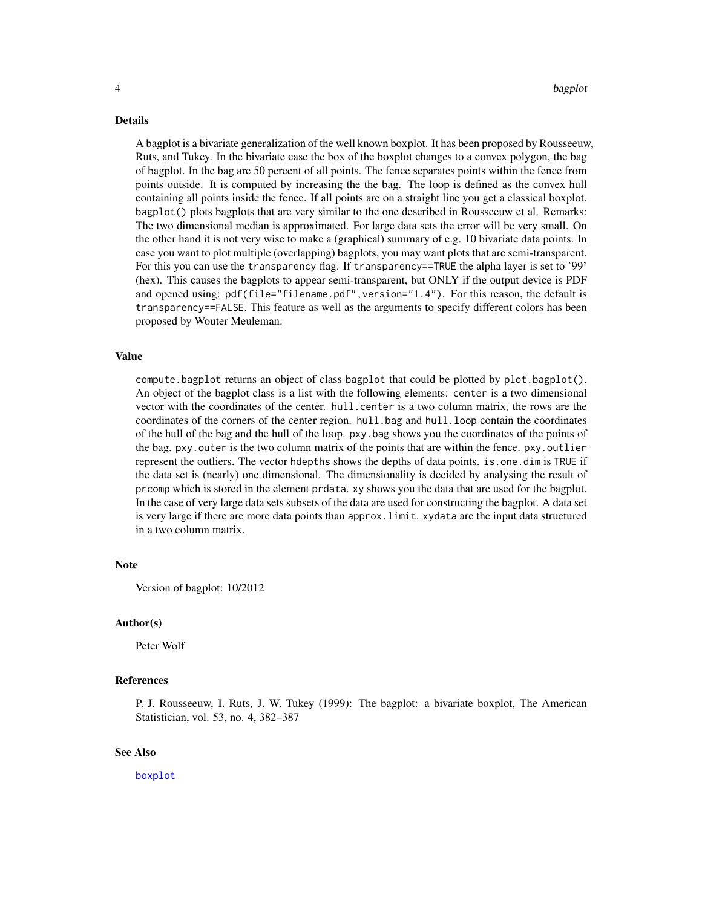## Details

A bagplot is a bivariate generalization of the well known boxplot. It has been proposed by Rousseeuw, Ruts, and Tukey. In the bivariate case the box of the boxplot changes to a convex polygon, the bag of bagplot. In the bag are 50 percent of all points. The fence separates points within the fence from points outside. It is computed by increasing the the bag. The loop is defined as the convex hull containing all points inside the fence. If all points are on a straight line you get a classical boxplot. `bagplot()` plots bagplots that are very similar to the one described in Rousseeuw et al. Remarks: The two dimensional median is approximated. For large data sets the error will be very small. On the other hand it is not very wise to make a (graphical) summary of e.g. 10 bivariate data points. In case you want to plot multiple (overlapping) bagplots, you may want plots that are semi-transparent. For this you can use the `transparency` flag. If `transparency==TRUE` the alpha layer is set to '99' (hex). This causes the bagplots to appear semi-transparent, but ONLY if the output device is PDF and opened using: `pdf(file="filename.pdf",version="1.4")`. For this reason, the default is `transparency==FALSE`. This feature as well as the arguments to specify different colors has been proposed by Wouter Meuleman.

## Value

`compute.bagplot` returns an object of class `bagplot` that could be plotted by `plot.bagplot()`. An object of the bagplot class is a list with the following elements: `center` is a two dimensional vector with the coordinates of the center. `hull.center` is a two column matrix, the rows are the coordinates of the corners of the center region. `hull.bag` and `hull.loop` contain the coordinates of the hull of the bag and the hull of the loop. `pxy.bag` shows you the coordinates of the points of the bag. `pxy.outer` is the two column matrix of the points that are within the fence. `pxy.outlier` represent the outliers. The vector `hdepths` shows the depths of data points. `is.one.dim` is `TRUE` if the data set is (nearly) one dimensional. The dimensionality is decided by analysing the result of `prcomp` which is stored in the element `prdata`. `xy` shows you the data that are used for the bagplot. In the case of very large data sets subsets of the data are used for constructing the bagplot. A data set is very large if there are more data points than `approx.limit`. `xydata` are the input data structured in a two column matrix.

## Note

Version of bagplot: 10/2012

## Author(s)

Peter Wolf

## References

P. J. Rousseeuw, I. Ruts, J. W. Tukey (1999): The bagplot: a bivariate boxplot, The American Statistician, vol. 53, no. 4, 382–387

## See Also

boxplot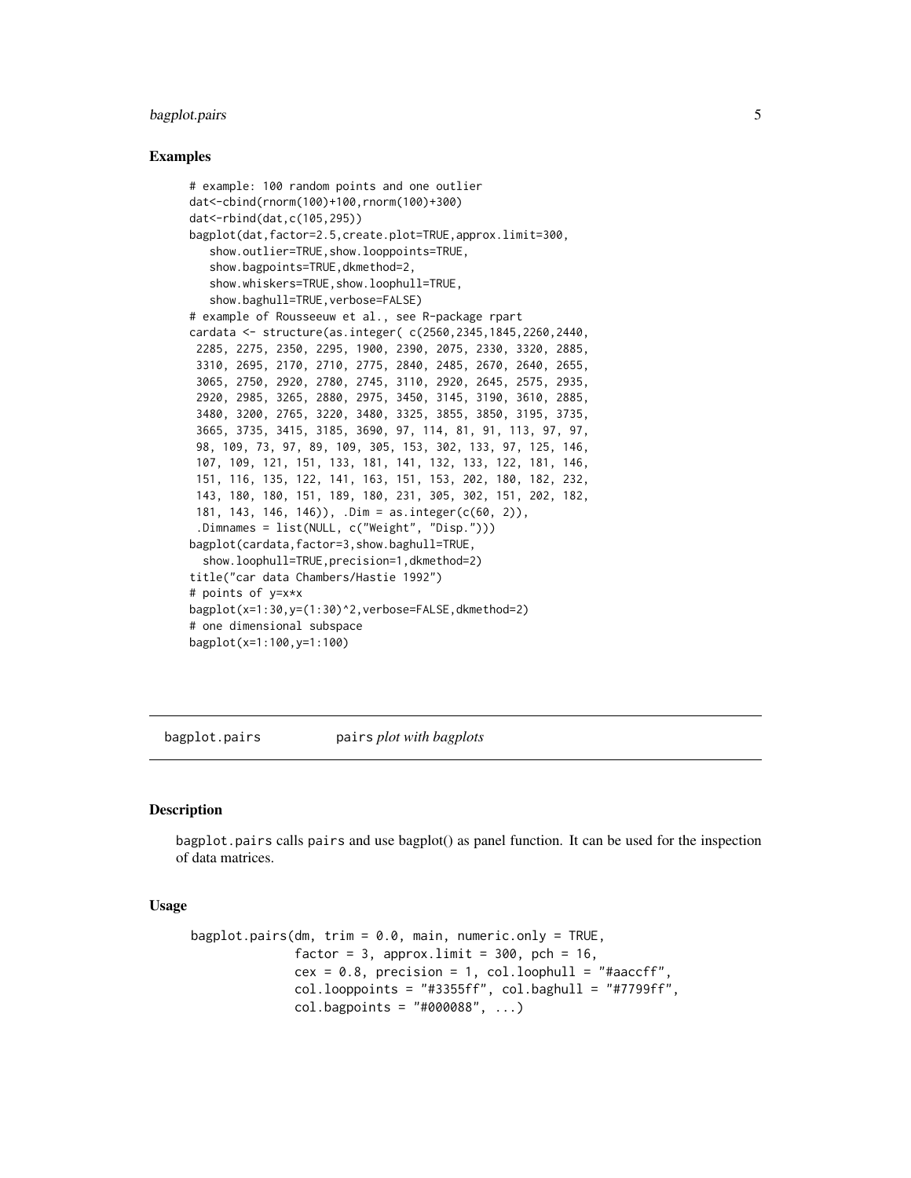## Examples

```
# example: 100 random points and one outlier
dat<-cbind(rnorm(100)+100,rnorm(100)+300)
dat<-rbind(dat,c(105,295))
bagplot(dat,factor=2.5,create.plot=TRUE,approx.limit=300,
   show.outlier=TRUE,show.looppoints=TRUE,
   show.bagpoints=TRUE,dkmethod=2,
   show.whiskers=TRUE,show.loophull=TRUE,
   show.baghull=TRUE,verbose=FALSE)
# example of Rousseeuw et al., see R-package rpart
cardata <- structure(as.integer( c(2560,2345,1845,2260,2440,
 2285, 2275, 2350, 2295, 1900, 2390, 2075, 2330, 3320, 2885,
 3310, 2695, 2170, 2710, 2775, 2840, 2485, 2670, 2640, 2655,
 3065, 2750, 2920, 2780, 2745, 3110, 2920, 2645, 2575, 2935,
 2920, 2985, 3265, 2880, 2975, 3450, 3145, 3190, 3610, 2885,
 3480, 3200, 2765, 3220, 3480, 3325, 3855, 3850, 3195, 3735,
 3665, 3735, 3415, 3185, 3690, 97, 114, 81, 91, 113, 97, 97,
 98, 109, 73, 97, 89, 109, 305, 153, 302, 133, 97, 125, 146,
 107, 109, 121, 151, 133, 181, 141, 132, 133, 122, 181, 146,
 151, 116, 135, 122, 141, 163, 151, 153, 202, 180, 182, 232,
 143, 180, 180, 151, 189, 180, 231, 305, 302, 151, 202, 182,
 181, 143, 146, 146)), .Dim = as.integer(c(60, 2)),
 .Dimnames = list(NULL, c("Weight", "Disp.")))
bagplot(cardata,factor=3,show.baghull=TRUE,
  show.loophull=TRUE,precision=1,dkmethod=2)
title("car data Chambers/Hastie 1992")
# points of y=x*x
bagplot(x=1:30,y=(1:30)^2,verbose=FALSE,dkmethod=2)
# one dimensional subspace
bagplot(x=1:100,y=1:100)
```

---

# bagplot.pairs — pairs *plot with bagplots*

## Description

bagplot.pairs calls pairs and use bagplot() as panel function. It can be used for the inspection of data matrices.

## Usage

```
bagplot.pairs(dm, trim = 0.0, main, numeric.only = TRUE,
              factor = 3, approx.limit = 300, pch = 16,
              cex = 0.8, precision = 1, col.loophull = "#aaccff",
              col.looppoints = "#3355ff", col.baghull = "#7799ff",
              col.bagpoints = "#000088", ...)
```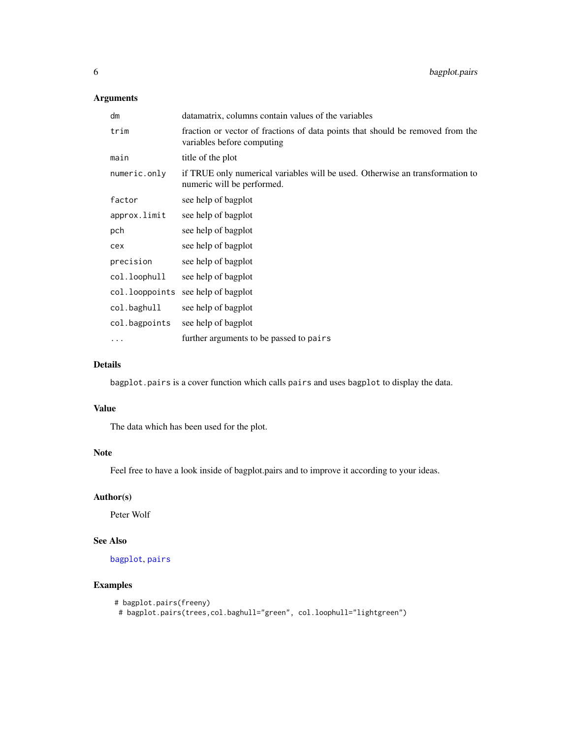## Arguments

| | |
|---|---|
| `dm` | datamatrix, columns contain values of the variables |
| `trim` | fraction or vector of fractions of data points that should be removed from the variables before computing |
| `main` | title of the plot |
| `numeric.only` | if TRUE only numerical variables will be used. Otherwise an transformation to numeric will be performed. |
| `factor` | see help of bagplot |
| `approx.limit` | see help of bagplot |
| `pch` | see help of bagplot |
| `cex` | see help of bagplot |
| `precision` | see help of bagplot |
| `col.loophull` | see help of bagplot |
| `col.looppoints` | see help of bagplot |
| `col.baghull` | see help of bagplot |
| `col.bagpoints` | see help of bagplot |
| `...` | further arguments to be passed to `pairs` |

## Details

`bagplot.pairs` is a cover function which calls `pairs` and uses `bagplot` to display the data.

## Value

The data which has been used for the plot.

## Note

Feel free to have a look inside of bagplot.pairs and to improve it according to your ideas.

## Author(s)

Peter Wolf

## See Also

`bagplot`, `pairs`

## Examples

```
# bagplot.pairs(freeny)
 # bagplot.pairs(trees,col.baghull="green", col.loophull="lightgreen")
```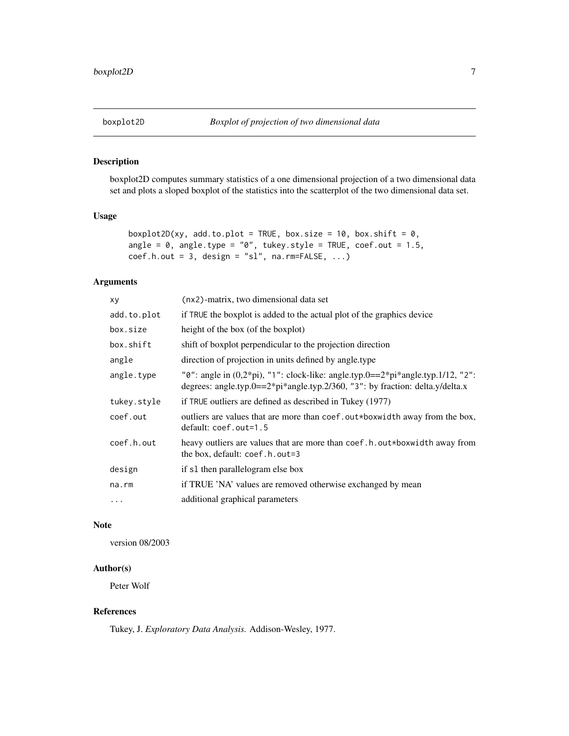boxplot2D *Boxplot of projection of two dimensional data*

## Description

boxplot2D computes summary statistics of a one dimensional projection of a two dimensional data set and plots a sloped boxplot of the statistics into the scatterplot of the two dimensional data set.

## Usage

```
boxplot2D(xy, add.to.plot = TRUE, box.size = 10, box.shift = 0,
angle = 0, angle.type = "0", tukey.style = TRUE, coef.out = 1.5,
coef.h.out = 3, design = "sl", na.rm=FALSE, ...)
```

## Arguments

| | |
|---|---|
| `xy` | `(nx2)`-matrix, two dimensional data set |
| `add.to.plot` | if `TRUE` the boxplot is added to the actual plot of the graphics device |
| `box.size` | height of the box (of the boxplot) |
| `box.shift` | shift of boxplot perpendicular to the projection direction |
| `angle` | direction of projection in units defined by angle.type |
| `angle.type` | `"0"`: angle in (0,2*pi), `"1"`: clock-like: angle.typ.0==2*pi*angle.typ.1/12, `"2"`: degrees: angle.typ.0==2*pi*angle.typ.2/360, `"3"`: by fraction: delta.y/delta.x |
| `tukey.style` | if `TRUE` outliers are defined as described in Tukey (1977) |
| `coef.out` | outliers are values that are more than `coef.out*boxwidth` away from the box, default: `coef.out=1.5` |
| `coef.h.out` | heavy outliers are values that are more than `coef.h.out*boxwidth` away from the box, default: `coef.h.out=3` |
| `design` | if `sl` then parallelogram else box |
| `na.rm` | if TRUE 'NA' values are removed otherwise exchanged by mean |
| `...` | additional graphical parameters |

## Note

version 08/2003

## Author(s)

Peter Wolf

## References

Tukey, J. *Exploratory Data Analysis.* Addison-Wesley, 1977.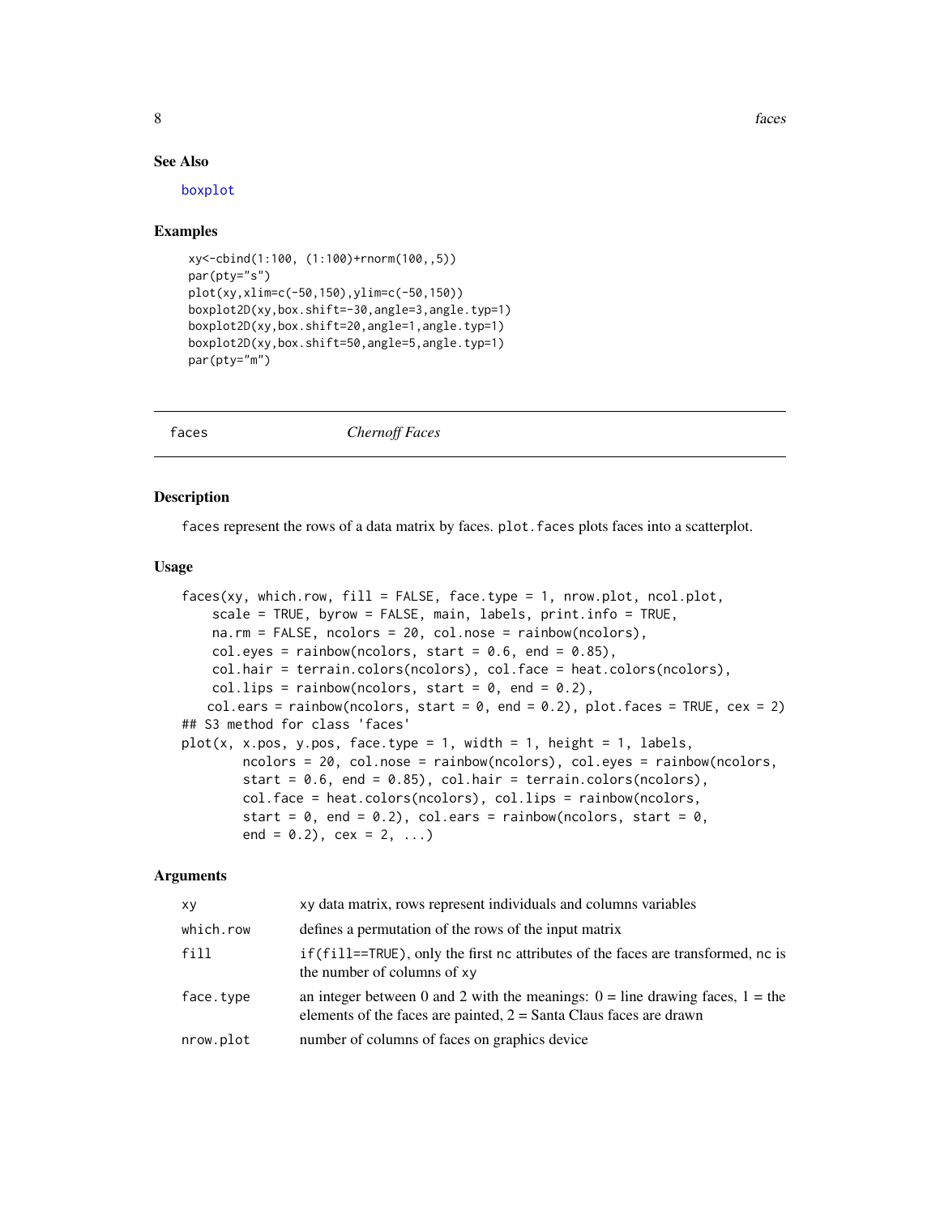## See Also

boxplot

## Examples

```
xy<-cbind(1:100, (1:100)+rnorm(100,,5))
par(pty="s")
plot(xy,xlim=c(-50,150),ylim=c(-50,150))
boxplot2D(xy,box.shift=-30,angle=3,angle.typ=1)
boxplot2D(xy,box.shift=20,angle=1,angle.typ=1)
boxplot2D(xy,box.shift=50,angle=5,angle.typ=1)
par(pty="m")
```

---

# faces *Chernoff Faces*

## Description

faces represent the rows of a data matrix by faces. plot.faces plots faces into a scatterplot.

## Usage

```
faces(xy, which.row, fill = FALSE, face.type = 1, nrow.plot, ncol.plot,
    scale = TRUE, byrow = FALSE, main, labels, print.info = TRUE,
    na.rm = FALSE, ncolors = 20, col.nose = rainbow(ncolors),
    col.eyes = rainbow(ncolors, start = 0.6, end = 0.85),
    col.hair = terrain.colors(ncolors), col.face = heat.colors(ncolors),
    col.lips = rainbow(ncolors, start = 0, end = 0.2),
   col.ears = rainbow(ncolors, start = 0, end = 0.2), plot.faces = TRUE, cex = 2)
## S3 method for class 'faces'
plot(x, x.pos, y.pos, face.type = 1, width = 1, height = 1, labels,
       ncolors = 20, col.nose = rainbow(ncolors), col.eyes = rainbow(ncolors,
       start = 0.6, end = 0.85), col.hair = terrain.colors(ncolors),
       col.face = heat.colors(ncolors), col.lips = rainbow(ncolors,
       start = 0, end = 0.2), col.ears = rainbow(ncolors, start = 0,
       end = 0.2), cex = 2, ...)
```

## Arguments

| | |
|---|---|
| xy | xy data matrix, rows represent individuals and columns variables |
| which.row | defines a permutation of the rows of the input matrix |
| fill | if(fill==TRUE), only the first nc attributes of the faces are transformed, nc is the number of columns of xy |
| face.type | an integer between 0 and 2 with the meanings: 0 = line drawing faces, 1 = the elements of the faces are painted, 2 = Santa Claus faces are drawn |
| nrow.plot | number of columns of faces on graphics device |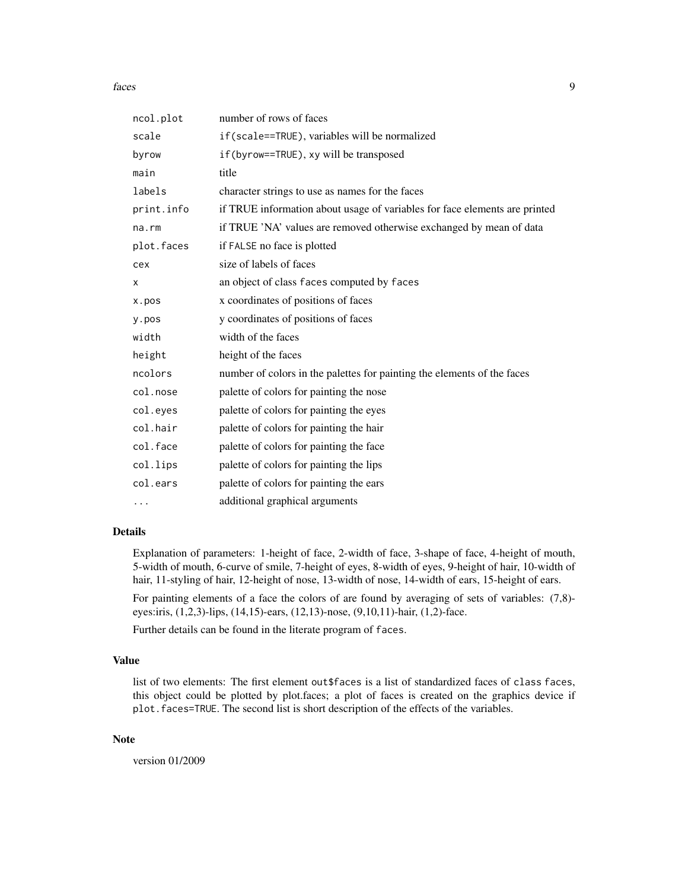| | |
|---|---|
| `ncol.plot` | number of rows of faces |
| `scale` | `if(scale==TRUE)`, variables will be normalized |
| `byrow` | `if(byrow==TRUE)`, `xy` will be transposed |
| `main` | title |
| `labels` | character strings to use as names for the faces |
| `print.info` | if TRUE information about usage of variables for face elements are printed |
| `na.rm` | if TRUE 'NA' values are removed otherwise exchanged by mean of data |
| `plot.faces` | if `FALSE` no face is plotted |
| `cex` | size of labels of faces |
| `x` | an object of class `faces` computed by `faces` |
| `x.pos` | x coordinates of positions of faces |
| `y.pos` | y coordinates of positions of faces |
| `width` | width of the faces |
| `height` | height of the faces |
| `ncolors` | number of colors in the palettes for painting the elements of the faces |
| `col.nose` | palette of colors for painting the nose |
| `col.eyes` | palette of colors for painting the eyes |
| `col.hair` | palette of colors for painting the hair |
| `col.face` | palette of colors for painting the face |
| `col.lips` | palette of colors for painting the lips |
| `col.ears` | palette of colors for painting the ears |
| `...` | additional graphical arguments |

## Details

Explanation of parameters: 1-height of face, 2-width of face, 3-shape of face, 4-height of mouth, 5-width of mouth, 6-curve of smile, 7-height of eyes, 8-width of eyes, 9-height of hair, 10-width of hair, 11-styling of hair, 12-height of nose, 13-width of nose, 14-width of ears, 15-height of ears.

For painting elements of a face the colors of are found by averaging of sets of variables: (7,8)-eyes:iris, (1,2,3)-lips, (14,15)-ears, (12,13)-nose, (9,10,11)-hair, (1,2)-face.

Further details can be found in the literate program of `faces`.

## Value

list of two elements: The first element `out$faces` is a list of standardized faces of `class faces`, this object could be plotted by plot.faces; a plot of faces is created on the graphics device if `plot.faces=TRUE`. The second list is short description of the effects of the variables.

## Note

version 01/2009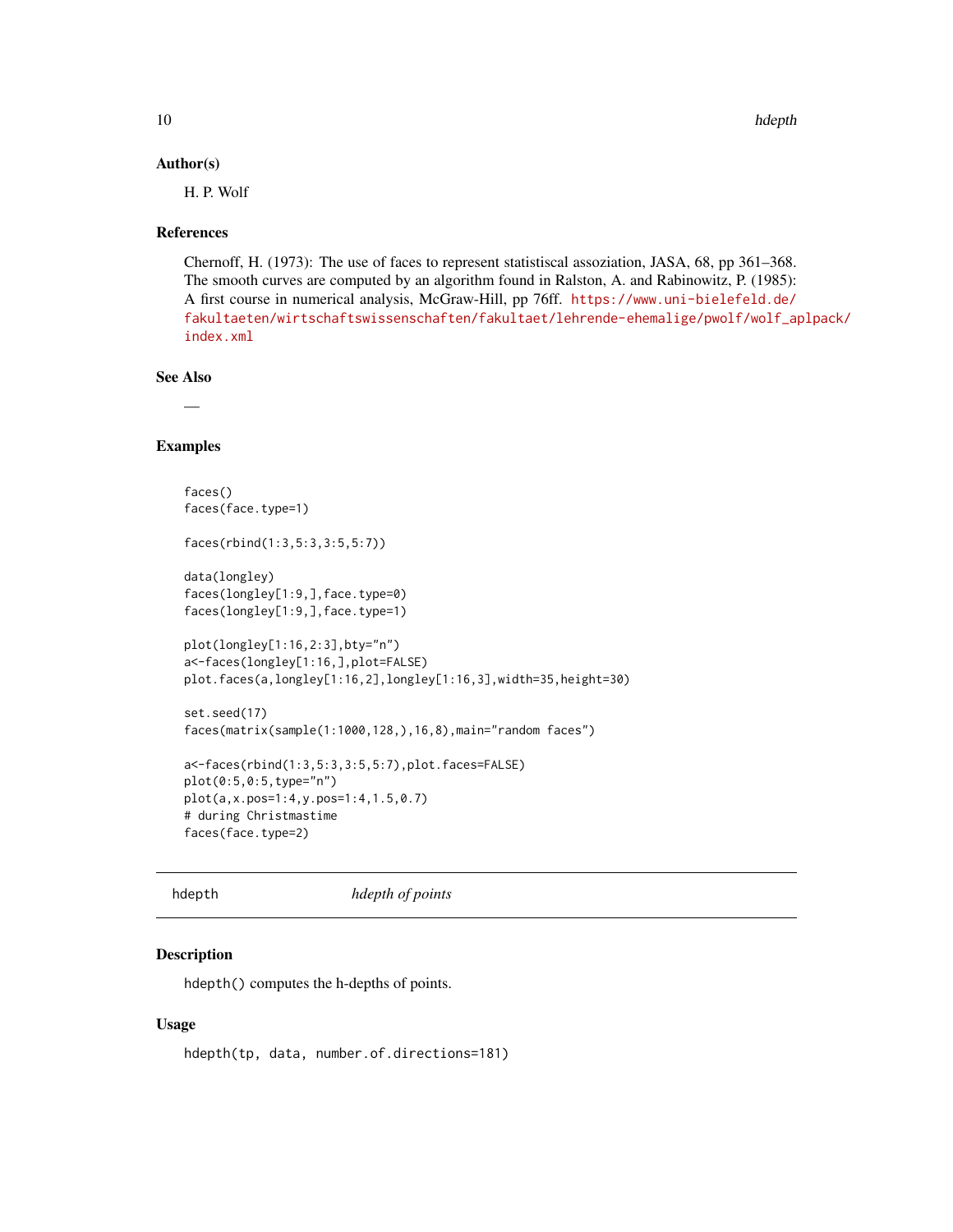### Author(s)

H. P. Wolf

### References

Chernoff, H. (1973): The use of faces to represent statistiscal assoziation, JASA, 68, pp 361–368. The smooth curves are computed by an algorithm found in Ralston, A. and Rabinowitz, P. (1985): A first course in numerical analysis, McGraw-Hill, pp 76ff. https://www.uni-bielefeld.de/fakultaeten/wirtschaftswissenschaften/fakultaet/lehrende-ehemalige/pwolf/wolf_aplpack/index.xml

### See Also

—

### Examples

```
faces()
faces(face.type=1)

faces(rbind(1:3,5:3,3:5,5:7))

data(longley)
faces(longley[1:9,],face.type=0)
faces(longley[1:9,],face.type=1)

plot(longley[1:16,2:3],bty="n")
a<-faces(longley[1:16,],plot=FALSE)
plot.faces(a,longley[1:16,2],longley[1:16,3],width=35,height=30)

set.seed(17)
faces(matrix(sample(1:1000,128,),16,8),main="random faces")

a<-faces(rbind(1:3,5:3,3:5,5:7),plot.faces=FALSE)
plot(0:5,0:5,type="n")
plot(a,x.pos=1:4,y.pos=1:4,1.5,0.7)
# during Christmastime
faces(face.type=2)
```

---

## hdepth — *hdepth of points*

### Description

hdepth() computes the h-depths of points.

### Usage

```
hdepth(tp, data, number.of.directions=181)
```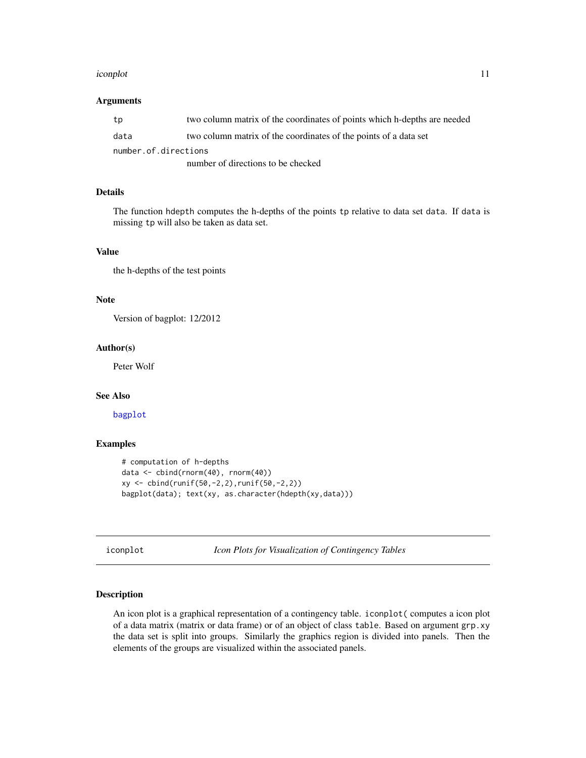### Arguments

- `tp` — two column matrix of the coordinates of points which h-depths are needed
- `data` — two column matrix of the coordinates of the points of a data set
- `number.of.directions` — number of directions to be checked

### Details

The function hdepth computes the h-depths of the points `tp` relative to data set `data`. If `data` is missing `tp` will also be taken as data set.

### Value

the h-depths of the test points

### Note

Version of bagplot: 12/2012

### Author(s)

Peter Wolf

### See Also

bagplot

### Examples

```
# computation of h-depths
data <- cbind(rnorm(40), rnorm(40))
xy <- cbind(runif(50,-2,2),runif(50,-2,2))
bagplot(data); text(xy, as.character(hdepth(xy,data)))
```

---

## iconplot — *Icon Plots for Visualization of Contingency Tables*

### Description

An icon plot is a graphical representation of a contingency table. `iconplot(` computes a icon plot of a data matrix (matrix or data frame) or of an object of class `table`. Based on argument `grp.xy` the data set is split into groups. Similarly the graphics region is divided into panels. Then the elements of the groups are visualized within the associated panels.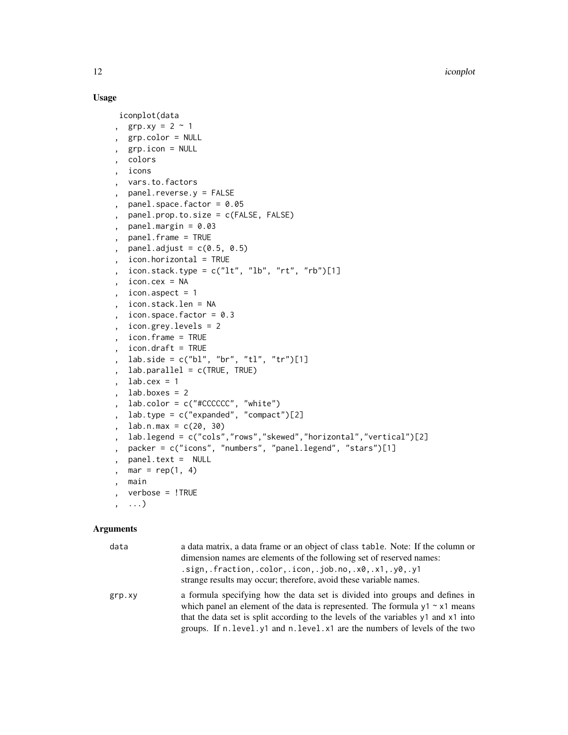## Usage

```
iconplot(data
  ,  grp.xy = 2 ~ 1
  ,  grp.color = NULL
  ,  grp.icon = NULL
  ,  colors
  ,  icons
  ,  vars.to.factors
  ,  panel.reverse.y = FALSE
  ,  panel.space.factor = 0.05
  ,  panel.prop.to.size = c(FALSE, FALSE)
  ,  panel.margin = 0.03
  ,  panel.frame = TRUE
  ,  panel.adjust = c(0.5, 0.5)
  ,  icon.horizontal = TRUE
  ,  icon.stack.type = c("lt", "lb", "rt", "rb")[1]
  ,  icon.cex = NA
  ,  icon.aspect = 1
  ,  icon.stack.len = NA
  ,  icon.space.factor = 0.3
  ,  icon.grey.levels = 2
  ,  icon.frame = TRUE
  ,  icon.draft = TRUE
  ,  lab.side = c("bl", "br", "tl", "tr")[1]
  ,  lab.parallel = c(TRUE, TRUE)
  ,  lab.cex = 1
  ,  lab.boxes = 2
  ,  lab.color = c("#CCCCCC", "white")
  ,  lab.type = c("expanded", "compact")[2]
  ,  lab.n.max = c(20, 30)
  ,  lab.legend = c("cols","rows","skewed","horizontal","vertical")[2]
  ,  packer = c("icons", "numbers", "panel.legend", "stars")[1]
  ,  panel.text =  NULL
  ,  mar = rep(1, 4)
  ,  main
  ,  verbose = !TRUE
  ,  ...)
```

## Arguments

| | |
|---|---|
| `data` | a data matrix, a data frame or an object of class `table`. Note: If the column or dimension names are elements of the following set of reserved names: `.sign,.fraction,.color,.icon,.job.no,.x0,.x1,.y0,.y1` strange results may occur; therefore, avoid these variable names. |
| `grp.xy` | a formula specifying how the data set is divided into groups and defines in which panel an element of the data is represented. The formula `y1 ~ x1` means that the data set is split according to the levels of the variables `y1` and `x1` into groups. If `n.level.y1` and `n.level.x1` are the numbers of levels of the two |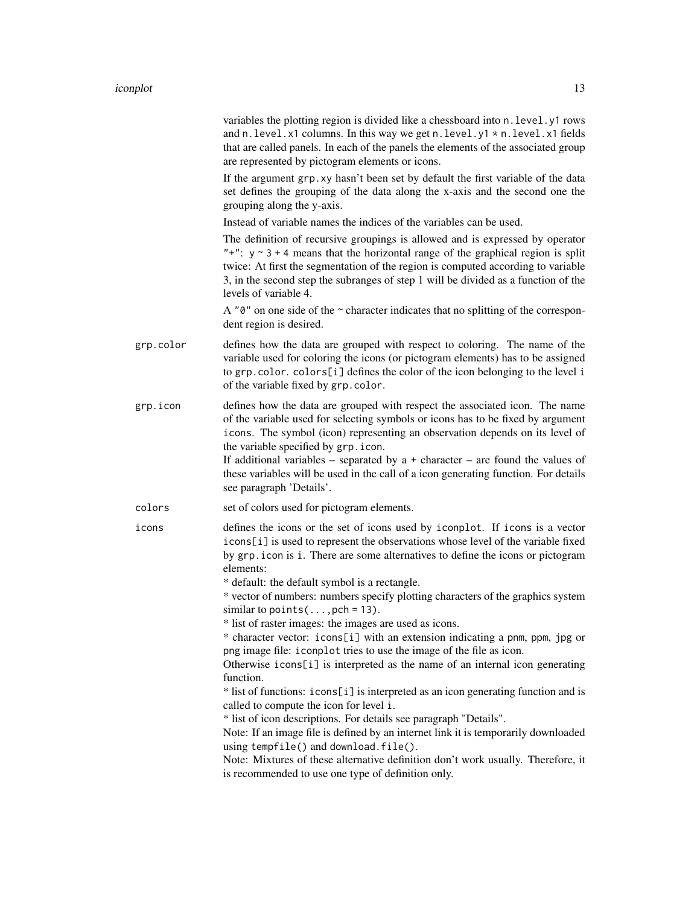variables the plotting region is divided like a chessboard into `n.level.y1` rows and `n.level.x1` columns. In this way we get `n.level.y1 * n.level.x1` fields that are called panels. In each of the panels the elements of the associated group are represented by pictogram elements or icons.

If the argument `grp.xy` hasn't been set by default the first variable of the data set defines the grouping of the data along the x-axis and the second one the grouping along the y-axis.

Instead of variable names the indices of the variables can be used.

The definition of recursive groupings is allowed and is expressed by operator `"+"`: `y ~ 3 + 4` means that the horizontal range of the graphical region is split twice: At first the segmentation of the region is computed according to variable 3, in the second step the subranges of step 1 will be divided as a function of the levels of variable 4.

A `"0"` on one side of the `~` character indicates that no splitting of the correspondent region is desired.

**grp.color** defines how the data are grouped with respect to coloring. The name of the variable used for coloring the icons (or pictogram elements) has to be assigned to `grp.color`. `colors[i]` defines the color of the icon belonging to the level `i` of the variable fixed by `grp.color`.

**grp.icon** defines how the data are grouped with respect the associated icon. The name of the variable used for selecting symbols or icons has to be fixed by argument `icons`. The symbol (icon) representing an observation depends on its level of the variable specified by `grp.icon`.
If additional variables – separated by a `+` character – are found the values of these variables will be used in the call of a icon generating function. For details see paragraph 'Details'.

**colors** set of colors used for pictogram elements.

**icons** defines the icons or the set of icons used by `iconplot`. If `icons` is a vector `icons[i]` is used to represent the observations whose level of the variable fixed by `grp.icon` is `i`. There are some alternatives to define the icons or pictogram elements:
* default: the default symbol is a rectangle.
* vector of numbers: numbers specify plotting characters of the graphics system similar to `points(...,pch = 13)`.
* list of raster images: the images are used as icons.
* character vector: `icons[i]` with an extension indicating a `pnm`, `ppm`, `jpg` or `png` image file: `iconplot` tries to use the image of the file as icon.
Otherwise `icons[i]` is interpreted as the name of an internal icon generating function.
* list of functions: `icons[i]` is interpreted as an icon generating function and is called to compute the icon for level `i`.
* list of icon descriptions. For details see paragraph "Details".
Note: If an image file is defined by an internet link it is temporarily downloaded using `tempfile()` and `download.file()`.
Note: Mixtures of these alternative definition don't work usually. Therefore, it is recommended to use one type of definition only.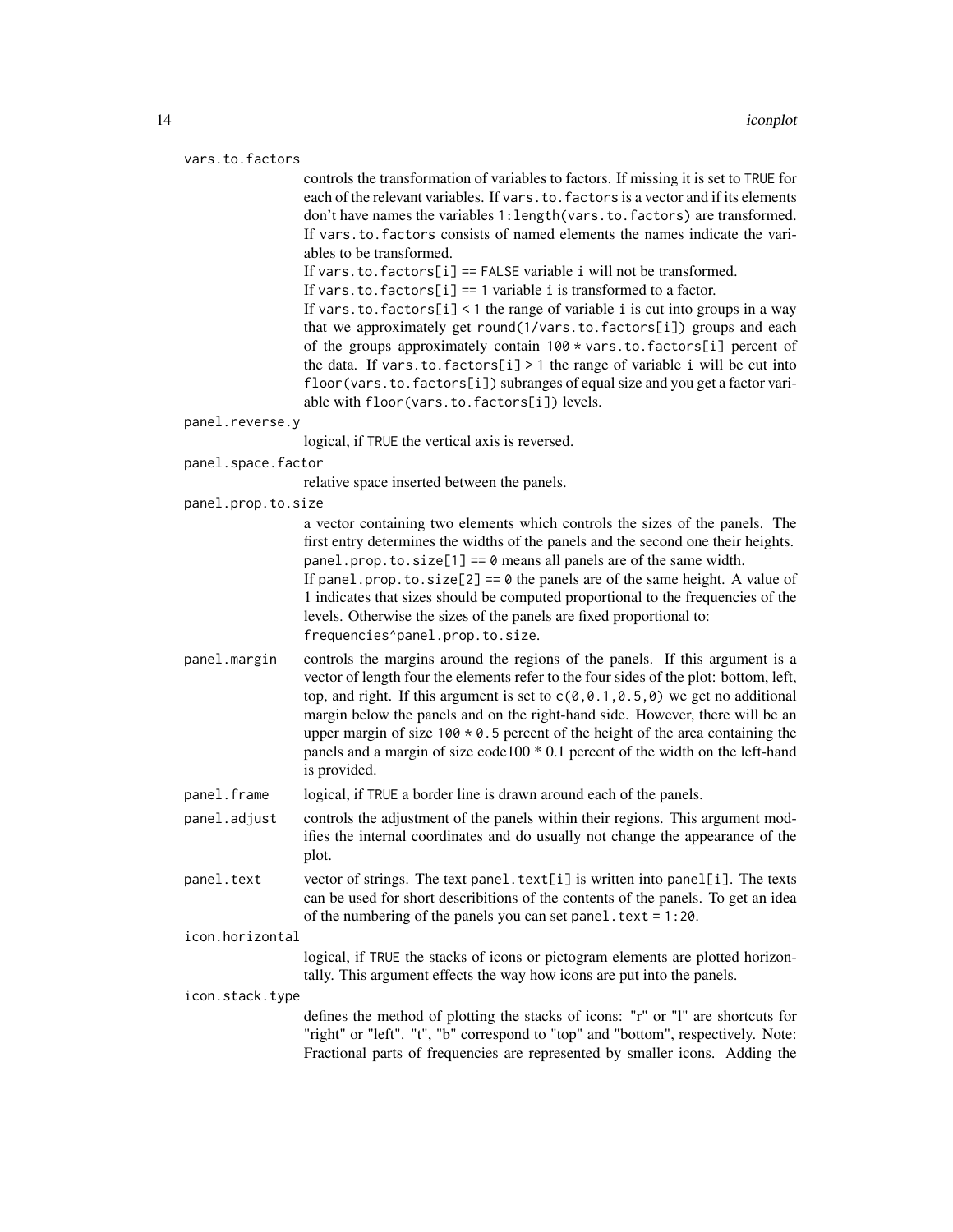`vars.to.factors`

controls the transformation of variables to factors. If missing it is set to `TRUE` for each of the relevant variables. If `vars.to.factors` is a vector and if its elements don't have names the variables `1:length(vars.to.factors)` are transformed. If `vars.to.factors` consists of named elements the names indicate the variables to be transformed.
If `vars.to.factors[i] == FALSE` variable `i` will not be transformed.
If `vars.to.factors[i] == 1` variable `i` is transformed to a factor.
If `vars.to.factors[i] < 1` the range of variable `i` is cut into groups in a way that we approximately get `round(1/vars.to.factors[i])` groups and each of the groups approximately contain `100 * vars.to.factors[i]` percent of the data. If `vars.to.factors[i] > 1` the range of variable `i` will be cut into `floor(vars.to.factors[i])` subranges of equal size and you get a factor variable with `floor(vars.to.factors[i])` levels.

`panel.reverse.y`

logical, if `TRUE` the vertical axis is reversed.

`panel.space.factor`

relative space inserted between the panels.

`panel.prop.to.size`

a vector containing two elements which controls the sizes of the panels. The first entry determines the widths of the panels and the second one their heights. `panel.prop.to.size[1] == 0` means all panels are of the same width.
If `panel.prop.to.size[2] == 0` the panels are of the same height. A value of 1 indicates that sizes should be computed proportional to the frequencies of the levels. Otherwise the sizes of the panels are fixed proportional to:
`frequencies^panel.prop.to.size`.

`panel.margin`

controls the margins around the regions of the panels. If this argument is a vector of length four the elements refer to the four sides of the plot: bottom, left, top, and right. If this argument is set to `c(0,0.1,0.5,0)` we get no additional margin below the panels and on the right-hand side. However, there will be an upper margin of size `100 * 0.5` percent of the height of the area containing the panels and a margin of size code100 * 0.1 percent of the width on the left-hand is provided.

`panel.frame`

logical, if `TRUE` a border line is drawn around each of the panels.

`panel.adjust`

controls the adjustment of the panels within their regions. This argument modifies the internal coordinates and do usually not change the appearance of the plot.

`panel.text`

vector of strings. The text `panel.text[i]` is written into `panel[i]`. The texts can be used for short describitions of the contents of the panels. To get an idea of the numbering of the panels you can set `panel.text = 1:20`.

`icon.horizontal`

logical, if `TRUE` the stacks of icons or pictogram elements are plotted horizontally. This argument effects the way how icons are put into the panels.

`icon.stack.type`

defines the method of plotting the stacks of icons: "r" or "l" are shortcuts for "right" or "left". "t", "b" correspond to "top" and "bottom", respectively. Note: Fractional parts of frequencies are represented by smaller icons. Adding the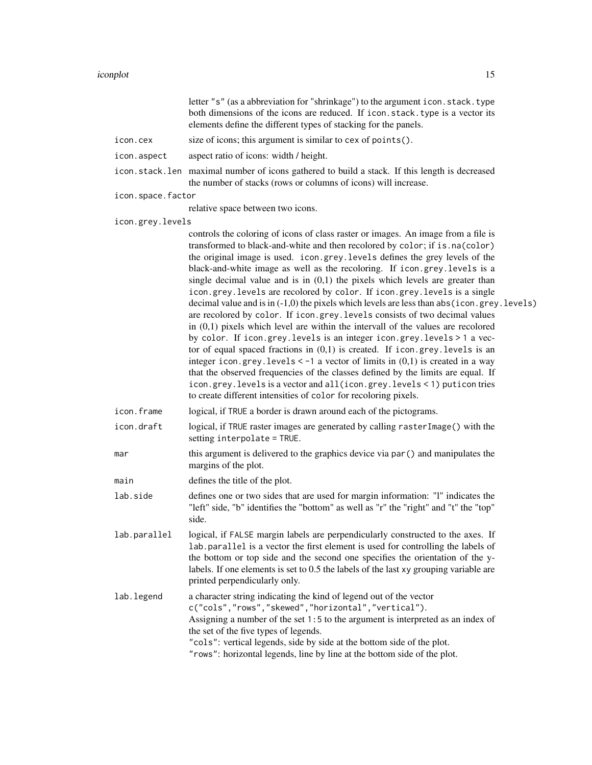letter "s" (as a abbreviation for "shrinkage") to the argument `icon.stack.type` both dimensions of the icons are reduced. If `icon.stack.type` is a vector its elements define the different types of stacking for the panels.

`icon.cex`
: size of icons; this argument is similar to `cex` of `points()`.

`icon.aspect`
: aspect ratio of icons: width / height.

`icon.stack.len`
: maximal number of icons gathered to build a stack. If this length is decreased the number of stacks (rows or columns of icons) will increase.

`icon.space.factor`
: relative space between two icons.

`icon.grey.levels`
: controls the coloring of icons of class raster or images. An image from a file is transformed to black-and-white and then recolored by `color`; if `is.na(color)` the original image is used. `icon.grey.levels` defines the grey levels of the black-and-white image as well as the recoloring. If `icon.grey.levels` is a single decimal value and is in (0,1) the pixels which levels are greater than `icon.grey.levels` are recolored by `color`. If `icon.grey.levels` is a single decimal value and is in (-1,0) the pixels which levels are less than `abs(icon.grey.levels)` are recolored by `color`. If `icon.grey.levels` consists of two decimal values in (0,1) pixels which level are within the intervall of the values are recolored by `color`. If `icon.grey.levels` is an integer `icon.grey.levels > 1` a vector of equal spaced fractions in (0,1) is created. If `icon.grey.levels` is an integer `icon.grey.levels < -1` a vector of limits in (0,1) is created in a way that the observed frequencies of the classes defined by the limits are equal. If `icon.grey.levels` is a vector and `all(icon.grey.levels < 1)` `puticon` tries to create different intensities of `color` for recoloring pixels.

`icon.frame`
: logical, if `TRUE` a border is drawn around each of the pictograms.

`icon.draft`
: logical, if `TRUE` raster images are generated by calling `rasterImage()` with the setting `interpolate = TRUE`.

`mar`
: this argument is delivered to the graphics device via `par()` and manipulates the margins of the plot.

`main`
: defines the title of the plot.

`lab.side`
: defines one or two sides that are used for margin information: "l" indicates the "left" side, "b" identifies the "bottom" as well as "r" the "right" and "t" the "top" side.

`lab.parallel`
: logical, if `FALSE` margin labels are perpendicularly constructed to the axes. If `lab.parallel` is a vector the first element is used for controlling the labels of the bottom or top side and the second one specifies the orientation of the y-labels. If one elements is set to 0.5 the labels of the last `xy` grouping variable are printed perpendicularly only.

`lab.legend`
: a character string indicating the kind of legend out of the vector `c("cols","rows","skewed","horizontal","vertical")`.
Assigning a number of the set `1:5` to the argument is interpreted as an index of the set of the five types of legends.
`"cols"`: vertical legends, side by side at the bottom side of the plot.
`"rows"`: horizontal legends, line by line at the bottom side of the plot.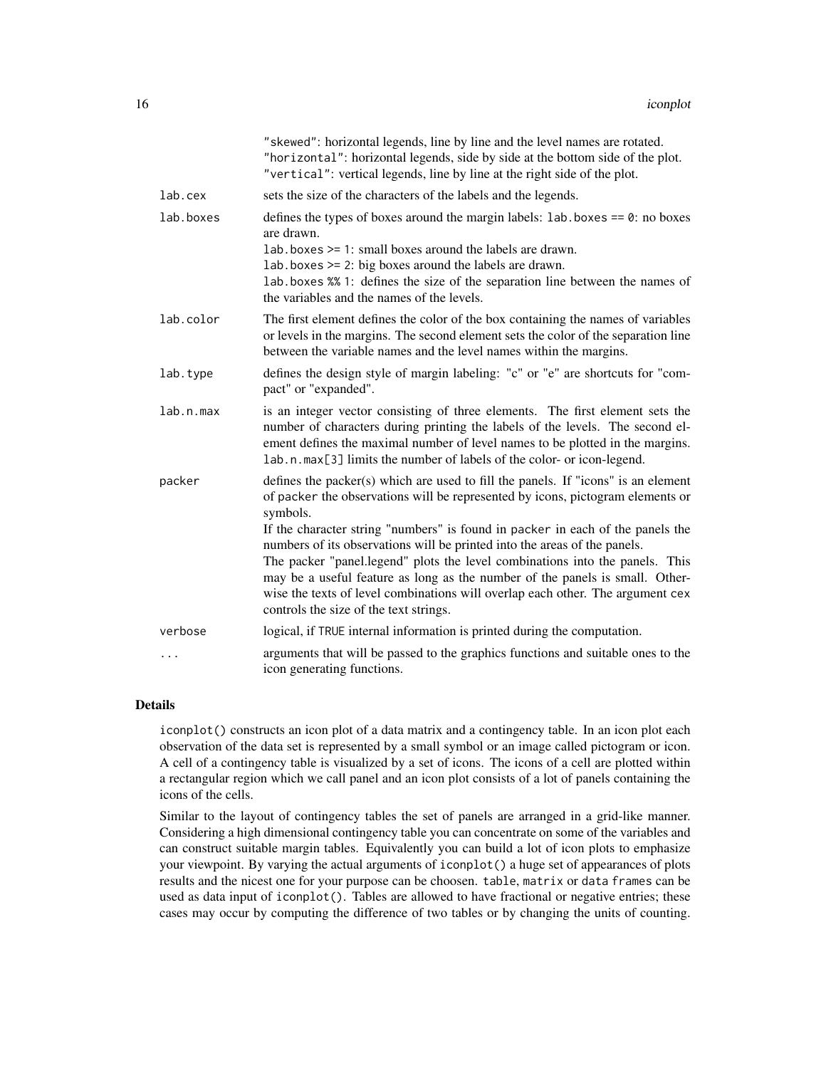"skewed": horizontal legends, line by line and the level names are rotated.
"horizontal": horizontal legends, side by side at the bottom side of the plot.
"vertical": vertical legends, line by line at the right side of the plot.

| | |
|---|---|
| `lab.cex` | sets the size of the characters of the labels and the legends. |
| `lab.boxes` | defines the types of boxes around the margin labels: `lab.boxes == 0`: no boxes are drawn.<br>`lab.boxes >= 1`: small boxes around the labels are drawn.<br>`lab.boxes >= 2`: big boxes around the labels are drawn.<br>`lab.boxes %% 1`: defines the size of the separation line between the names of the variables and the names of the levels. |
| `lab.color` | The first element defines the color of the box containing the names of variables or levels in the margins. The second element sets the color of the separation line between the variable names and the level names within the margins. |
| `lab.type` | defines the design style of margin labeling: "c" or "e" are shortcuts for "compact" or "expanded". |
| `lab.n.max` | is an integer vector consisting of three elements. The first element sets the number of characters during printing the labels of the levels. The second element defines the maximal number of level names to be plotted in the margins. `lab.n.max[3]` limits the number of labels of the color- or icon-legend. |
| `packer` | defines the packer(s) which are used to fill the panels. If "icons" is an element of `packer` the observations will be represented by icons, pictogram elements or symbols.<br>If the character string "numbers" is found in `packer` in each of the panels the numbers of its observations will be printed into the areas of the panels.<br>The packer "panel.legend" plots the level combinations into the panels. This may be a useful feature as long as the number of the panels is small. Otherwise the texts of level combinations will overlap each other. The argument `cex` controls the size of the text strings. |
| `verbose` | logical, if `TRUE` internal information is printed during the computation. |
| `...` | arguments that will be passed to the graphics functions and suitable ones to the icon generating functions. |

## Details

`iconplot()` constructs an icon plot of a data matrix and a contingency table. In an icon plot each observation of the data set is represented by a small symbol or an image called pictogram or icon. A cell of a contingency table is visualized by a set of icons. The icons of a cell are plotted within a rectangular region which we call panel and an icon plot consists of a lot of panels containing the icons of the cells.

Similar to the layout of contingency tables the set of panels are arranged in a grid-like manner. Considering a high dimensional contingency table you can concentrate on some of the variables and can construct suitable margin tables. Equivalently you can build a lot of icon plots to emphasize your viewpoint. By varying the actual arguments of `iconplot()` a huge set of appearances of plots results and the nicest one for your purpose can be choosen. `table`, `matrix` or `data frames` can be used as data input of `iconplot()`. Tables are allowed to have fractional or negative entries; these cases may occur by computing the difference of two tables or by changing the units of counting.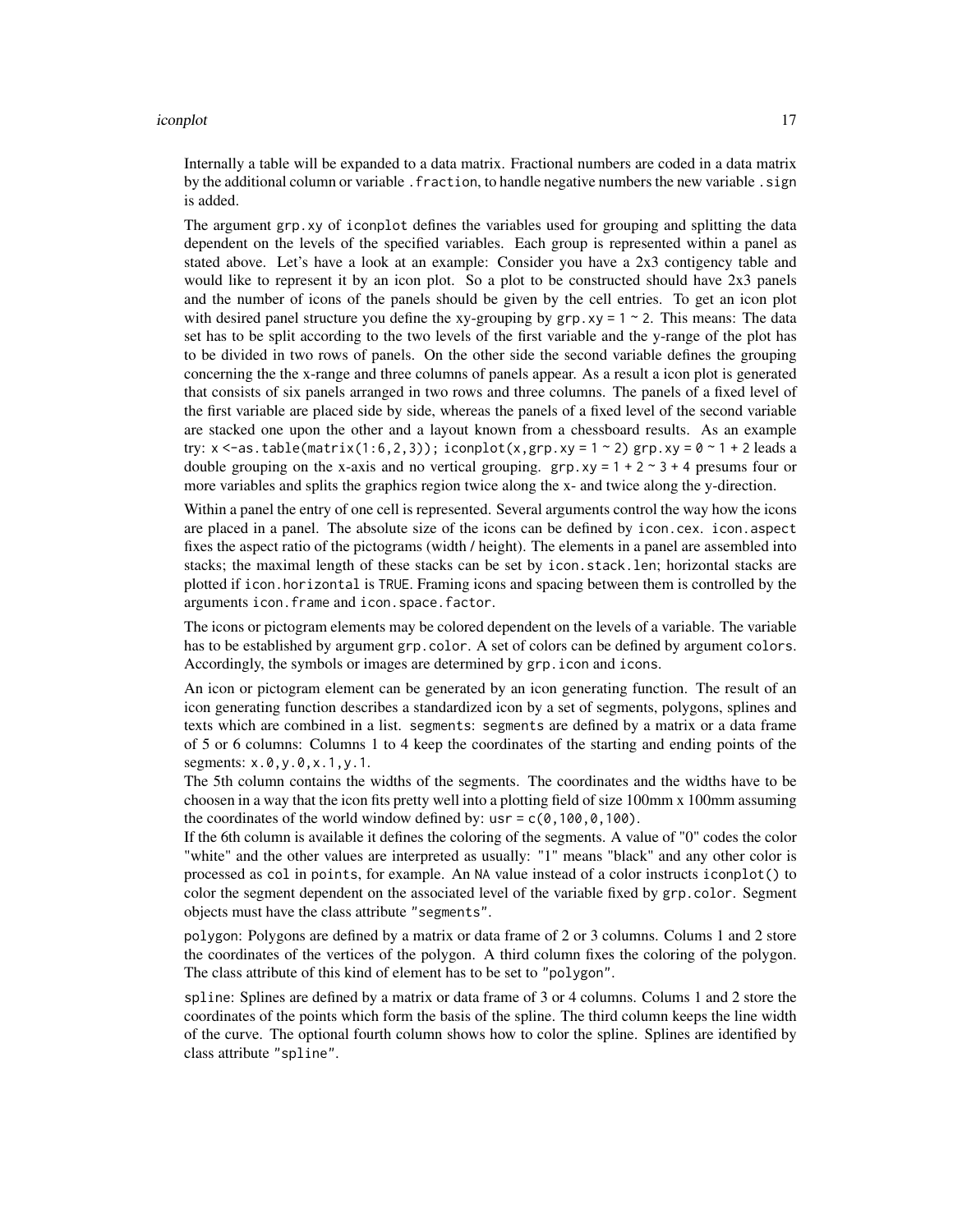Internally a table will be expanded to a data matrix. Fractional numbers are coded in a data matrix by the additional column or variable `.fraction`, to handle negative numbers the new variable `.sign` is added.

The argument `grp.xy` of `iconplot` defines the variables used for grouping and splitting the data dependent on the levels of the specified variables. Each group is represented within a panel as stated above. Let's have a look at an example: Consider you have a 2x3 contigency table and would like to represent it by an icon plot. So a plot to be constructed should have 2x3 panels and the number of icons of the panels should be given by the cell entries. To get an icon plot with desired panel structure you define the xy-grouping by `grp.xy = 1 ~ 2`. This means: The data set has to be split according to the two levels of the first variable and the y-range of the plot has to be divided in two rows of panels. On the other side the second variable defines the grouping concerning the the x-range and three columns of panels appear. As a result a icon plot is generated that consists of six panels arranged in two rows and three columns. The panels of a fixed level of the first variable are placed side by side, whereas the panels of a fixed level of the second variable are stacked one upon the other and a layout known from a chessboard results. As an example try: `x <-as.table(matrix(1:6,2,3)); iconplot(x,grp.xy = 1 ~ 2)` `grp.xy = 0 ~ 1 + 2` leads a double grouping on the x-axis and no vertical grouping. `grp.xy = 1 + 2 ~ 3 + 4` presums four or more variables and splits the graphics region twice along the x- and twice along the y-direction.

Within a panel the entry of one cell is represented. Several arguments control the way how the icons are placed in a panel. The absolute size of the icons can be defined by `icon.cex`. `icon.aspect` fixes the aspect ratio of the pictograms (width / height). The elements in a panel are assembled into stacks; the maximal length of these stacks can be set by `icon.stack.len`; horizontal stacks are plotted if `icon.horizontal` is `TRUE`. Framing icons and spacing between them is controlled by the arguments `icon.frame` and `icon.space.factor`.

The icons or pictogram elements may be colored dependent on the levels of a variable. The variable has to be established by argument `grp.color`. A set of colors can be defined by argument `colors`. Accordingly, the symbols or images are determined by `grp.icon` and `icons`.

An icon or pictogram element can be generated by an icon generating function. The result of an icon generating function describes a standardized icon by a set of segments, polygons, splines and texts which are combined in a list. `segments`: `segments` are defined by a matrix or a data frame of 5 or 6 columns: Columns 1 to 4 keep the coordinates of the starting and ending points of the segments: `x.0,y.0,x.1,y.1`.
The 5th column contains the widths of the segments. The coordinates and the widths have to be choosen in a way that the icon fits pretty well into a plotting field of size 100mm x 100mm assuming the coordinates of the world window defined by: `usr = c(0,100,0,100)`.
If the 6th column is available it defines the coloring of the segments. A value of "0" codes the color "white" and the other values are interpreted as usually: "1" means "black" and any other color is processed as `col` in `points`, for example. An `NA` value instead of a color instructs `iconplot()` to color the segment dependent on the associated level of the variable fixed by `grp.color`. Segment objects must have the class attribute `"segments"`.

`polygon`: Polygons are defined by a matrix or data frame of 2 or 3 columns. Colums 1 and 2 store the coordinates of the vertices of the polygon. A third column fixes the coloring of the polygon. The class attribute of this kind of element has to be set to `"polygon"`.

`spline`: Splines are defined by a matrix or data frame of 3 or 4 columns. Colums 1 and 2 store the coordinates of the points which form the basis of the spline. The third column keeps the line width of the curve. The optional fourth column shows how to color the spline. Splines are identified by class attribute `"spline"`.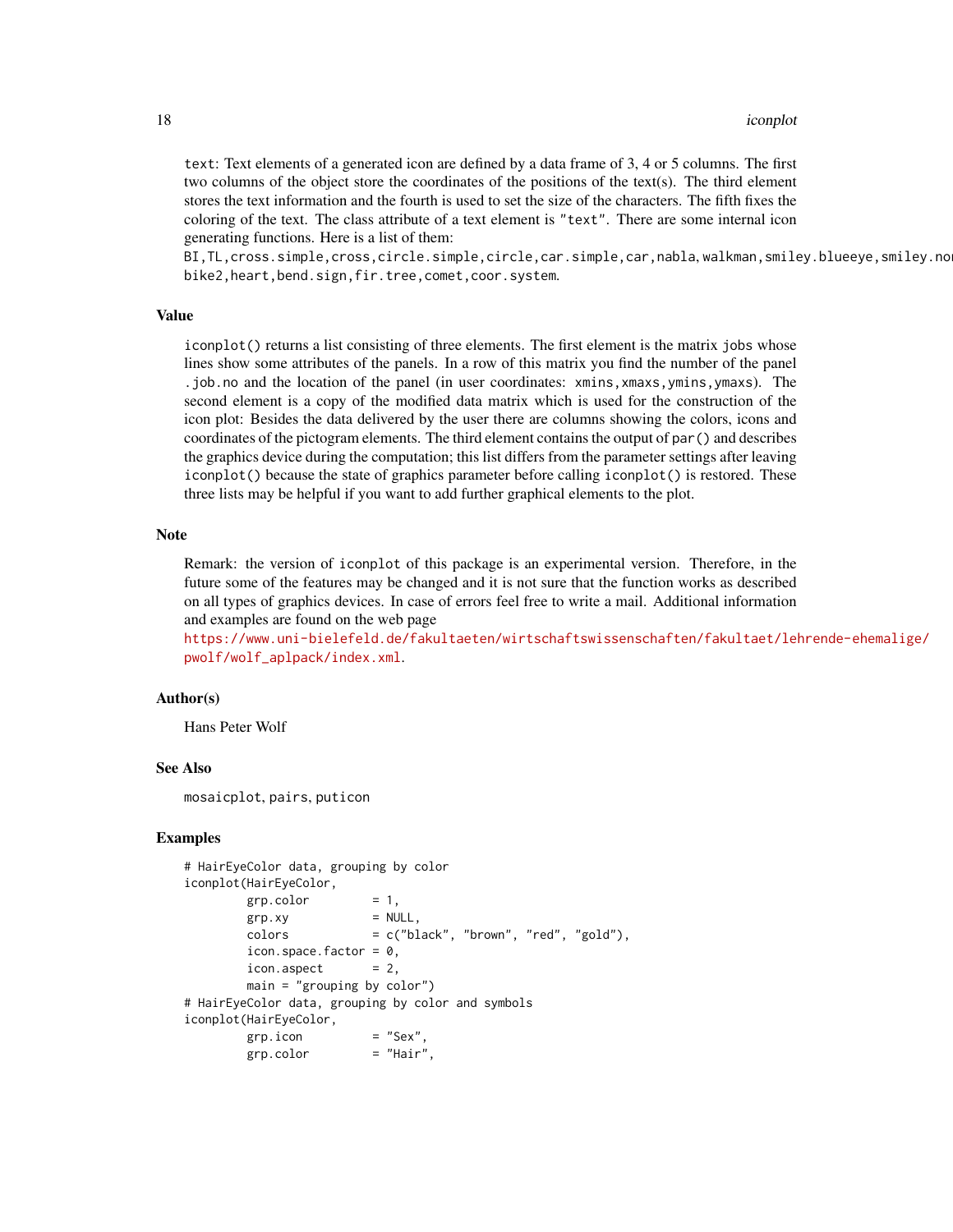`text`: Text elements of a generated icon are defined by a data frame of 3, 4 or 5 columns. The first two columns of the object store the coordinates of the positions of the text(s). The third element stores the text information and the fourth is used to set the size of the characters. The fifth fixes the coloring of the text. The class attribute of a text element is `"text"`. There are some internal icon generating functions. Here is a list of them:
`BI,TL,cross.simple,cross,circle.simple,circle,car.simple,car,nabla`, `walkman,smiley.blueeye,smiley.nor` `bike2,heart,bend.sign,fir.tree,comet,coor.system`.

## Value

`iconplot()` returns a list consisting of three elements. The first element is the matrix `jobs` whose lines show some attributes of the panels. In a row of this matrix you find the number of the panel `.job.no` and the location of the panel (in user coordinates: `xmins,xmaxs,ymins,ymaxs`). The second element is a copy of the modified data matrix which is used for the construction of the icon plot: Besides the data delivered by the user there are columns showing the colors, icons and coordinates of the pictogram elements. The third element contains the output of `par()` and describes the graphics device during the computation; this list differs from the parameter settings after leaving `iconplot()` because the state of graphics parameter before calling `iconplot()` is restored. These three lists may be helpful if you want to add further graphical elements to the plot.

## Note

Remark: the version of `iconplot` of this package is an experimental version. Therefore, in the future some of the features may be changed and it is not sure that the function works as described on all types of graphics devices. In case of errors feel free to write a mail. Additional information and examples are found on the web page
https://www.uni-bielefeld.de/fakultaeten/wirtschaftswissenschaften/fakultaet/lehrende-ehemalige/pwolf/wolf_aplpack/index.xml.

## Author(s)

Hans Peter Wolf

## See Also

`mosaicplot`, `pairs`, `puticon`

## Examples

```
# HairEyeColor data, grouping by color
iconplot(HairEyeColor,
         grp.color         = 1,
         grp.xy            = NULL,
         colors            = c("black", "brown", "red", "gold"),
         icon.space.factor = 0,
         icon.aspect       = 2,
         main = "grouping by color")
# HairEyeColor data, grouping by color and symbols
iconplot(HairEyeColor,
         grp.icon          = "Sex",
         grp.color         = "Hair",
```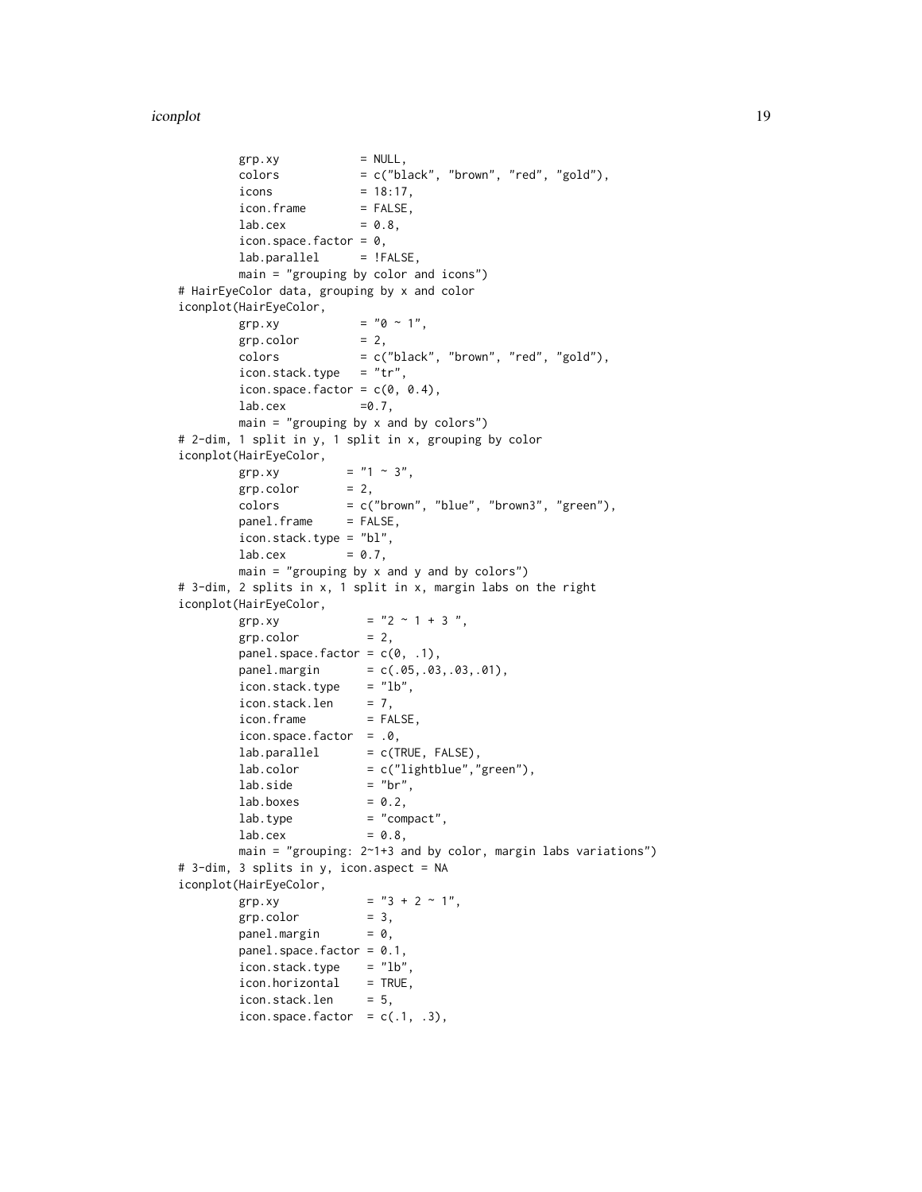```
        grp.xy            = NULL,
        colors            = c("black", "brown", "red", "gold"),
        icons             = 18:17,
        icon.frame        = FALSE,
        lab.cex           = 0.8,
        icon.space.factor = 0,
        lab.parallel      = !FALSE,
        main = "grouping by color and icons")
# HairEyeColor data, grouping by x and color
iconplot(HairEyeColor,
        grp.xy            = "0 ~ 1",
        grp.color         = 2,
        colors            = c("black", "brown", "red", "gold"),
        icon.stack.type   = "tr",
        icon.space.factor = c(0, 0.4),
        lab.cex           =0.7,
        main = "grouping by x and by colors")
# 2-dim, 1 split in y, 1 split in x, grouping by color
iconplot(HairEyeColor,
        grp.xy          = "1 ~ 3",
        grp.color       = 2,
        colors          = c("brown", "blue", "brown3", "green"),
        panel.frame     = FALSE,
        icon.stack.type = "bl",
        lab.cex         = 0.7,
        main = "grouping by x and y and by colors")
# 3-dim, 2 splits in x, 1 split in x, margin labs on the right
iconplot(HairEyeColor,
        grp.xy             = "2 ~ 1 + 3 ",
        grp.color          = 2,
        panel.space.factor = c(0, .1),
        panel.margin       = c(.05,.03,.03,.01),
        icon.stack.type    = "lb",
        icon.stack.len     = 7,
        icon.frame         = FALSE,
        icon.space.factor  = .0,
        lab.parallel       = c(TRUE, FALSE),
        lab.color          = c("lightblue","green"),
        lab.side           = "br",
        lab.boxes          = 0.2,
        lab.type           = "compact",
        lab.cex            = 0.8,
        main = "grouping: 2~1+3 and by color, margin labs variations")
# 3-dim, 3 splits in y, icon.aspect = NA
iconplot(HairEyeColor,
        grp.xy             = "3 + 2 ~ 1",
        grp.color          = 3,
        panel.margin       = 0,
        panel.space.factor = 0.1,
        icon.stack.type    = "lb",
        icon.horizontal    = TRUE,
        icon.stack.len     = 5,
        icon.space.factor  = c(.1, .3),
```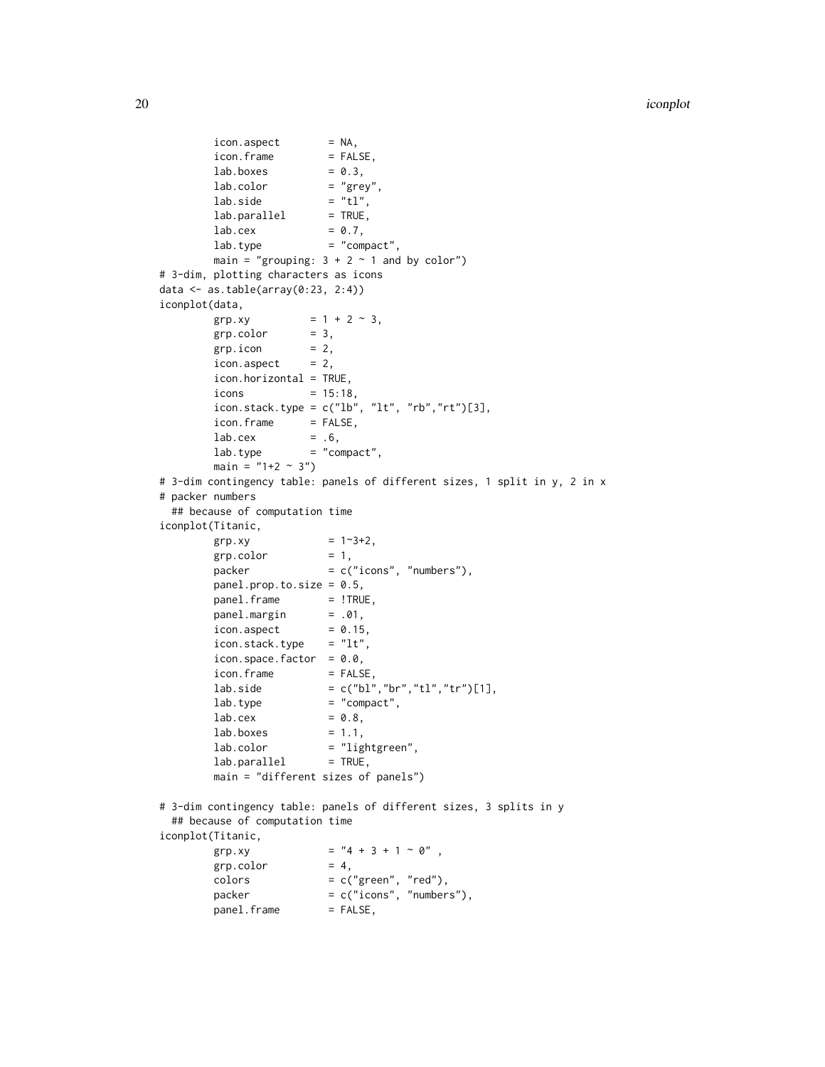```
        icon.aspect        = NA,
        icon.frame         = FALSE,
        lab.boxes          = 0.3,
        lab.color          = "grey",
        lab.side           = "tl",
        lab.parallel       = TRUE,
        lab.cex            = 0.7,
        lab.type           = "compact",
        main = "grouping: 3 + 2 ~ 1 and by color")
# 3-dim, plotting characters as icons
data <- as.table(array(0:23, 2:4))
iconplot(data,
        grp.xy          = 1 + 2 ~ 3,
        grp.color       = 3,
        grp.icon        = 2,
        icon.aspect     = 2,
        icon.horizontal = TRUE,
        icons           = 15:18,
        icon.stack.type = c("lb", "lt", "rb","rt")[3],
        icon.frame      = FALSE,
        lab.cex         = .6,
        lab.type        = "compact",
        main = "1+2 ~ 3")
# 3-dim contingency table: panels of different sizes, 1 split in y, 2 in x
# packer numbers
  ## because of computation time
iconplot(Titanic,
        grp.xy             = 1~3+2,
        grp.color          = 1,
        packer             = c("icons", "numbers"),
        panel.prop.to.size = 0.5,
        panel.frame        = !TRUE,
        panel.margin       = .01,
        icon.aspect        = 0.15,
        icon.stack.type    = "lt",
        icon.space.factor  = 0.0,
        icon.frame         = FALSE,
        lab.side           = c("bl","br","tl","tr")[1],
        lab.type           = "compact",
        lab.cex            = 0.8,
        lab.boxes          = 1.1,
        lab.color          = "lightgreen",
        lab.parallel       = TRUE,
        main = "different sizes of panels")

# 3-dim contingency table: panels of different sizes, 3 splits in y
  ## because of computation time
iconplot(Titanic,
        grp.xy             = "4 + 3 + 1 ~ 0" ,
        grp.color          = 4,
        colors             = c("green", "red"),
        packer             = c("icons", "numbers"),
        panel.frame        = FALSE,
```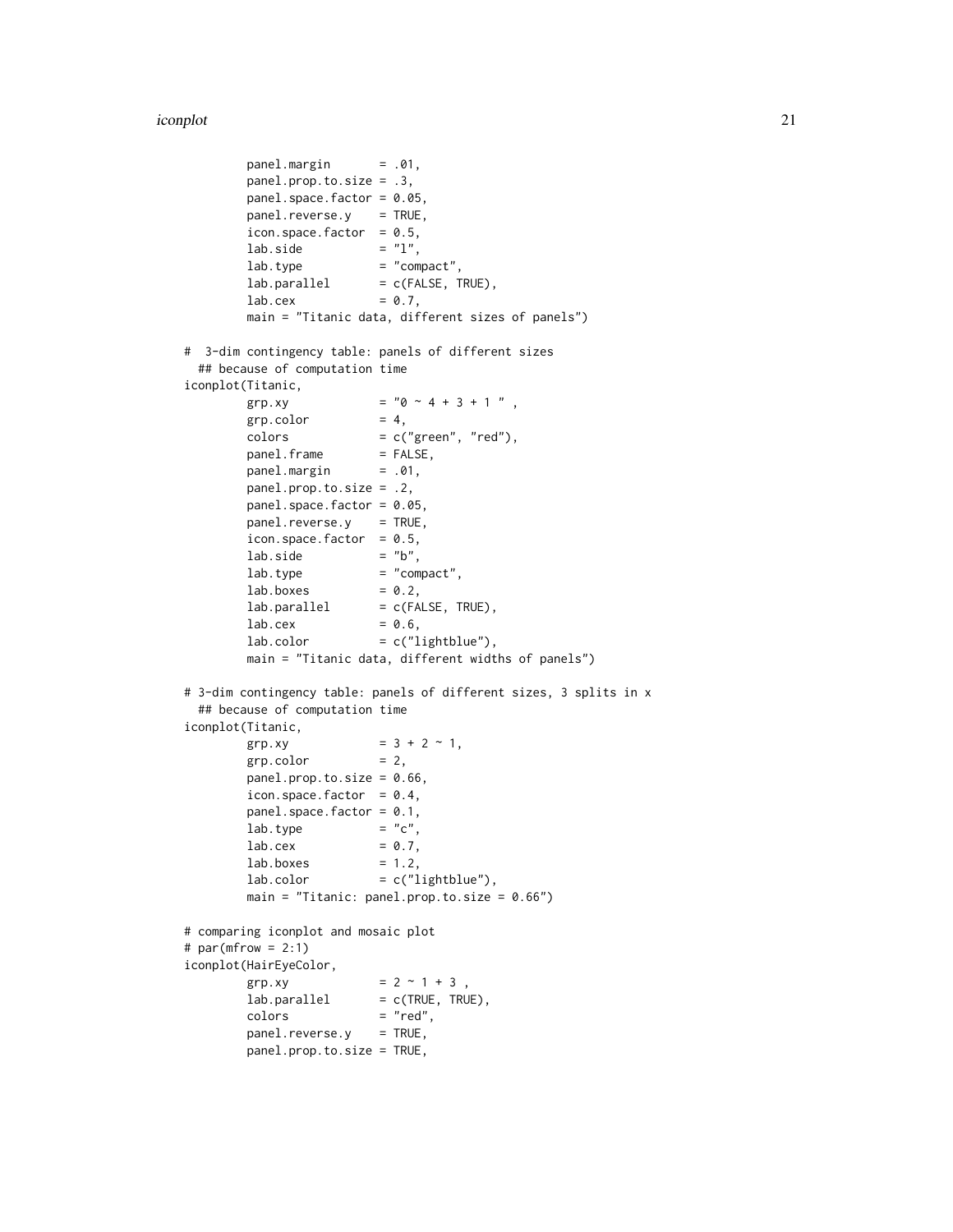```
        panel.margin       = .01,
        panel.prop.to.size = .3,
        panel.space.factor = 0.05,
        panel.reverse.y    = TRUE,
        icon.space.factor  = 0.5,
        lab.side           = "l",
        lab.type           = "compact",
        lab.parallel       = c(FALSE, TRUE),
        lab.cex            = 0.7,
        main = "Titanic data, different sizes of panels")

#  3-dim contingency table: panels of different sizes
  ## because of computation time
iconplot(Titanic,
        grp.xy             = "0 ~ 4 + 3 + 1 " ,
        grp.color          = 4,
        colors             = c("green", "red"),
        panel.frame        = FALSE,
        panel.margin       = .01,
        panel.prop.to.size = .2,
        panel.space.factor = 0.05,
        panel.reverse.y    = TRUE,
        icon.space.factor  = 0.5,
        lab.side           = "b",
        lab.type           = "compact",
        lab.boxes          = 0.2,
        lab.parallel       = c(FALSE, TRUE),
        lab.cex            = 0.6,
        lab.color          = c("lightblue"),
        main = "Titanic data, different widths of panels")

# 3-dim contingency table: panels of different sizes, 3 splits in x
  ## because of computation time
iconplot(Titanic,
        grp.xy             = 3 + 2 ~ 1,
        grp.color          = 2,
        panel.prop.to.size = 0.66,
        icon.space.factor  = 0.4,
        panel.space.factor = 0.1,
        lab.type           = "c",
        lab.cex            = 0.7,
        lab.boxes          = 1.2,
        lab.color          = c("lightblue"),
        main = "Titanic: panel.prop.to.size = 0.66")

# comparing iconplot and mosaic plot
# par(mfrow = 2:1)
iconplot(HairEyeColor,
        grp.xy             = 2 ~ 1 + 3 ,
        lab.parallel       = c(TRUE, TRUE),
        colors             = "red",
        panel.reverse.y    = TRUE,
        panel.prop.to.size = TRUE,
```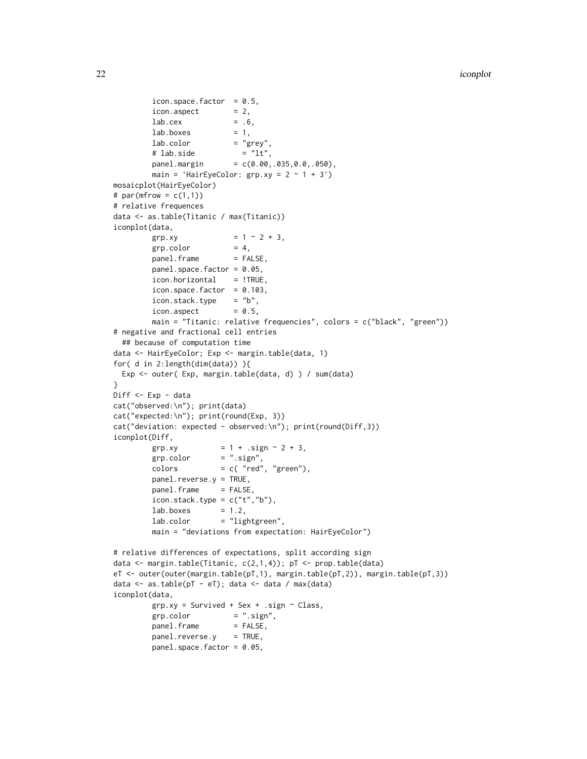```
        icon.space.factor  = 0.5,
        icon.aspect        = 2,
        lab.cex            = .6,
        lab.boxes          = 1,
        lab.color          = "grey",
        # lab.side           = "lt",
        panel.margin       = c(0.00,.035,0.0,.050),
        main = 'HairEyeColor: grp.xy = 2 ~ 1 + 3')
mosaicplot(HairEyeColor)
# par(mfrow = c(1,1))
# relative frequences
data <- as.table(Titanic / max(Titanic))
iconplot(data,
        grp.xy             = 1 ~ 2 + 3,
        grp.color          = 4,
        panel.frame        = FALSE,
        panel.space.factor = 0.05,
        icon.horizontal    = !TRUE,
        icon.space.factor  = 0.103,
        icon.stack.type    = "b",
        icon.aspect        = 0.5,
        main = "Titanic: relative frequencies", colors = c("black", "green"))
# negative and fractional cell entries
  ## because of computation time
data <- HairEyeColor; Exp <- margin.table(data, 1)
for( d in 2:length(dim(data)) ){
  Exp <- outer( Exp, margin.table(data, d) ) / sum(data)
}
Diff <- Exp - data
cat("observed:\n"); print(data)
cat("expected:\n"); print(round(Exp, 3))
cat("deviation: expected - observed:\n"); print(round(Diff,3))
iconplot(Diff,
        grp.xy          = 1 + .sign ~ 2 + 3,
        grp.color       = ".sign",
        colors          = c( "red", "green"),
        panel.reverse.y = TRUE,
        panel.frame     = FALSE,
        icon.stack.type = c("t","b"),
        lab.boxes       = 1.2,
        lab.color       = "lightgreen",
        main = "deviations from expectation: HairEyeColor")

# relative differences of expectations, split according sign
data <- margin.table(Titanic, c(2,1,4)); pT <- prop.table(data)
eT <- outer(outer(margin.table(pT,1), margin.table(pT,2)), margin.table(pT,3))
data <- as.table(pT - eT); data <- data / max(data)
iconplot(data,
        grp.xy = Survived + Sex + .sign ~ Class,
        grp.color          = ".sign",
        panel.frame        = FALSE,
        panel.reverse.y    = TRUE,
        panel.space.factor = 0.05,
```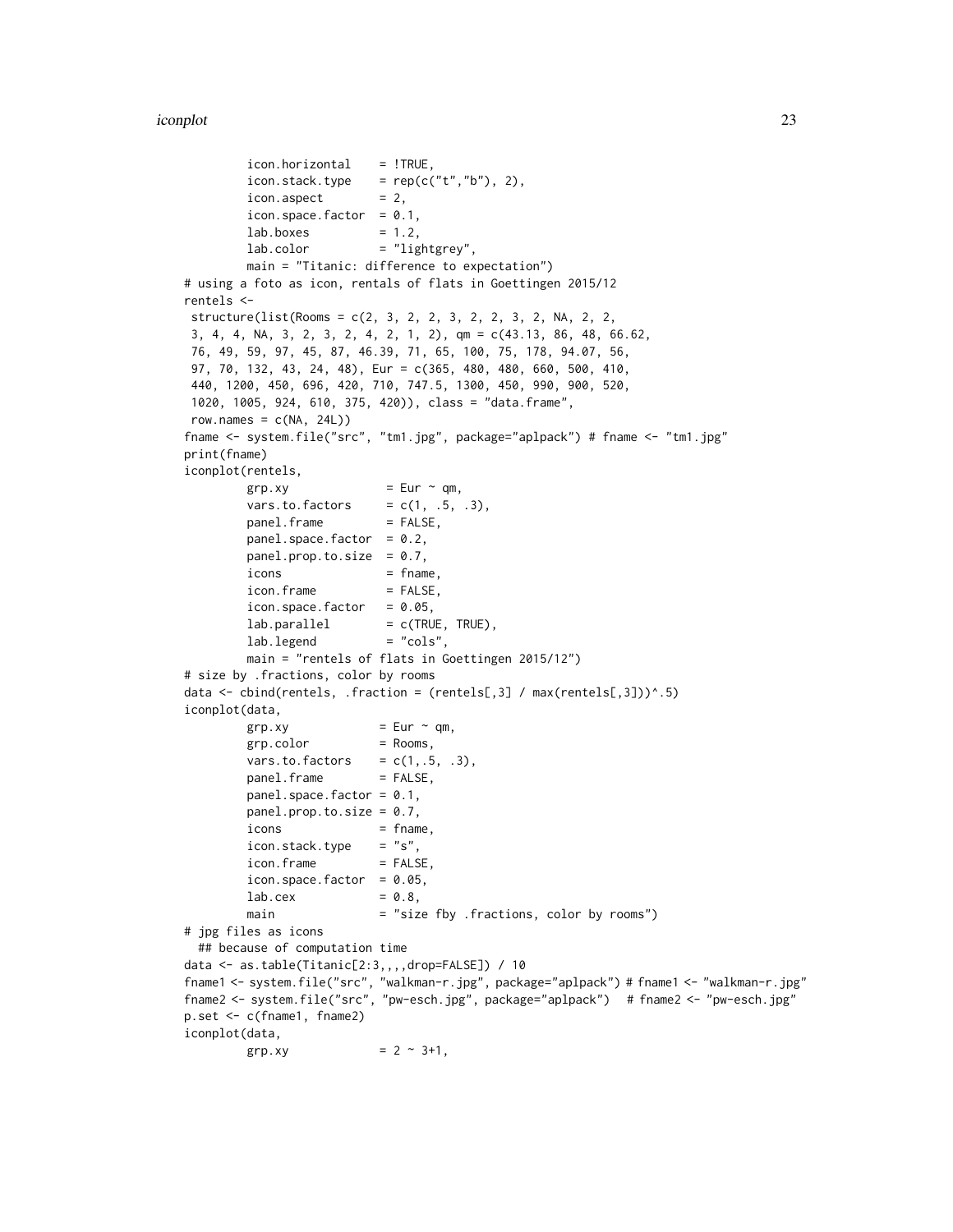```
         icon.horizontal    = !TRUE,
         icon.stack.type    = rep(c("t","b"), 2),
         icon.aspect        = 2,
         icon.space.factor  = 0.1,
         lab.boxes          = 1.2,
         lab.color          = "lightgrey",
         main = "Titanic: difference to expectation")
# using a foto as icon, rentals of flats in Goettingen 2015/12
rentels <-
 structure(list(Rooms = c(2, 3, 2, 2, 3, 2, 2, 3, 2, NA, 2, 2,
 3, 4, 4, NA, 3, 2, 3, 2, 4, 2, 1, 2), qm = c(43.13, 86, 48, 66.62,
 76, 49, 59, 97, 45, 87, 46.39, 71, 65, 100, 75, 178, 94.07, 56,
 97, 70, 132, 43, 24, 48), Eur = c(365, 480, 480, 660, 500, 410,
 440, 1200, 450, 696, 420, 710, 747.5, 1300, 450, 990, 900, 520,
 1020, 1005, 924, 610, 375, 420)), class = "data.frame",
 row.names = c(NA, 24L))
fname <- system.file("src", "tm1.jpg", package="aplpack") # fname <- "tm1.jpg"
print(fname)
iconplot(rentels,
         grp.xy              = Eur ~ qm,
         vars.to.factors     = c(1, .5, .3),
         panel.frame         = FALSE,
         panel.space.factor  = 0.2,
         panel.prop.to.size  = 0.7,
         icons               = fname,
         icon.frame          = FALSE,
         icon.space.factor   = 0.05,
         lab.parallel        = c(TRUE, TRUE),
         lab.legend          = "cols",
         main = "rentels of flats in Goettingen 2015/12")
# size by .fractions, color by rooms
data <- cbind(rentels, .fraction = (rentels[,3] / max(rentels[,3]))^.5)
iconplot(data,
         grp.xy             = Eur ~ qm,
         grp.color          = Rooms,
         vars.to.factors    = c(1,.5, .3),
         panel.frame        = FALSE,
         panel.space.factor = 0.1,
         panel.prop.to.size = 0.7,
         icons              = fname,
         icon.stack.type    = "s",
         icon.frame         = FALSE,
         icon.space.factor  = 0.05,
         lab.cex            = 0.8,
         main               = "size fby .fractions, color by rooms")
# jpg files as icons
  ## because of computation time
data <- as.table(Titanic[2:3,,,,drop=FALSE]) / 10
fname1 <- system.file("src", "walkman-r.jpg", package="aplpack") # fname1 <- "walkman-r.jpg"
fname2 <- system.file("src", "pw-esch.jpg", package="aplpack")  # fname2 <- "pw-esch.jpg"
p.set <- c(fname1, fname2)
iconplot(data,
         grp.xy             = 2 ~ 3+1,
```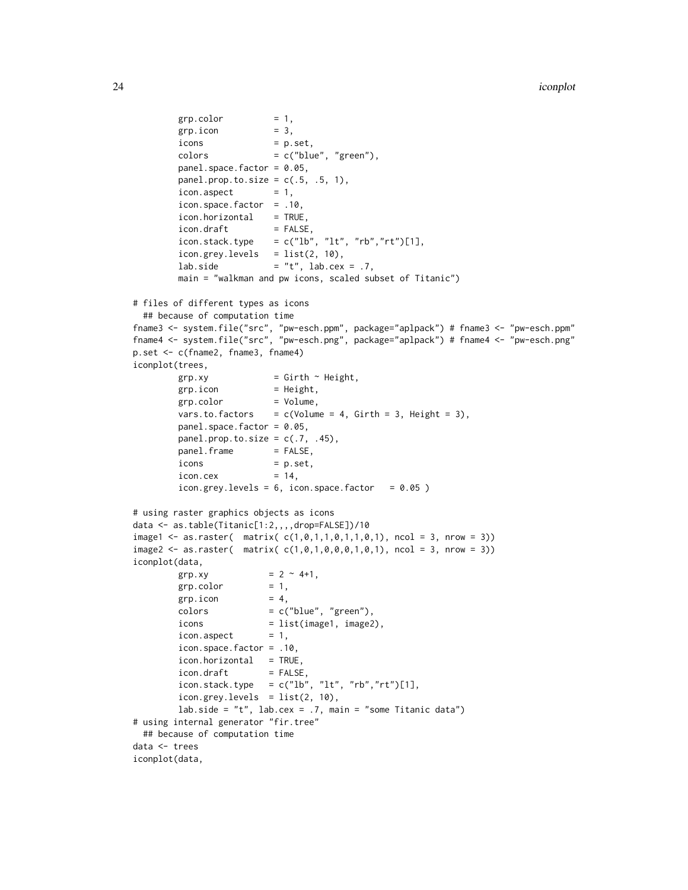```
         grp.color          = 1,
         grp.icon           = 3,
         icons              = p.set,
         colors             = c("blue", "green"),
         panel.space.factor = 0.05,
         panel.prop.to.size = c(.5, .5, 1),
         icon.aspect        = 1,
         icon.space.factor  = .10,
         icon.horizontal    = TRUE,
         icon.draft         = FALSE,
         icon.stack.type    = c("lb", "lt", "rb","rt")[1],
         icon.grey.levels   = list(2, 10),
         lab.side           = "t", lab.cex = .7,
         main = "walkman and pw icons, scaled subset of Titanic")

# files of different types as icons
  ## because of computation time
fname3 <- system.file("src", "pw-esch.ppm", package="aplpack") # fname3 <- "pw-esch.ppm"
fname4 <- system.file("src", "pw-esch.png", package="aplpack") # fname4 <- "pw-esch.png"
p.set <- c(fname2, fname3, fname4)
iconplot(trees,
         grp.xy             = Girth ~ Height,
         grp.icon           = Height,
         grp.color          = Volume,
         vars.to.factors    = c(Volume = 4, Girth = 3, Height = 3),
         panel.space.factor = 0.05,
         panel.prop.to.size = c(.7, .45),
         panel.frame        = FALSE,
         icons              = p.set,
         icon.cex           = 14,
         icon.grey.levels = 6, icon.space.factor   = 0.05 )

# using raster graphics objects as icons
data <- as.table(Titanic[1:2,,,,drop=FALSE])/10
image1 <- as.raster(  matrix( c(1,0,1,1,0,1,1,0,1), ncol = 3, nrow = 3))
image2 <- as.raster(  matrix( c(1,0,1,0,0,0,1,0,1), ncol = 3, nrow = 3))
iconplot(data,
         grp.xy            = 2 ~ 4+1,
         grp.color         = 1,
         grp.icon          = 4,
         colors            = c("blue", "green"),
         icons             = list(image1, image2),
         icon.aspect       = 1,
         icon.space.factor = .10,
         icon.horizontal   = TRUE,
         icon.draft        = FALSE,
         icon.stack.type   = c("lb", "lt", "rb","rt")[1],
         icon.grey.levels  = list(2, 10),
         lab.side = "t", lab.cex = .7, main = "some Titanic data")
# using internal generator "fir.tree"
  ## because of computation time
data <- trees
iconplot(data,
```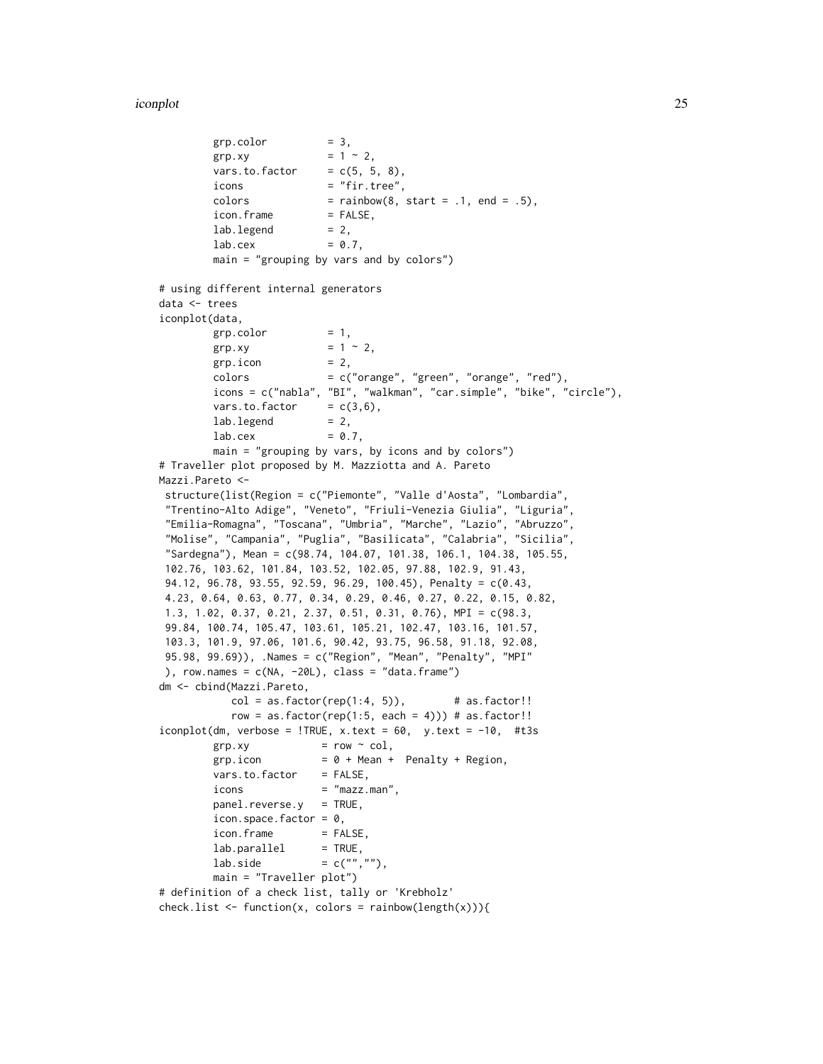```
        grp.color          = 3,
        grp.xy             = 1 ~ 2,
        vars.to.factor     = c(5, 5, 8),
        icons              = "fir.tree",
        colors             = rainbow(8, start = .1, end = .5),
        icon.frame         = FALSE,
        lab.legend         = 2,
        lab.cex            = 0.7,
        main = "grouping by vars and by colors")

# using different internal generators
data <- trees
iconplot(data,
        grp.color          = 1,
        grp.xy             = 1 ~ 2,
        grp.icon           = 2,
        colors             = c("orange", "green", "orange", "red"),
        icons = c("nabla", "BI", "walkman", "car.simple", "bike", "circle"),
        vars.to.factor     = c(3,6),
        lab.legend         = 2,
        lab.cex            = 0.7,
        main = "grouping by vars, by icons and by colors")
# Traveller plot proposed by M. Mazziotta and A. Pareto
Mazzi.Pareto <-
 structure(list(Region = c("Piemonte", "Valle d'Aosta", "Lombardia",
 "Trentino-Alto Adige", "Veneto", "Friuli-Venezia Giulia", "Liguria",
 "Emilia-Romagna", "Toscana", "Umbria", "Marche", "Lazio", "Abruzzo",
 "Molise", "Campania", "Puglia", "Basilicata", "Calabria", "Sicilia",
 "Sardegna"), Mean = c(98.74, 104.07, 101.38, 106.1, 104.38, 105.55,
 102.76, 103.62, 101.84, 103.52, 102.05, 97.88, 102.9, 91.43,
 94.12, 96.78, 93.55, 92.59, 96.29, 100.45), Penalty = c(0.43,
 4.23, 0.64, 0.63, 0.77, 0.34, 0.29, 0.46, 0.27, 0.22, 0.15, 0.82,
 1.3, 1.02, 0.37, 0.21, 2.37, 0.51, 0.31, 0.76), MPI = c(98.3,
 99.84, 100.74, 105.47, 103.61, 105.21, 102.47, 103.16, 101.57,
 103.3, 101.9, 97.06, 101.6, 90.42, 93.75, 96.58, 91.18, 92.08,
 95.98, 99.69)), .Names = c("Region", "Mean", "Penalty", "MPI"
 ), row.names = c(NA, -20L), class = "data.frame")
dm <- cbind(Mazzi.Pareto,
           col = as.factor(rep(1:4, 5)),        # as.factor!!
           row = as.factor(rep(1:5, each = 4))) # as.factor!!
iconplot(dm, verbose = !TRUE, x.text = 60,  y.text = -10,  #t3s
        grp.xy            = row ~ col,
        grp.icon          = 0 + Mean +  Penalty + Region,
        vars.to.factor    = FALSE,
        icons             = "mazz.man",
        panel.reverse.y   = TRUE,
        icon.space.factor = 0,
        icon.frame        = FALSE,
        lab.parallel      = TRUE,
        lab.side          = c("",""),
        main = "Traveller plot")
# definition of a check list, tally or 'Krebholz'
check.list <- function(x, colors = rainbow(length(x))){
```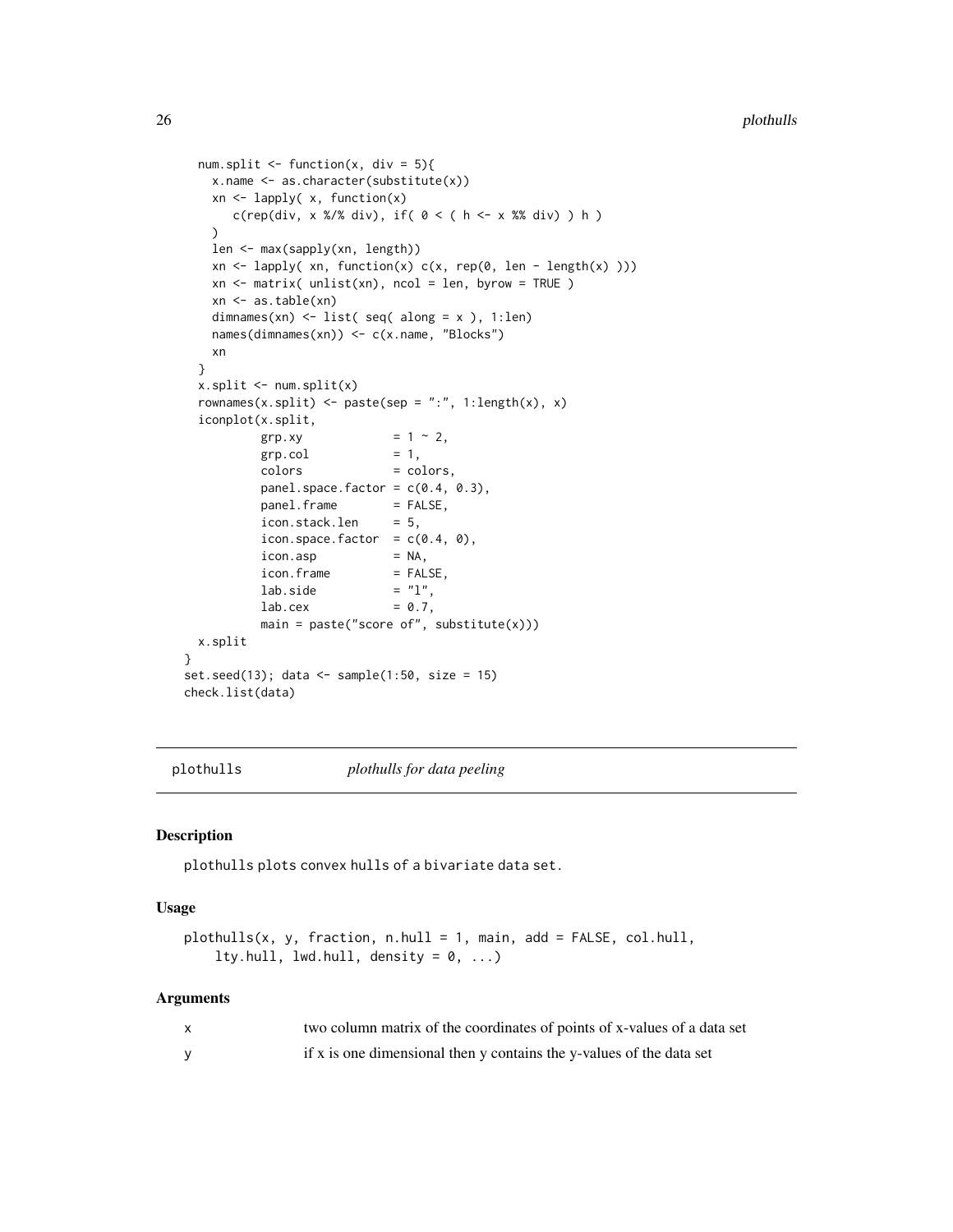```
  num.split <- function(x, div = 5){
    x.name <- as.character(substitute(x))
    xn <- lapply( x, function(x)
       c(rep(div, x %/% div), if( 0 < ( h <- x %% div) ) h )
    )
    len <- max(sapply(xn, length))
    xn <- lapply( xn, function(x) c(x, rep(0, len - length(x) )))
    xn <- matrix( unlist(xn), ncol = len, byrow = TRUE )
    xn <- as.table(xn)
    dimnames(xn) <- list( seq( along = x ), 1:len)
    names(dimnames(xn)) <- c(x.name, "Blocks")
    xn
  }
  x.split <- num.split(x)
  rownames(x.split) <- paste(sep = ":", 1:length(x), x)
  iconplot(x.split,
           grp.xy            = 1 ~ 2,
           grp.col           = 1,
           colors            = colors,
           panel.space.factor = c(0.4, 0.3),
           panel.frame       = FALSE,
           icon.stack.len    = 5,
           icon.space.factor  = c(0.4, 0),
           icon.asp          = NA,
           icon.frame        = FALSE,
           lab.side          = "l",
           lab.cex           = 0.7,
           main = paste("score of", substitute(x)))
  x.split
}
set.seed(13); data <- sample(1:50, size = 15)
check.list(data)
```

## plothulls — *plothulls for data peeling*

### Description

plothulls plots convex hulls of a bivariate data set.

### Usage

```
plothulls(x, y, fraction, n.hull = 1, main, add = FALSE, col.hull,
    lty.hull, lwd.hull, density = 0, ...)
```

### Arguments

| | |
|---|---|
| x | two column matrix of the coordinates of points of x-values of a data set |
| y | if x is one dimensional then y contains the y-values of the data set |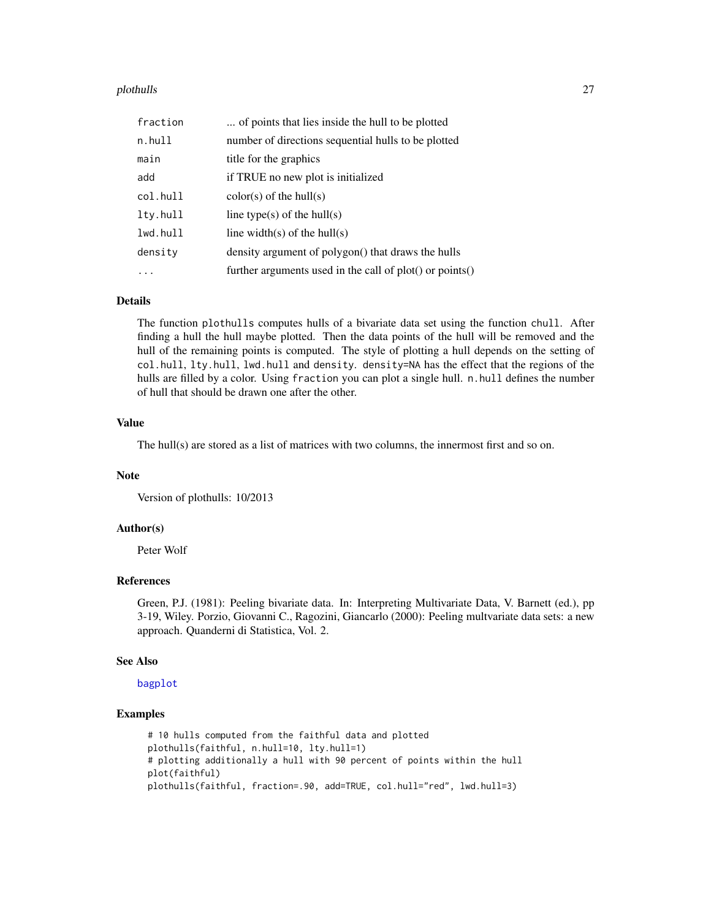| | |
|---|---|
| `fraction` | ... of points that lies inside the hull to be plotted |
| `n.hull` | number of directions sequential hulls to be plotted |
| `main` | title for the graphics |
| `add` | if TRUE no new plot is initialized |
| `col.hull` | color(s) of the hull(s) |
| `lty.hull` | line type(s) of the hull(s) |
| `lwd.hull` | line width(s) of the hull(s) |
| `density` | density argument of polygon() that draws the hulls |
| `...` | further arguments used in the call of plot() or points() |

## Details

The function `plothulls` computes hulls of a bivariate data set using the function `chull`. After finding a hull the hull maybe plotted. Then the data points of the hull will be removed and the hull of the remaining points is computed. The style of plotting a hull depends on the setting of `col.hull`, `lty.hull`, `lwd.hull` and `density`. `density=NA` has the effect that the regions of the hulls are filled by a color. Using `fraction` you can plot a single hull. `n.hull` defines the number of hull that should be drawn one after the other.

## Value

The hull(s) are stored as a list of matrices with two columns, the innermost first and so on.

## Note

Version of plothulls: 10/2013

## Author(s)

Peter Wolf

## References

Green, P.J. (1981): Peeling bivariate data. In: Interpreting Multivariate Data, V. Barnett (ed.), pp 3-19, Wiley. Porzio, Giovanni C., Ragozini, Giancarlo (2000): Peeling multvariate data sets: a new approach. Quanderni di Statistica, Vol. 2.

## See Also

`bagplot`

## Examples

```
# 10 hulls computed from the faithful data and plotted
plothulls(faithful, n.hull=10, lty.hull=1)
# plotting additionally a hull with 90 percent of points within the hull
plot(faithful)
plothulls(faithful, fraction=.90, add=TRUE, col.hull="red", lwd.hull=3)
```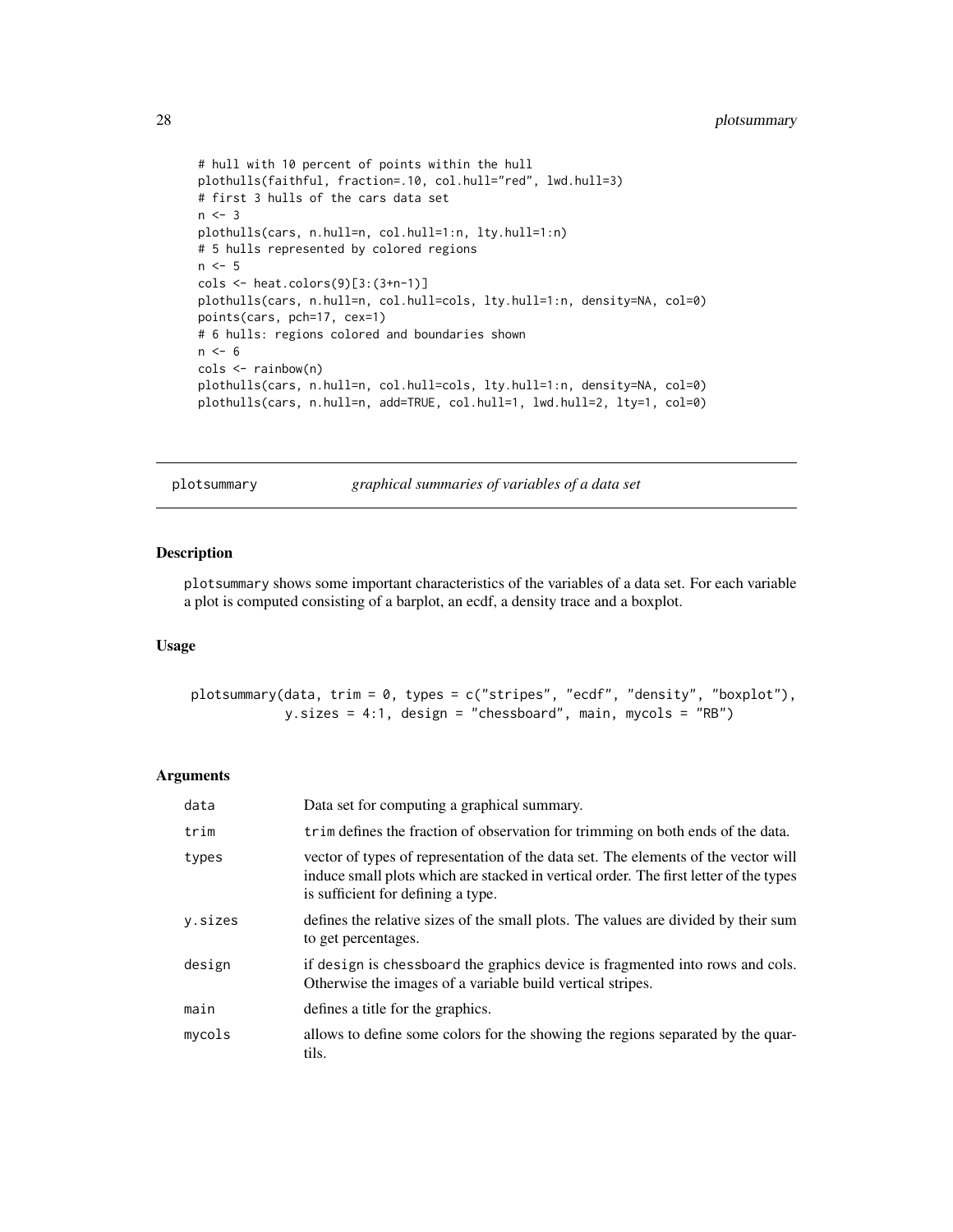```
# hull with 10 percent of points within the hull
plothulls(faithful, fraction=.10, col.hull="red", lwd.hull=3)
# first 3 hulls of the cars data set
n <- 3
plothulls(cars, n.hull=n, col.hull=1:n, lty.hull=1:n)
# 5 hulls represented by colored regions
n <- 5
cols <- heat.colors(9)[3:(3+n-1)]
plothulls(cars, n.hull=n, col.hull=cols, lty.hull=1:n, density=NA, col=0)
points(cars, pch=17, cex=1)
# 6 hulls: regions colored and boundaries shown
n <- 6
cols <- rainbow(n)
plothulls(cars, n.hull=n, col.hull=cols, lty.hull=1:n, density=NA, col=0)
plothulls(cars, n.hull=n, add=TRUE, col.hull=1, lwd.hull=2, lty=1, col=0)
```

---

## plotsummary — *graphical summaries of variables of a data set*

---

### Description

plotsummary shows some important characteristics of the variables of a data set. For each variable a plot is computed consisting of a barplot, an ecdf, a density trace and a boxplot.

### Usage

```
plotsummary(data, trim = 0, types = c("stripes", "ecdf", "density", "boxplot"),
            y.sizes = 4:1, design = "chessboard", main, mycols = "RB")
```

### Arguments

| | |
|---|---|
| data | Data set for computing a graphical summary. |
| trim | trim defines the fraction of observation for trimming on both ends of the data. |
| types | vector of types of representation of the data set. The elements of the vector will induce small plots which are stacked in vertical order. The first letter of the types is sufficient for defining a type. |
| y.sizes | defines the relative sizes of the small plots. The values are divided by their sum to get percentages. |
| design | if design is chessboard the graphics device is fragmented into rows and cols. Otherwise the images of a variable build vertical stripes. |
| main | defines a title for the graphics. |
| mycols | allows to define some colors for the showing the regions separated by the quartils. |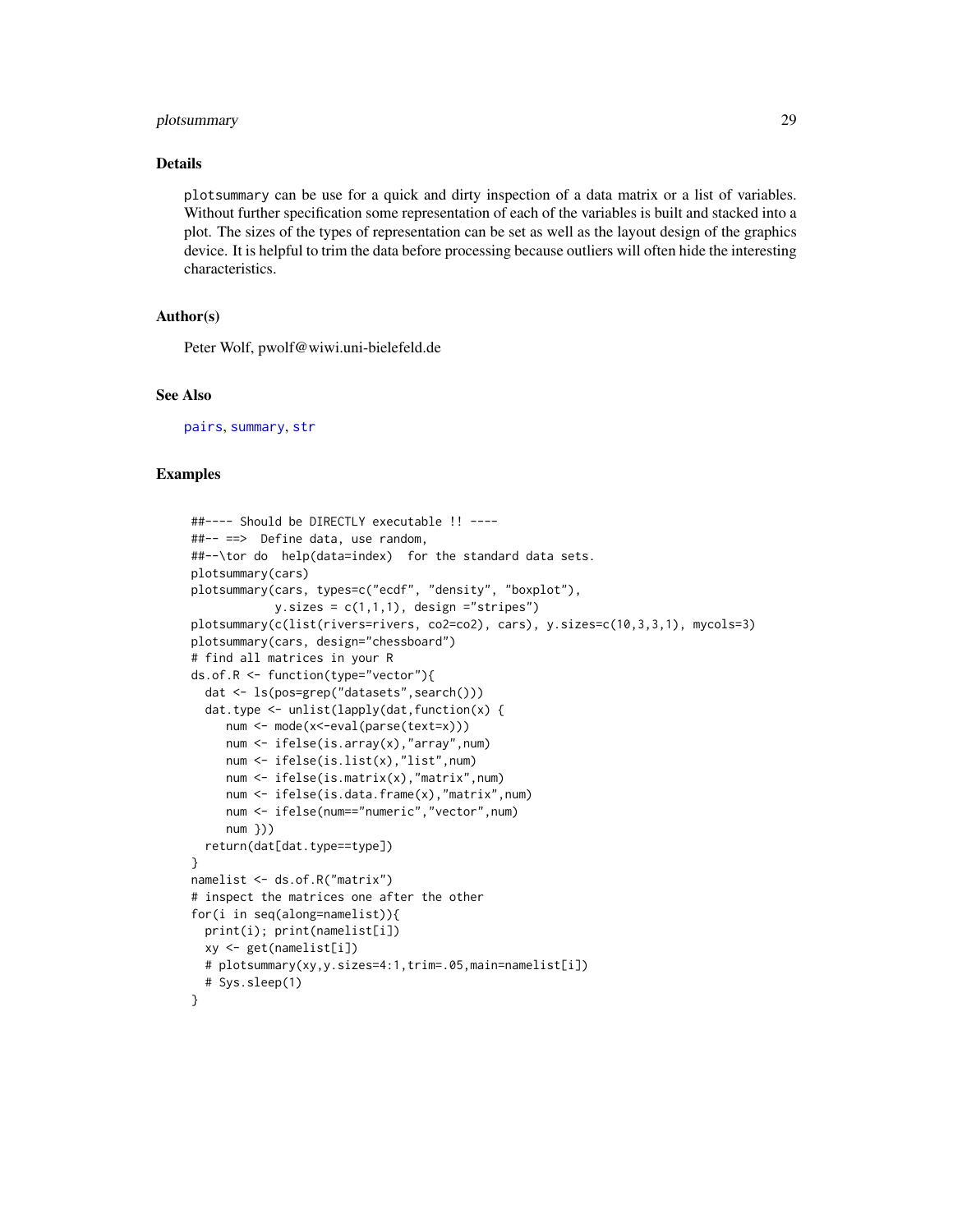## Details

`plotsummary` can be use for a quick and dirty inspection of a data matrix or a list of variables. Without further specification some representation of each of the variables is built and stacked into a plot. The sizes of the types of representation can be set as well as the layout design of the graphics device. It is helpful to trim the data before processing because outliers will often hide the interesting characteristics.

## Author(s)

Peter Wolf, pwolf@wiwi.uni-bielefeld.de

## See Also

`pairs`, `summary`, `str`

## Examples

```
##---- Should be DIRECTLY executable !! ----
##-- ==>  Define data, use random,
##--\tor do  help(data=index)  for the standard data sets.
plotsummary(cars)
plotsummary(cars, types=c("ecdf", "density", "boxplot"),
            y.sizes = c(1,1,1), design ="stripes")
plotsummary(c(list(rivers=rivers, co2=co2), cars), y.sizes=c(10,3,3,1), mycols=3)
plotsummary(cars, design="chessboard")
# find all matrices in your R
ds.of.R <- function(type="vector"){
  dat <- ls(pos=grep("datasets",search()))
  dat.type <- unlist(lapply(dat,function(x) {
     num <- mode(x<-eval(parse(text=x)))
     num <- ifelse(is.array(x),"array",num)
     num <- ifelse(is.list(x),"list",num)
     num <- ifelse(is.matrix(x),"matrix",num)
     num <- ifelse(is.data.frame(x),"matrix",num)
     num <- ifelse(num=="numeric","vector",num)
     num }))
  return(dat[dat.type==type])
}
namelist <- ds.of.R("matrix")
# inspect the matrices one after the other
for(i in seq(along=namelist)){
  print(i); print(namelist[i])
  xy <- get(namelist[i])
  # plotsummary(xy,y.sizes=4:1,trim=.05,main=namelist[i])
  # Sys.sleep(1)
}
```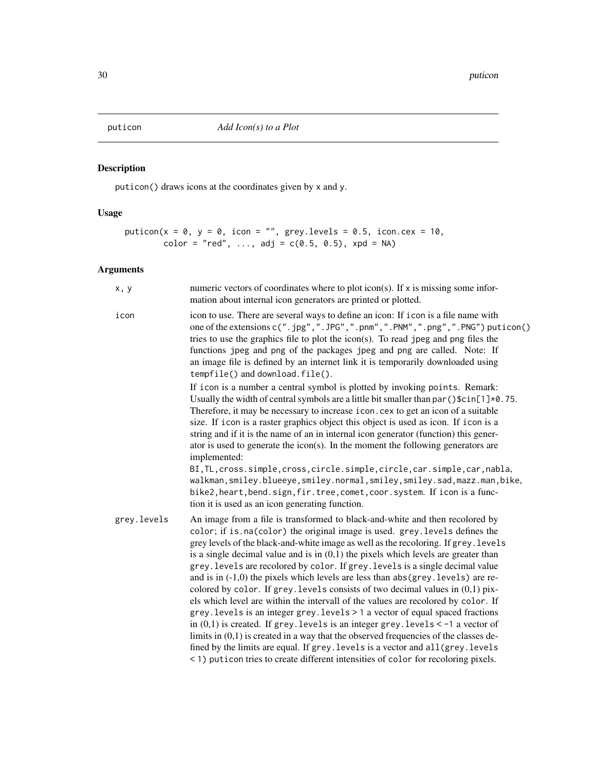puticon *Add Icon(s) to a Plot*

## Description

puticon() draws icons at the coordinates given by x and y.

## Usage

```
puticon(x = 0, y = 0, icon = "", grey.levels = 0.5, icon.cex = 10,
        color = "red", ..., adj = c(0.5, 0.5), xpd = NA)
```

## Arguments

x, y
: numeric vectors of coordinates where to plot icon(s). If x is missing some information about internal icon generators are printed or plotted.

icon
: icon to use. There are several ways to define an icon: If icon is a file name with one of the extensions c(".jpg",".JPG",".pnm",".PNM",".png",".PNG") puticon() tries to use the graphics file to plot the icon(s). To read jpeg and png files the functions jpeg and png of the packages jpeg and png are called. Note: If an image file is defined by an internet link it is temporarily downloaded using tempfile() and download.file().

  If icon is a number a central symbol is plotted by invoking points. Remark: Usually the width of central symbols are a little bit smaller than par()$cin[1]*0.75. Therefore, it may be necessary to increase icon.cex to get an icon of a suitable size. If icon is a raster graphics object this object is used as icon. If icon is a string and if it is the name of an in internal icon generator (function) this generator is used to generate the icon(s). In the moment the following generators are implemented:
  BI,TL,cross.simple,cross,circle.simple,circle,car.simple,car,nabla, walkman,smiley.blueeye,smiley.normal,smiley,smiley.sad,mazz.man,bike, bike2,heart,bend.sign,fir.tree,comet,coor.system. If icon is a function it is used as an icon generating function.

grey.levels
: An image from a file is transformed to black-and-white and then recolored by color; if is.na(color) the original image is used. grey.levels defines the grey levels of the black-and-white image as well as the recoloring. If grey.levels is a single decimal value and is in (0,1) the pixels which levels are greater than grey.levels are recolored by color. If grey.levels is a single decimal value and is in (-1,0) the pixels which levels are less than abs(grey.levels) are recolored by color. If grey.levels consists of two decimal values in (0,1) pixels which level are within the intervall of the values are recolored by color. If grey.levels is an integer grey.levels > 1 a vector of equal spaced fractions in (0,1) is created. If grey.levels is an integer grey.levels < -1 a vector of limits in (0,1) is created in a way that the observed frequencies of the classes defined by the limits are equal. If grey.levels is a vector and all(grey.levels < 1) puticon tries to create different intensities of color for recoloring pixels.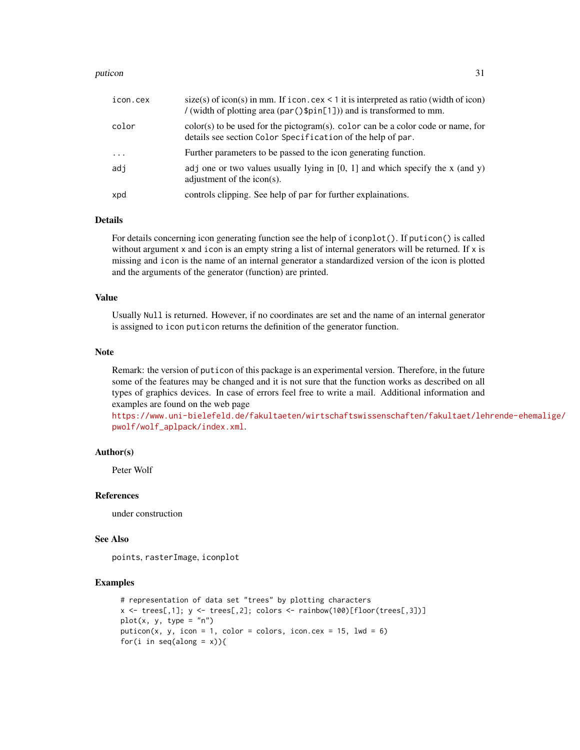| | |
|---|---|
| icon.cex | size(s) of icon(s) in mm. If `icon.cex < 1` it is interpreted as ratio (width of icon) / (width of plotting area (`par()$pin[1]`)) and is transformed to mm. |
| color | color(s) to be used for the pictogram(s). `color` can be a color code or name, for details see section `Color Specification` of the help of `par`. |
| ... | Further parameters to be passed to the icon generating function. |
| adj | `adj` one or two values usually lying in [0, 1] and which specify the x (and y) adjustment of the icon(s). |
| xpd | controls clipping. See help of `par` for further explainations. |

## Details

For details concerning icon generating function see the help of `iconplot()`. If `puticon()` is called without argument `x` and `icon` is an empty string a list of internal generators will be returned. If `x` is missing and `icon` is the name of an internal generator a standardized version of the icon is plotted and the arguments of the generator (function) are printed.

## Value

Usually `Null` is returned. However, if no coordinates are set and the name of an internal generator is assigned to `icon` `puticon` returns the definition of the generator function.

## Note

Remark: the version of `puticon` of this package is an experimental version. Therefore, in the future some of the features may be changed and it is not sure that the function works as described on all types of graphics devices. In case of errors feel free to write a mail. Additional information and examples are found on the web page
https://www.uni-bielefeld.de/fakultaeten/wirtschaftswissenschaften/fakultaet/lehrende-ehemalige/pwolf/wolf_aplpack/index.xml.

## Author(s)

Peter Wolf

## References

under construction

## See Also

`points`, `rasterImage`, `iconplot`

## Examples

```
# representation of data set "trees" by plotting characters
x <- trees[,1]; y <- trees[,2]; colors <- rainbow(100)[floor(trees[,3])]
plot(x, y, type = "n")
puticon(x, y, icon = 1, color = colors, icon.cex = 15, lwd = 6)
for(i in seq(along = x)){
```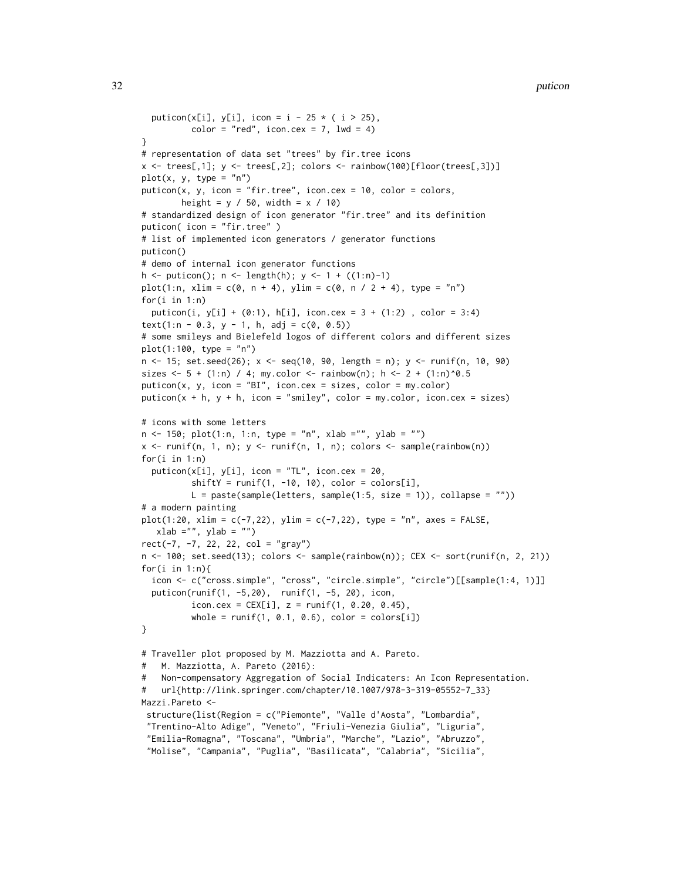```
  puticon(x[i], y[i], icon = i - 25 * ( i > 25),
          color = "red", icon.cex = 7, lwd = 4)
}
# representation of data set "trees" by fir.tree icons
x <- trees[,1]; y <- trees[,2]; colors <- rainbow(100)[floor(trees[,3])]
plot(x, y, type = "n")
puticon(x, y, icon = "fir.tree", icon.cex = 10, color = colors,
        height = y / 50, width = x / 10)
# standardized design of icon generator "fir.tree" and its definition
puticon( icon = "fir.tree" )
# list of implemented icon generators / generator functions
puticon()
# demo of internal icon generator functions
h <- puticon(); n <- length(h); y <- 1 + ((1:n)-1)
plot(1:n, xlim = c(0, n + 4), ylim = c(0, n / 2 + 4), type = "n")
for(i in 1:n)
  puticon(i, y[i] + (0:1), h[i], icon.cex = 3 + (1:2) , color = 3:4)
text(1:n - 0.3, y - 1, h, adj = c(0, 0.5))
# some smileys and Bielefeld logos of different colors and different sizes
plot(1:100, type = "n")
n <- 15; set.seed(26); x <- seq(10, 90, length = n); y <- runif(n, 10, 90)
sizes <- 5 + (1:n) / 4; my.color <- rainbow(n); h <- 2 + (1:n)^0.5
puticon(x, y, icon = "BI", icon.cex = sizes, color = my.color)
puticon(x + h, y + h, icon = "smiley", color = my.color, icon.cex = sizes)

# icons with some letters
n <- 150; plot(1:n, 1:n, type = "n", xlab ="", ylab = "")
x <- runif(n, 1, n); y <- runif(n, 1, n); colors <- sample(rainbow(n))
for(i in 1:n)
  puticon(x[i], y[i], icon = "TL", icon.cex = 20,
          shiftY = runif(1, -10, 10), color = colors[i],
          L = paste(sample(letters, sample(1:5, size = 1)), collapse = ""))
# a modern painting
plot(1:20, xlim = c(-7,22), ylim = c(-7,22), type = "n", axes = FALSE,
   xlab ="", ylab = "")
rect(-7, -7, 22, 22, col = "gray")
n <- 100; set.seed(13); colors <- sample(rainbow(n)); CEX <- sort(runif(n, 2, 21))
for(i in 1:n){
  icon <- c("cross.simple", "cross", "circle.simple", "circle")[[sample(1:4, 1)]]
  puticon(runif(1, -5,20),  runif(1, -5, 20), icon,
          icon.cex = CEX[i], z = runif(1, 0.20, 0.45),
          whole = runif(1, 0.1, 0.6), color = colors[i])
}

# Traveller plot proposed by M. Mazziotta and A. Pareto.
#   M. Mazziotta, A. Pareto (2016):
#   Non-compensatory Aggregation of Social Indicaters: An Icon Representation.
#   url{http://link.springer.com/chapter/10.1007/978-3-319-05552-7_33}
Mazzi.Pareto <-
 structure(list(Region = c("Piemonte", "Valle d'Aosta", "Lombardia",
 "Trentino-Alto Adige", "Veneto", "Friuli-Venezia Giulia", "Liguria",
 "Emilia-Romagna", "Toscana", "Umbria", "Marche", "Lazio", "Abruzzo",
 "Molise", "Campania", "Puglia", "Basilicata", "Calabria", "Sicilia",
```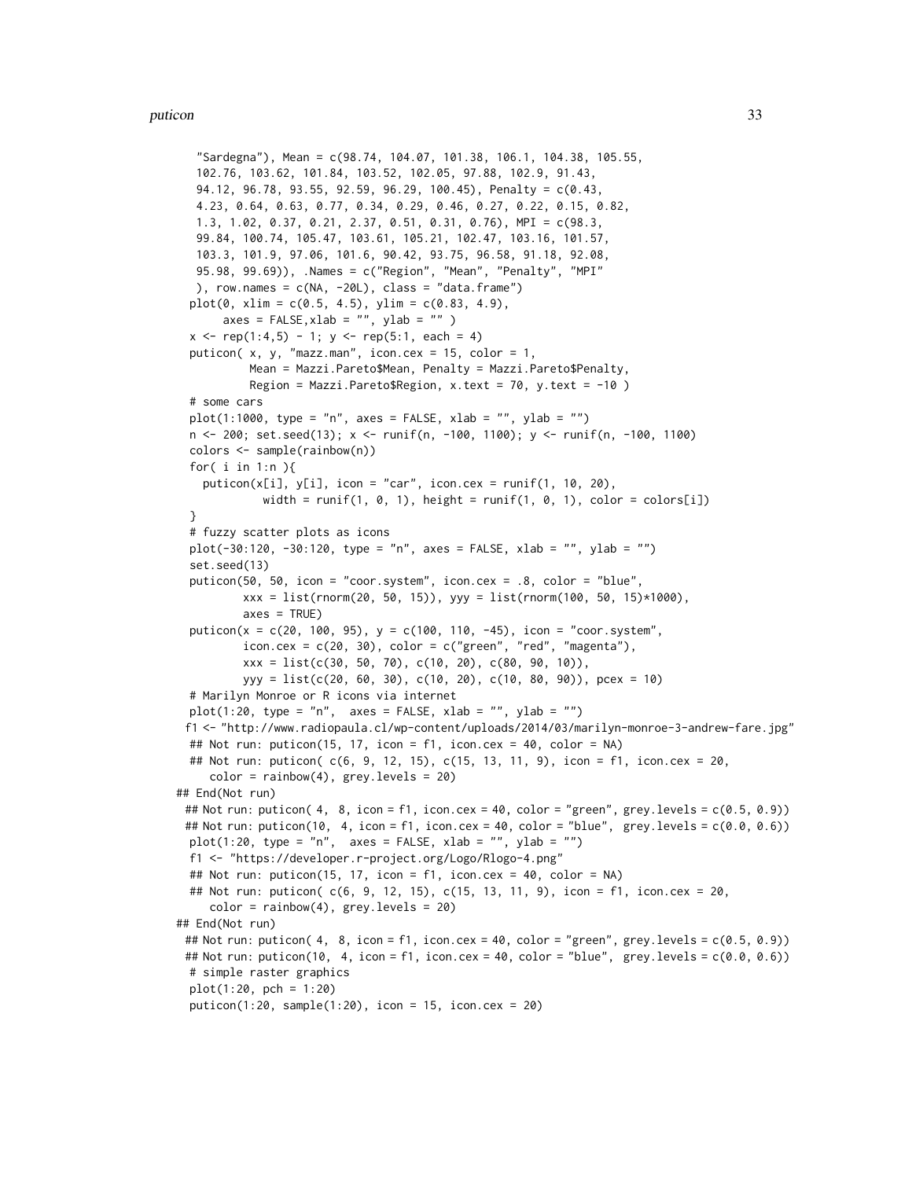```
    "Sardegna"), Mean = c(98.74, 104.07, 101.38, 106.1, 104.38, 105.55,
    102.76, 103.62, 101.84, 103.52, 102.05, 97.88, 102.9, 91.43,
    94.12, 96.78, 93.55, 92.59, 96.29, 100.45), Penalty = c(0.43,
    4.23, 0.64, 0.63, 0.77, 0.34, 0.29, 0.46, 0.27, 0.22, 0.15, 0.82,
    1.3, 1.02, 0.37, 0.21, 2.37, 0.51, 0.31, 0.76), MPI = c(98.3,
    99.84, 100.74, 105.47, 103.61, 105.21, 102.47, 103.16, 101.57,
    103.3, 101.9, 97.06, 101.6, 90.42, 93.75, 96.58, 91.18, 92.08,
    95.98, 99.69)), .Names = c("Region", "Mean", "Penalty", "MPI"
    ), row.names = c(NA, -20L), class = "data.frame")
  plot(0, xlim = c(0.5, 4.5), ylim = c(0.83, 4.9),
       axes = FALSE,xlab = "", ylab = "" )
  x <- rep(1:4,5) - 1; y <- rep(5:1, each = 4)
  puticon( x, y, "mazz.man", icon.cex = 15, color = 1,
           Mean = Mazzi.Pareto$Mean, Penalty = Mazzi.Pareto$Penalty,
           Region = Mazzi.Pareto$Region, x.text = 70, y.text = -10 )
  # some cars
  plot(1:1000, type = "n", axes = FALSE, xlab = "", ylab = "")
  n <- 200; set.seed(13); x <- runif(n, -100, 1100); y <- runif(n, -100, 1100)
  colors <- sample(rainbow(n))
  for( i in 1:n ){
    puticon(x[i], y[i], icon = "car", icon.cex = runif(1, 10, 20),
             width = runif(1, 0, 1), height = runif(1, 0, 1), color = colors[i])
  }
  # fuzzy scatter plots as icons
  plot(-30:120, -30:120, type = "n", axes = FALSE, xlab = "", ylab = "")
  set.seed(13)
  puticon(50, 50, icon = "coor.system", icon.cex = .8, color = "blue",
          xxx = list(rnorm(20, 50, 15)), yyy = list(rnorm(100, 50, 15)*1000),
          axes = TRUE)
  puticon(x = c(20, 100, 95), y = c(100, 110, -45), icon = "coor.system",
          icon.cex = c(20, 30), color = c("green", "red", "magenta"),
          xxx = list(c(30, 50, 70), c(10, 20), c(80, 90, 10)),
          yyy = list(c(20, 60, 30), c(10, 20), c(10, 80, 90)), pcex = 10)
  # Marilyn Monroe or R icons via internet
  plot(1:20, type = "n",  axes = FALSE, xlab = "", ylab = "")
 f1 <- "http://www.radiopaula.cl/wp-content/uploads/2014/03/marilyn-monroe-3-andrew-fare.jpg"
  ## Not run: puticon(15, 17, icon = f1, icon.cex = 40, color = NA)
  ## Not run: puticon( c(6, 9, 12, 15), c(15, 13, 11, 9), icon = f1, icon.cex = 20,
     color = rainbow(4), grey.levels = 20)
## End(Not run)
 ## Not run: puticon( 4,  8, icon = f1, icon.cex = 40, color = "green", grey.levels = c(0.5, 0.9))
 ## Not run: puticon(10,  4, icon = f1, icon.cex = 40, color = "blue",  grey.levels = c(0.0, 0.6))
  plot(1:20, type = "n",  axes = FALSE, xlab = "", ylab = "")
  f1 <- "https://developer.r-project.org/Logo/Rlogo-4.png"
  ## Not run: puticon(15, 17, icon = f1, icon.cex = 40, color = NA)
  ## Not run: puticon( c(6, 9, 12, 15), c(15, 13, 11, 9), icon = f1, icon.cex = 20,
     color = rainbow(4), grey.levels = 20)
## End(Not run)
 ## Not run: puticon( 4,  8, icon = f1, icon.cex = 40, color = "green", grey.levels = c(0.5, 0.9))
 ## Not run: puticon(10,  4, icon = f1, icon.cex = 40, color = "blue",  grey.levels = c(0.0, 0.6))
  # simple raster graphics
  plot(1:20, pch = 1:20)
  puticon(1:20, sample(1:20), icon = 15, icon.cex = 20)
```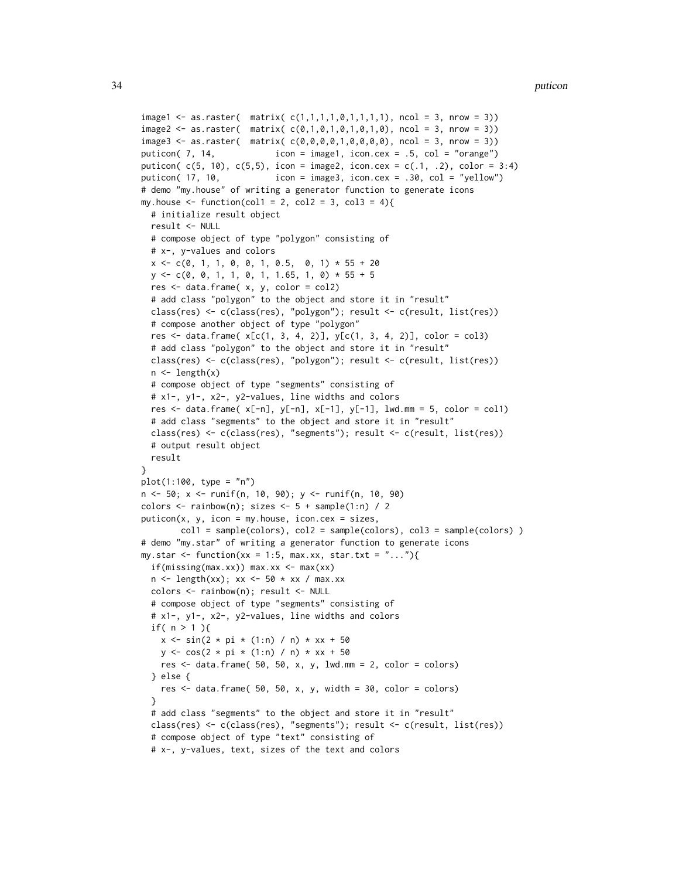```
image1 <- as.raster(  matrix( c(1,1,1,1,0,1,1,1,1), ncol = 3, nrow = 3))
image2 <- as.raster(  matrix( c(0,1,0,1,0,1,0,1,0), ncol = 3, nrow = 3))
image3 <- as.raster(  matrix( c(0,0,0,0,1,0,0,0,0), ncol = 3, nrow = 3))
puticon( 7, 14,            icon = image1, icon.cex = .5, col = "orange")
puticon( c(5, 10), c(5,5), icon = image2, icon.cex = c(.1, .2), color = 3:4)
puticon( 17, 10,           icon = image3, icon.cex = .30, col = "yellow")
# demo "my.house" of writing a generator function to generate icons
my.house <- function(col1 = 2, col2 = 3, col3 = 4){
  # initialize result object
  result <- NULL
  # compose object of type "polygon" consisting of
  # x-, y-values and colors
  x <- c(0, 1, 1, 0, 0, 1, 0.5,  0, 1) * 55 + 20
  y <- c(0, 0, 1, 1, 0, 1, 1.65, 1, 0) * 55 + 5
  res <- data.frame( x, y, color = col2)
  # add class "polygon" to the object and store it in "result"
  class(res) <- c(class(res), "polygon"); result <- c(result, list(res))
  # compose another object of type "polygon"
  res <- data.frame( x[c(1, 3, 4, 2)], y[c(1, 3, 4, 2)], color = col3)
  # add class "polygon" to the object and store it in "result"
  class(res) <- c(class(res), "polygon"); result <- c(result, list(res))
  n <- length(x)
  # compose object of type "segments" consisting of
  # x1-, y1-, x2-, y2-values, line widths and colors
  res <- data.frame( x[-n], y[-n], x[-1], y[-1], lwd.mm = 5, color = col1)
  # add class "segments" to the object and store it in "result"
  class(res) <- c(class(res), "segments"); result <- c(result, list(res))
  # output result object
  result
}
plot(1:100, type = "n")
n <- 50; x <- runif(n, 10, 90); y <- runif(n, 10, 90)
colors <- rainbow(n); sizes <- 5 + sample(1:n) / 2
puticon(x, y, icon = my.house, icon.cex = sizes,
        col1 = sample(colors), col2 = sample(colors), col3 = sample(colors) )
# demo "my.star" of writing a generator function to generate icons
my.star <- function(xx = 1:5, max.xx, star.txt = "..."){
  if(missing(max.xx)) max.xx <- max(xx)
  n <- length(xx); xx <- 50 * xx / max.xx
  colors <- rainbow(n); result <- NULL
  # compose object of type "segments" consisting of
  # x1-, y1-, x2-, y2-values, line widths and colors
  if( n > 1 ){
    x <- sin(2 * pi * (1:n) / n) * xx + 50
    y <- cos(2 * pi * (1:n) / n) * xx + 50
    res <- data.frame( 50, 50, x, y, lwd.mm = 2, color = colors)
  } else {
    res <- data.frame( 50, 50, x, y, width = 30, color = colors)
  }
  # add class "segments" to the object and store it in "result"
  class(res) <- c(class(res), "segments"); result <- c(result, list(res))
  # compose object of type "text" consisting of
  # x-, y-values, text, sizes of the text and colors
```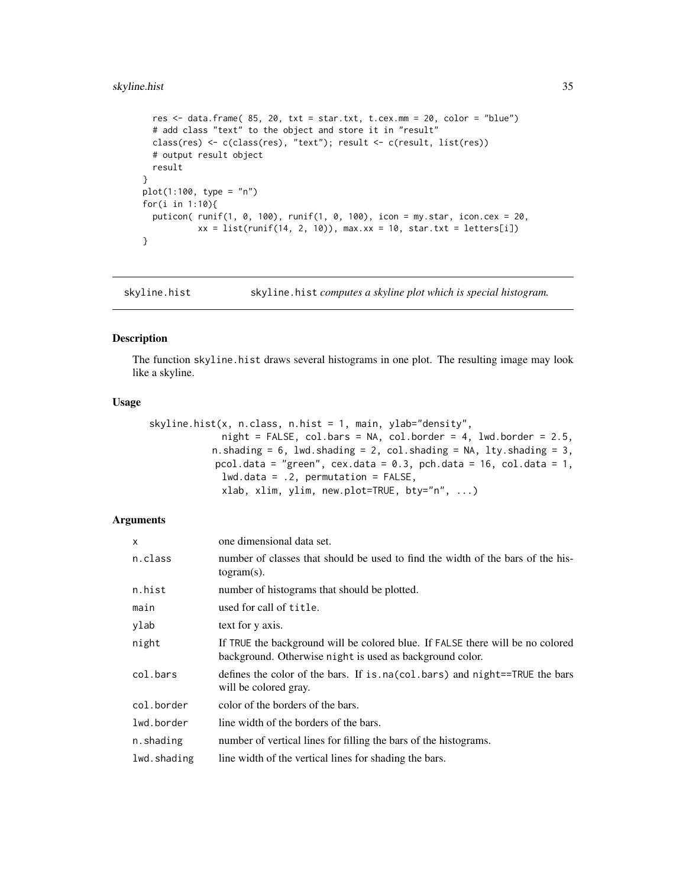```
  res <- data.frame( 85, 20, txt = star.txt, t.cex.mm = 20, color = "blue")
  # add class "text" to the object and store it in "result"
  class(res) <- c(class(res), "text"); result <- c(result, list(res))
  # output result object
  result
}
plot(1:100, type = "n")
for(i in 1:10){
  puticon( runif(1, 0, 100), runif(1, 0, 100), icon = my.star, icon.cex = 20,
          xx = list(runif(14, 2, 10)), max.xx = 10, star.txt = letters[i])
}
```

## skyline.hist — skyline.hist *computes a skyline plot which is special histogram.*

### Description

The function `skyline.hist` draws several histograms in one plot. The resulting image may look like a skyline.

### Usage

```
skyline.hist(x, n.class, n.hist = 1, main, ylab="density",
             night = FALSE, col.bars = NA, col.border = 4, lwd.border = 2.5,
            n.shading = 6, lwd.shading = 2, col.shading = NA, lty.shading = 3,
            pcol.data = "green", cex.data = 0.3, pch.data = 16, col.data = 1,
             lwd.data = .2, permutation = FALSE,
             xlab, xlim, ylim, new.plot=TRUE, bty="n", ...)
```

### Arguments

| | |
|---|---|
| `x` | one dimensional data set. |
| `n.class` | number of classes that should be used to find the width of the bars of the histogram(s). |
| `n.hist` | number of histograms that should be plotted. |
| `main` | used for call of `title`. |
| `ylab` | text for y axis. |
| `night` | If `TRUE` the background will be colored blue. If `FALSE` there will be no colored background. Otherwise `night` is used as background color. |
| `col.bars` | defines the color of the bars. If `is.na(col.bars)` and `night==TRUE` the bars will be colored gray. |
| `col.border` | color of the borders of the bars. |
| `lwd.border` | line width of the borders of the bars. |
| `n.shading` | number of vertical lines for filling the bars of the histograms. |
| `lwd.shading` | line width of the vertical lines for shading the bars. |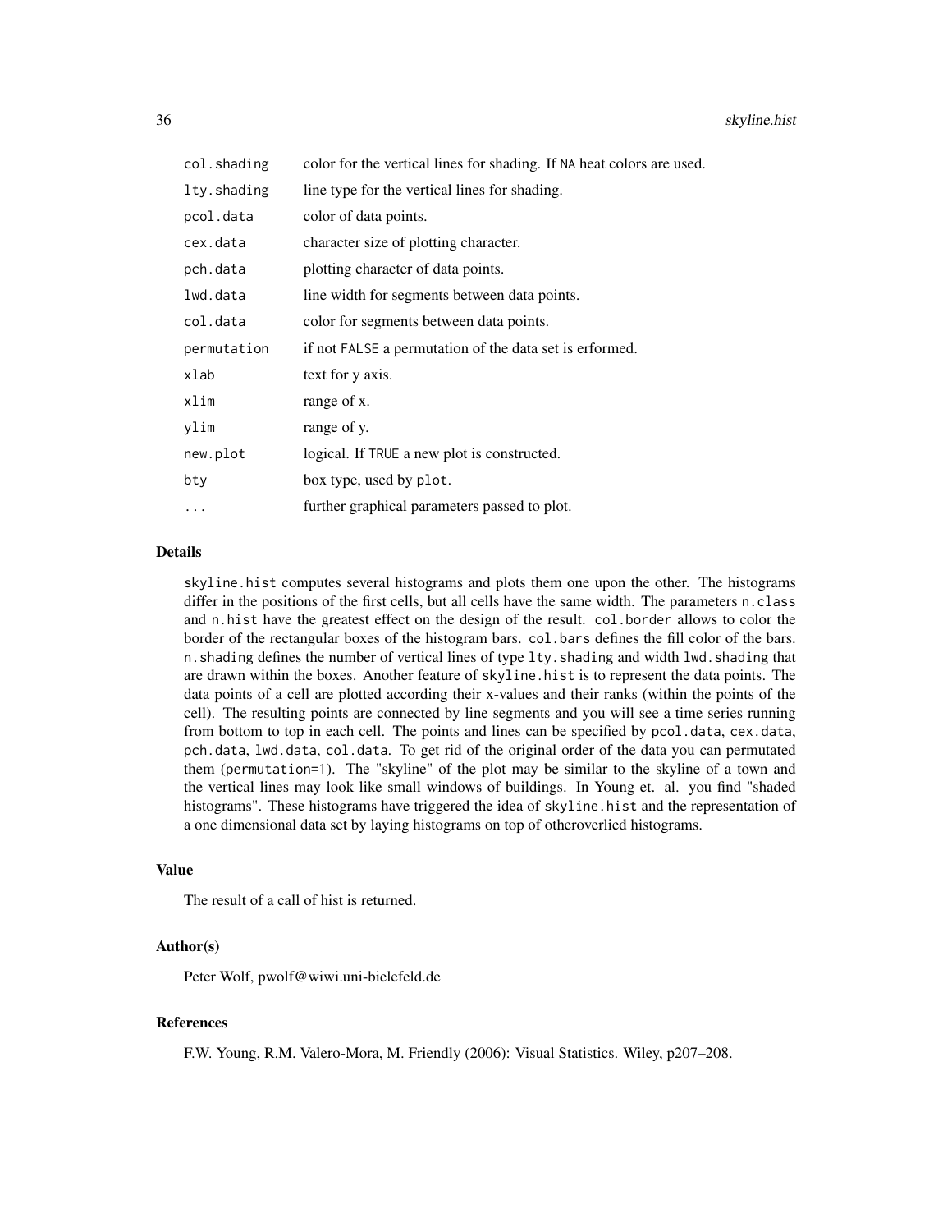| | |
|---|---|
| `col.shading` | color for the vertical lines for shading. If `NA` heat colors are used. |
| `lty.shading` | line type for the vertical lines for shading. |
| `pcol.data` | color of data points. |
| `cex.data` | character size of plotting character. |
| `pch.data` | plotting character of data points. |
| `lwd.data` | line width for segments between data points. |
| `col.data` | color for segments between data points. |
| `permutation` | if not `FALSE` a permutation of the data set is erformed. |
| `xlab` | text for y axis. |
| `xlim` | range of x. |
| `ylim` | range of y. |
| `new.plot` | logical. If `TRUE` a new plot is constructed. |
| `bty` | box type, used by `plot`. |
| `...` | further graphical parameters passed to plot. |

### Details

`skyline.hist` computes several histograms and plots them one upon the other. The histograms differ in the positions of the first cells, but all cells have the same width. The parameters `n.class` and `n.hist` have the greatest effect on the design of the result. `col.border` allows to color the border of the rectangular boxes of the histogram bars. `col.bars` defines the fill color of the bars. `n.shading` defines the number of vertical lines of type `lty.shading` and width `lwd.shading` that are drawn within the boxes. Another feature of `skyline.hist` is to represent the data points. The data points of a cell are plotted according their x-values and their ranks (within the points of the cell). The resulting points are connected by line segments and you will see a time series running from bottom to top in each cell. The points and lines can be specified by `pcol.data`, `cex.data`, `pch.data`, `lwd.data`, `col.data`. To get rid of the original order of the data you can permutated them (`permutation=1`). The "skyline" of the plot may be similar to the skyline of a town and the vertical lines may look like small windows of buildings. In Young et. al. you find "shaded histograms". These histograms have triggered the idea of `skyline.hist` and the representation of a one dimensional data set by laying histograms on top of otheroverlied histograms.

### Value

The result of a call of hist is returned.

### Author(s)

Peter Wolf, pwolf@wiwi.uni-bielefeld.de

### References

F.W. Young, R.M. Valero-Mora, M. Friendly (2006): Visual Statistics. Wiley, p207–208.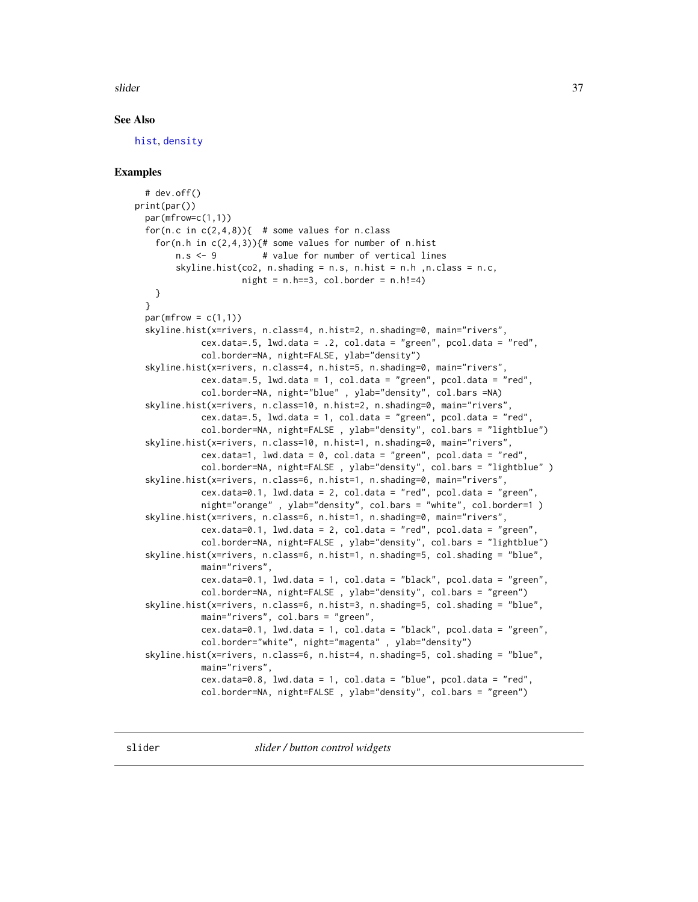## See Also

hist, density

## Examples

```
  # dev.off()
print(par())
  par(mfrow=c(1,1))
  for(n.c in c(2,4,8)){  # some values for n.class
    for(n.h in c(2,4,3)){# some values for number of n.hist
        n.s <- 9         # value for number of vertical lines
        skyline.hist(co2, n.shading = n.s, n.hist = n.h ,n.class = n.c,
                     night = n.h==3, col.border = n.h!=4)
    }
  }
  par(mfrow = c(1,1))
  skyline.hist(x=rivers, n.class=4, n.hist=2, n.shading=0, main="rivers",
            cex.data=.5, lwd.data = .2, col.data = "green", pcol.data = "red",
            col.border=NA, night=FALSE, ylab="density")
  skyline.hist(x=rivers, n.class=4, n.hist=5, n.shading=0, main="rivers",
            cex.data=.5, lwd.data = 1, col.data = "green", pcol.data = "red",
            col.border=NA, night="blue" , ylab="density", col.bars =NA)
  skyline.hist(x=rivers, n.class=10, n.hist=2, n.shading=0, main="rivers",
            cex.data=.5, lwd.data = 1, col.data = "green", pcol.data = "red",
            col.border=NA, night=FALSE , ylab="density", col.bars = "lightblue")
  skyline.hist(x=rivers, n.class=10, n.hist=1, n.shading=0, main="rivers",
            cex.data=1, lwd.data = 0, col.data = "green", pcol.data = "red",
            col.border=NA, night=FALSE , ylab="density", col.bars = "lightblue" )
  skyline.hist(x=rivers, n.class=6, n.hist=1, n.shading=0, main="rivers",
            cex.data=0.1, lwd.data = 2, col.data = "red", pcol.data = "green",
            night="orange" , ylab="density", col.bars = "white", col.border=1 )
  skyline.hist(x=rivers, n.class=6, n.hist=1, n.shading=0, main="rivers",
            cex.data=0.1, lwd.data = 2, col.data = "red", pcol.data = "green",
            col.border=NA, night=FALSE , ylab="density", col.bars = "lightblue")
  skyline.hist(x=rivers, n.class=6, n.hist=1, n.shading=5, col.shading = "blue",
            main="rivers",
            cex.data=0.1, lwd.data = 1, col.data = "black", pcol.data = "green",
            col.border=NA, night=FALSE , ylab="density", col.bars = "green")
  skyline.hist(x=rivers, n.class=6, n.hist=3, n.shading=5, col.shading = "blue",
            main="rivers", col.bars = "green",
            cex.data=0.1, lwd.data = 1, col.data = "black", pcol.data = "green",
            col.border="white", night="magenta" , ylab="density")
  skyline.hist(x=rivers, n.class=6, n.hist=4, n.shading=5, col.shading = "blue",
            main="rivers",
            cex.data=0.8, lwd.data = 1, col.data = "blue", pcol.data = "red",
            col.border=NA, night=FALSE , ylab="density", col.bars = "green")
```

---

slider                    *slider / button control widgets*

---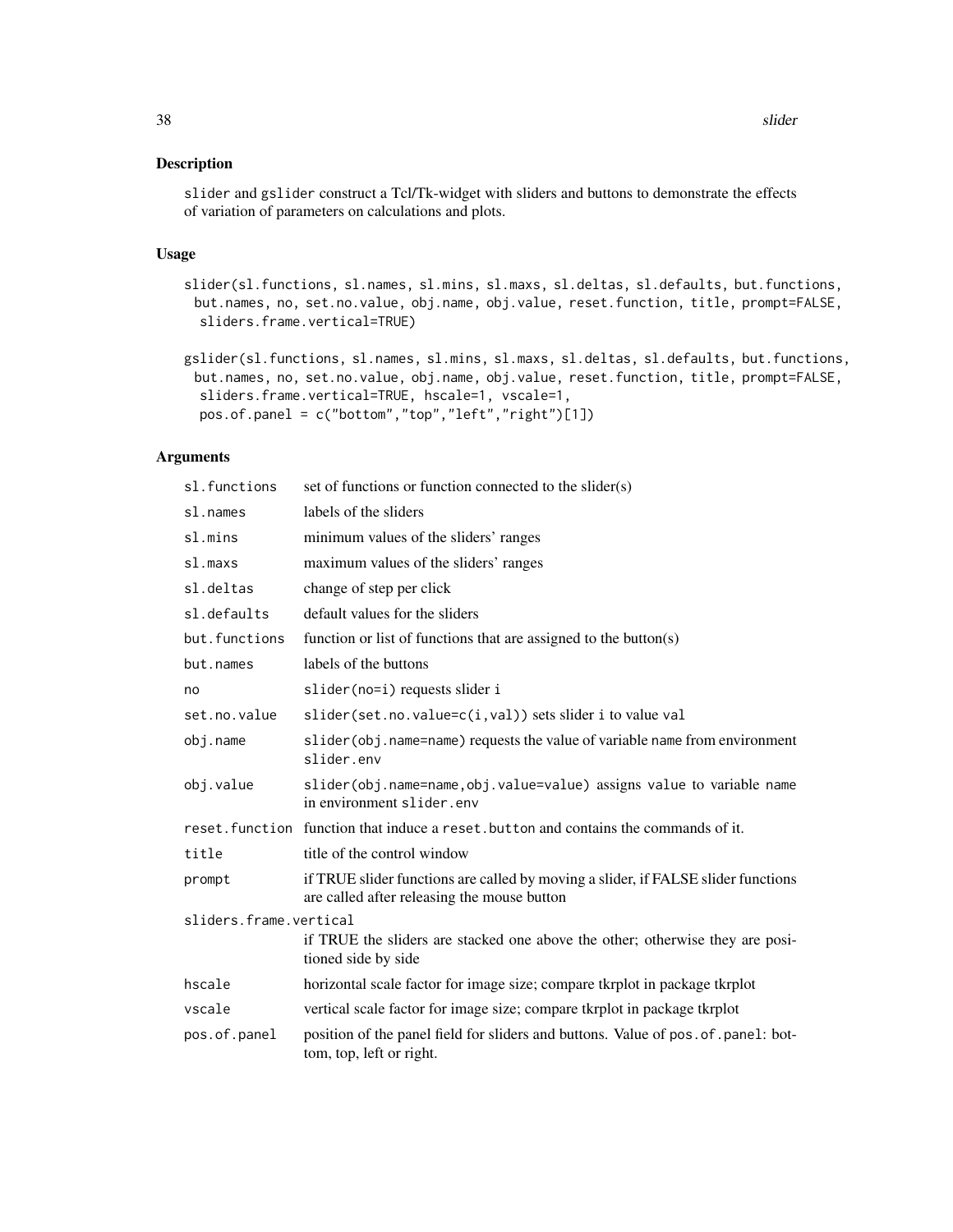## Description

`slider` and `gslider` construct a Tcl/Tk-widget with sliders and buttons to demonstrate the effects of variation of parameters on calculations and plots.

## Usage

```
slider(sl.functions, sl.names, sl.mins, sl.maxs, sl.deltas, sl.defaults, but.functions,
  but.names, no, set.no.value, obj.name, obj.value, reset.function, title, prompt=FALSE,
   sliders.frame.vertical=TRUE)

gslider(sl.functions, sl.names, sl.mins, sl.maxs, sl.deltas, sl.defaults, but.functions,
  but.names, no, set.no.value, obj.name, obj.value, reset.function, title, prompt=FALSE,
   sliders.frame.vertical=TRUE, hscale=1, vscale=1,
   pos.of.panel = c("bottom","top","left","right")[1])
```

## Arguments

| | |
|---|---|
| `sl.functions` | set of functions or function connected to the slider(s) |
| `sl.names` | labels of the sliders |
| `sl.mins` | minimum values of the sliders' ranges |
| `sl.maxs` | maximum values of the sliders' ranges |
| `sl.deltas` | change of step per click |
| `sl.defaults` | default values for the sliders |
| `but.functions` | function or list of functions that are assigned to the button(s) |
| `but.names` | labels of the buttons |
| `no` | `slider(no=i)` requests slider `i` |
| `set.no.value` | `slider(set.no.value=c(i,val))` sets slider `i` to value `val` |
| `obj.name` | `slider(obj.name=name)` requests the value of variable `name` from environment `slider.env` |
| `obj.value` | `slider(obj.name=name,obj.value=value)` assigns `value` to variable `name` in environment `slider.env` |
| `reset.function` | function that induce a `reset.button` and contains the commands of it. |
| `title` | title of the control window |
| `prompt` | if TRUE slider functions are called by moving a slider, if FALSE slider functions are called after releasing the mouse button |
| `sliders.frame.vertical` | if TRUE the sliders are stacked one above the other; otherwise they are positioned side by side |
| `hscale` | horizontal scale factor for image size; compare tkrplot in package tkrplot |
| `vscale` | vertical scale factor for image size; compare tkrplot in package tkrplot |
| `pos.of.panel` | position of the panel field for sliders and buttons. Value of `pos.of.panel`: bottom, top, left or right. |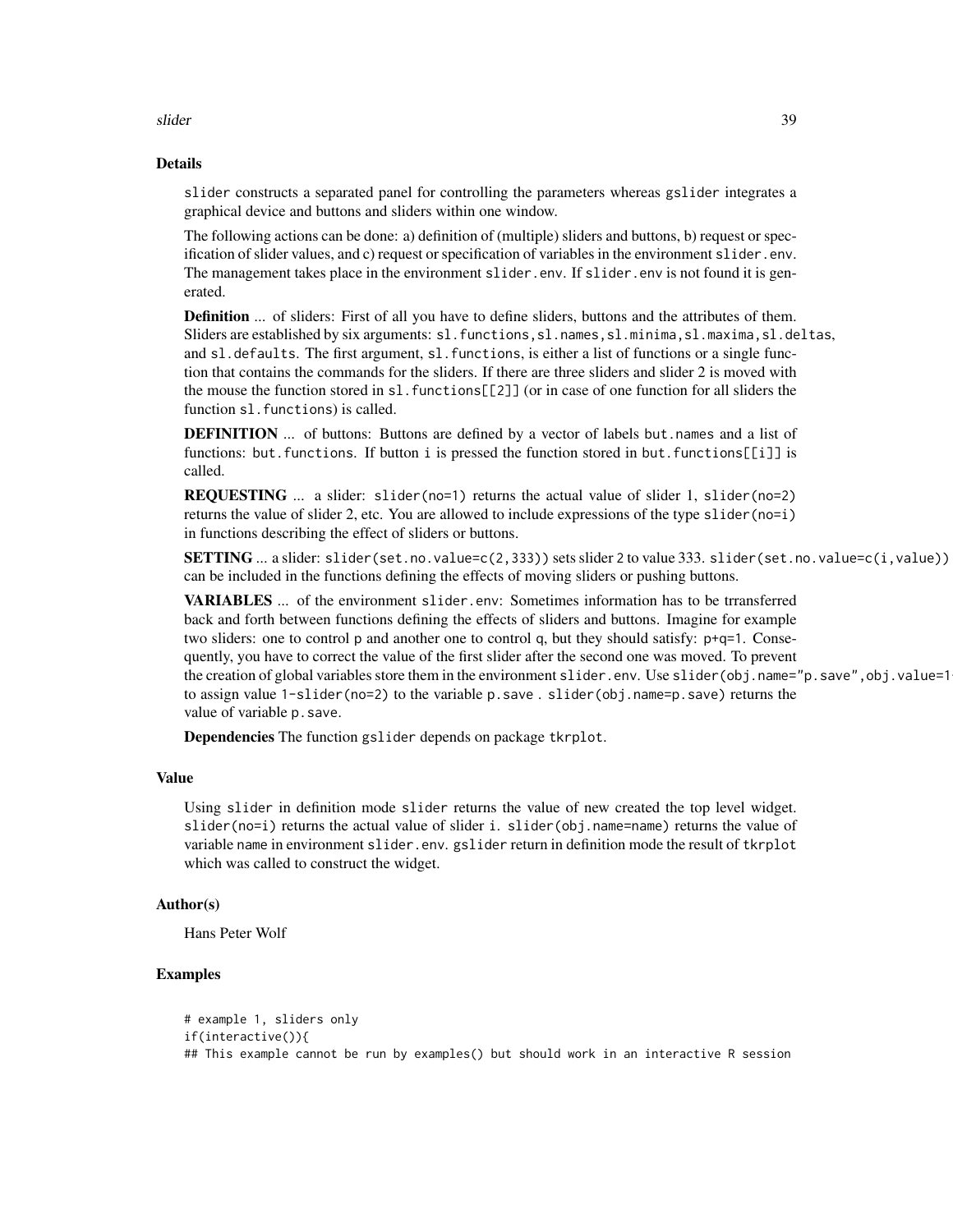## Details

slider constructs a separated panel for controlling the parameters whereas gslider integrates a graphical device and buttons and sliders within one window.

The following actions can be done: a) definition of (multiple) sliders and buttons, b) request or specification of slider values, and c) request or specification of variables in the environment slider.env. The management takes place in the environment slider.env. If slider.env is not found it is generated.

**Definition** ... of sliders: First of all you have to define sliders, buttons and the attributes of them. Sliders are established by six arguments: sl.functions, sl.names, sl.minima, sl.maxima, sl.deltas, and sl.defaults. The first argument, sl.functions, is either a list of functions or a single function that contains the commands for the sliders. If there are three sliders and slider 2 is moved with the mouse the function stored in sl.functions[[2]] (or in case of one function for all sliders the function sl.functions) is called.

**DEFINITION** ... of buttons: Buttons are defined by a vector of labels but.names and a list of functions: but.functions. If button i is pressed the function stored in but.functions[[i]] is called.

**REQUESTING** ... a slider: slider(no=1) returns the actual value of slider 1, slider(no=2) returns the value of slider 2, etc. You are allowed to include expressions of the type slider(no=i) in functions describing the effect of sliders or buttons.

**SETTING** ... a slider: slider(set.no.value=c(2,333)) sets slider 2 to value 333. slider(set.no.value=c(i,value)) can be included in the functions defining the effects of moving sliders or pushing buttons.

**VARIABLES** ... of the environment slider.env: Sometimes information has to be trransferred back and forth between functions defining the effects of sliders and buttons. Imagine for example two sliders: one to control p and another one to control q, but they should satisfy: p+q=1. Consequently, you have to correct the value of the first slider after the second one was moved. To prevent the creation of global variables store them in the environment slider.env. Use slider(obj.name="p.save",obj.value=1 to assign value 1-slider(no=2) to the variable p.save . slider(obj.name=p.save) returns the value of variable p.save.

**Dependencies** The function gslider depends on package tkrplot.

## Value

Using slider in definition mode slider returns the value of new created the top level widget. slider(no=i) returns the actual value of slider i. slider(obj.name=name) returns the value of variable name in environment slider.env. gslider return in definition mode the result of tkrplot which was called to construct the widget.

## Author(s)

Hans Peter Wolf

## Examples

```
# example 1, sliders only
if(interactive()){
## This example cannot be run by examples() but should work in an interactive R session
```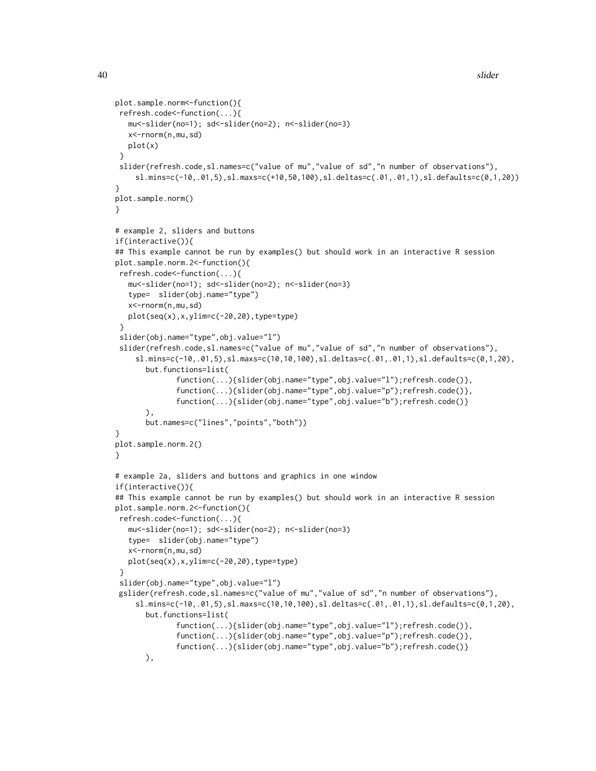```
plot.sample.norm<-function(){
 refresh.code<-function(...){
   mu<-slider(no=1); sd<-slider(no=2); n<-slider(no=3)
   x<-rnorm(n,mu,sd)
   plot(x)
 }
 slider(refresh.code,sl.names=c("value of mu","value of sd","n number of observations"),
     sl.mins=c(-10,.01,5),sl.maxs=c(+10,50,100),sl.deltas=c(.01,.01,1),sl.defaults=c(0,1,20))
}
plot.sample.norm()
}

# example 2, sliders and buttons
if(interactive()){
## This example cannot be run by examples() but should work in an interactive R session
plot.sample.norm.2<-function(){
 refresh.code<-function(...){
   mu<-slider(no=1); sd<-slider(no=2); n<-slider(no=3)
   type=  slider(obj.name="type")
   x<-rnorm(n,mu,sd)
   plot(seq(x),x,ylim=c(-20,20),type=type)
 }
 slider(obj.name="type",obj.value="l")
 slider(refresh.code,sl.names=c("value of mu","value of sd","n number of observations"),
     sl.mins=c(-10,.01,5),sl.maxs=c(10,10,100),sl.deltas=c(.01,.01,1),sl.defaults=c(0,1,20),
       but.functions=list(
              function(...){slider(obj.name="type",obj.value="l");refresh.code()},
              function(...){slider(obj.name="type",obj.value="p");refresh.code()},
              function(...){slider(obj.name="type",obj.value="b");refresh.code()}
       ),
       but.names=c("lines","points","both"))
}
plot.sample.norm.2()
}

# example 2a, sliders and buttons and graphics in one window
if(interactive()){
## This example cannot be run by examples() but should work in an interactive R session
plot.sample.norm.2<-function(){
 refresh.code<-function(...){
   mu<-slider(no=1); sd<-slider(no=2); n<-slider(no=3)
   type=  slider(obj.name="type")
   x<-rnorm(n,mu,sd)
   plot(seq(x),x,ylim=c(-20,20),type=type)
 }
 slider(obj.name="type",obj.value="l")
 gslider(refresh.code,sl.names=c("value of mu","value of sd","n number of observations"),
     sl.mins=c(-10,.01,5),sl.maxs=c(10,10,100),sl.deltas=c(.01,.01,1),sl.defaults=c(0,1,20),
       but.functions=list(
              function(...){slider(obj.name="type",obj.value="l");refresh.code()},
              function(...){slider(obj.name="type",obj.value="p");refresh.code()},
              function(...){slider(obj.name="type",obj.value="b");refresh.code()}
       ),
```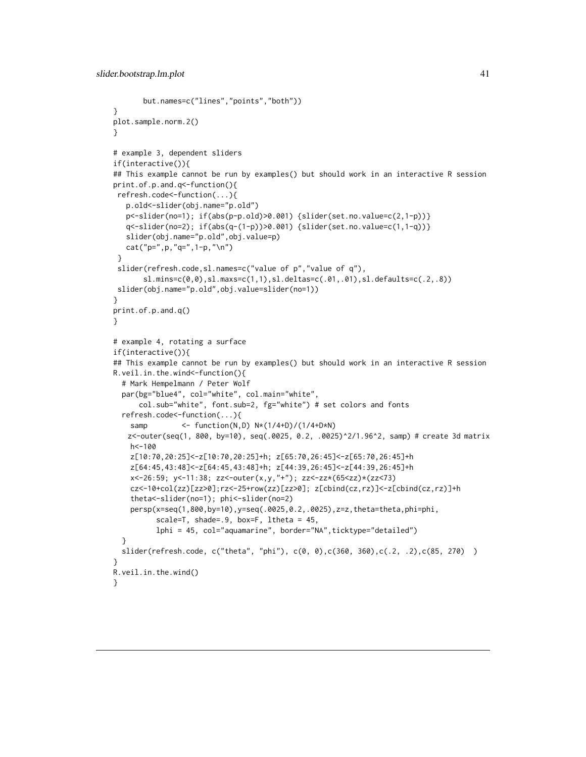```
        but.names=c("lines","points","both"))
}
plot.sample.norm.2()
}

# example 3, dependent sliders
if(interactive()){
## This example cannot be run by examples() but should work in an interactive R session
print.of.p.and.q<-function(){
 refresh.code<-function(...){
   p.old<-slider(obj.name="p.old")
   p<-slider(no=1); if(abs(p-p.old)>0.001) {slider(set.no.value=c(2,1-p))}
   q<-slider(no=2); if(abs(q-(1-p))>0.001) {slider(set.no.value=c(1,1-q))}
   slider(obj.name="p.old",obj.value=p)
   cat("p=",p,"q=",1-p,"\n")
 }
 slider(refresh.code,sl.names=c("value of p","value of q"),
       sl.mins=c(0,0),sl.maxs=c(1,1),sl.deltas=c(.01,.01),sl.defaults=c(.2,.8))
 slider(obj.name="p.old",obj.value=slider(no=1))
}
print.of.p.and.q()
}

# example 4, rotating a surface
if(interactive()){
## This example cannot be run by examples() but should work in an interactive R session
R.veil.in.the.wind<-function(){
  # Mark Hempelmann / Peter Wolf
  par(bg="blue4", col="white", col.main="white",
      col.sub="white", font.sub=2, fg="white") # set colors and fonts
  refresh.code<-function(...){
    samp        <- function(N,D) N*(1/4+D)/(1/4+D*N)
    z<-outer(seq(1, 800, by=10), seq(.0025, 0.2, .0025)^2/1.96^2, samp) # create 3d matrix
    h<-100
    z[10:70,20:25]<-z[10:70,20:25]+h; z[65:70,26:45]<-z[65:70,26:45]+h
    z[64:45,43:48]<-z[64:45,43:48]+h; z[44:39,26:45]<-z[44:39,26:45]+h
    x<-26:59; y<-11:38; zz<-outer(x,y,"+"); zz<-zz*(65<zz)*(zz<73)
    cz<-10+col(zz)[zz>0];rz<-25+row(zz)[zz>0]; z[cbind(cz,rz)]<-z[cbind(cz,rz)]+h
    theta<-slider(no=1); phi<-slider(no=2)
    persp(x=seq(1,800,by=10),y=seq(.0025,0.2,.0025),z=z,theta=theta,phi=phi,
          scale=T, shade=.9, box=F, ltheta = 45,
          lphi = 45, col="aquamarine", border="NA",ticktype="detailed")
  }
  slider(refresh.code, c("theta", "phi"), c(0, 0),c(360, 360),c(.2, .2),c(85, 270)  )
}
R.veil.in.the.wind()
}
```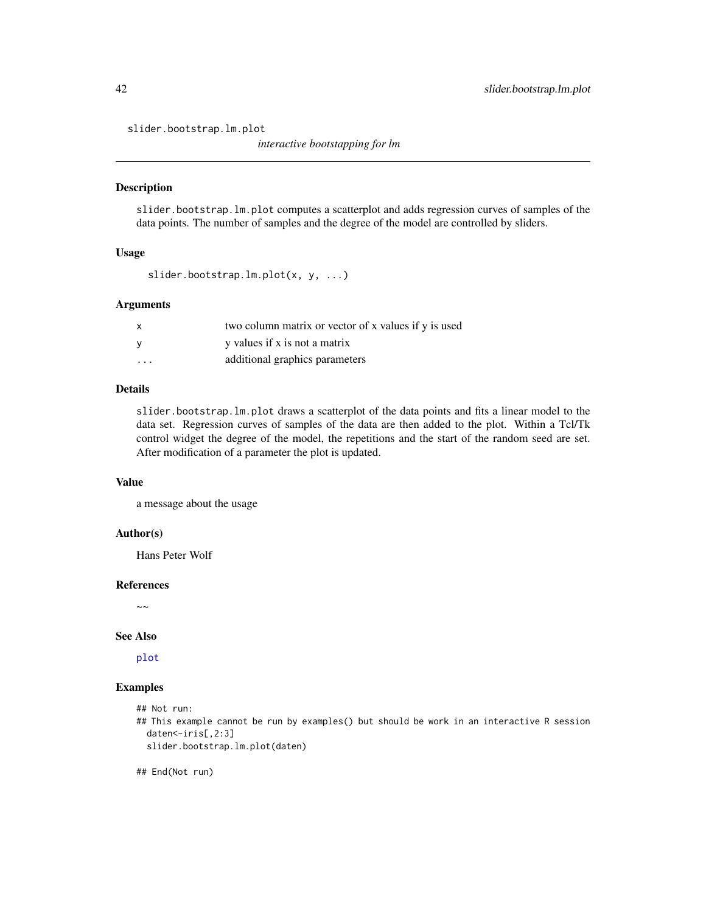slider.bootstrap.lm.plot

*interactive bootstapping for lm*

## Description

slider.bootstrap.lm.plot computes a scatterplot and adds regression curves of samples of the data points. The number of samples and the degree of the model are controlled by sliders.

## Usage

```
slider.bootstrap.lm.plot(x, y, ...)
```

## Arguments

| | |
|---|---|
| x | two column matrix or vector of x values if y is used |
| y | y values if x is not a matrix |
| ... | additional graphics parameters |

## Details

slider.bootstrap.lm.plot draws a scatterplot of the data points and fits a linear model to the data set. Regression curves of samples of the data are then added to the plot. Within a Tcl/Tk control widget the degree of the model, the repetitions and the start of the random seed are set. After modification of a parameter the plot is updated.

## Value

a message about the usage

## Author(s)

Hans Peter Wolf

## References

~~

## See Also

plot

## Examples

```
## Not run:
## This example cannot be run by examples() but should be work in an interactive R session
  daten<-iris[,2:3]
  slider.bootstrap.lm.plot(daten)

## End(Not run)
```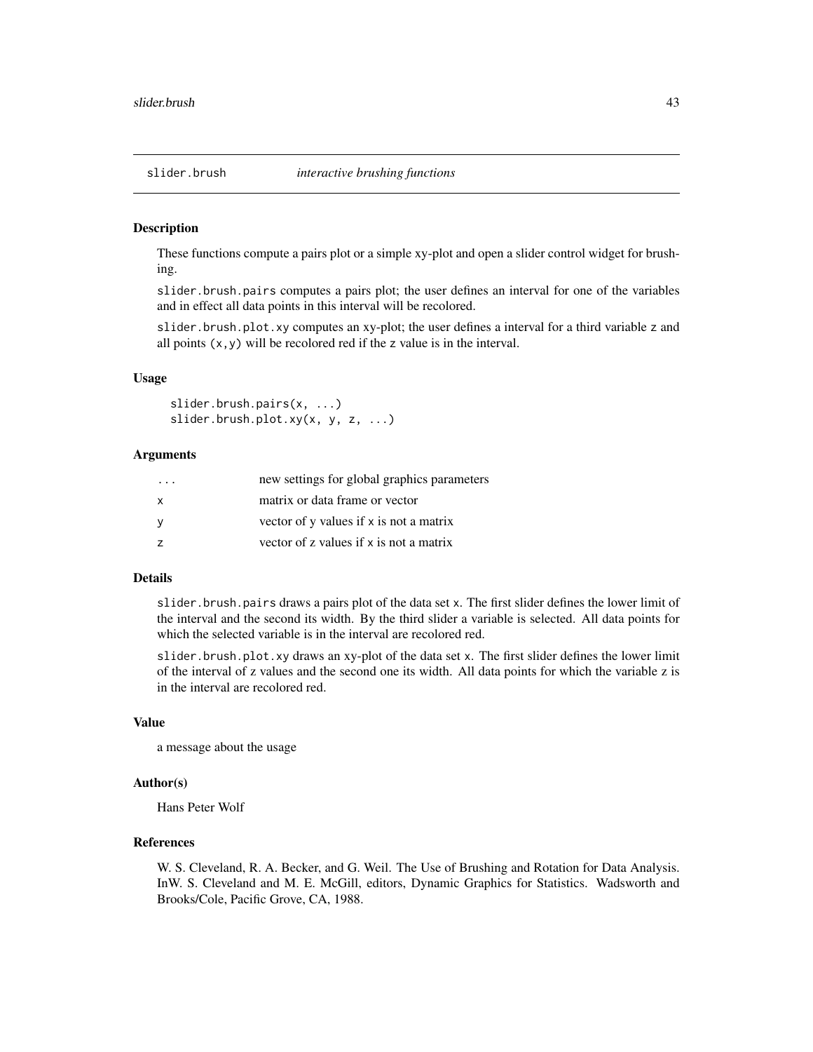# slider.brush — *interactive brushing functions*

## Description

These functions compute a pairs plot or a simple xy-plot and open a slider control widget for brushing.

`slider.brush.pairs` computes a pairs plot; the user defines an interval for one of the variables and in effect all data points in this interval will be recolored.

`slider.brush.plot.xy` computes an xy-plot; the user defines a interval for a third variable `z` and all points `(x,y)` will be recolored red if the `z` value is in the interval.

## Usage

```
slider.brush.pairs(x, ...)
slider.brush.plot.xy(x, y, z, ...)
```

## Arguments

| | |
|---|---|
| `...` | new settings for global graphics parameters |
| `x` | matrix or data frame or vector |
| `y` | vector of y values if `x` is not a matrix |
| `z` | vector of z values if `x` is not a matrix |

## Details

`slider.brush.pairs` draws a pairs plot of the data set `x`. The first slider defines the lower limit of the interval and the second its width. By the third slider a variable is selected. All data points for which the selected variable is in the interval are recolored red.

`slider.brush.plot.xy` draws an xy-plot of the data set `x`. The first slider defines the lower limit of the interval of z values and the second one its width. All data points for which the variable z is in the interval are recolored red.

## Value

a message about the usage

## Author(s)

Hans Peter Wolf

## References

W. S. Cleveland, R. A. Becker, and G. Weil. The Use of Brushing and Rotation for Data Analysis. InW. S. Cleveland and M. E. McGill, editors, Dynamic Graphics for Statistics. Wadsworth and Brooks/Cole, Pacific Grove, CA, 1988.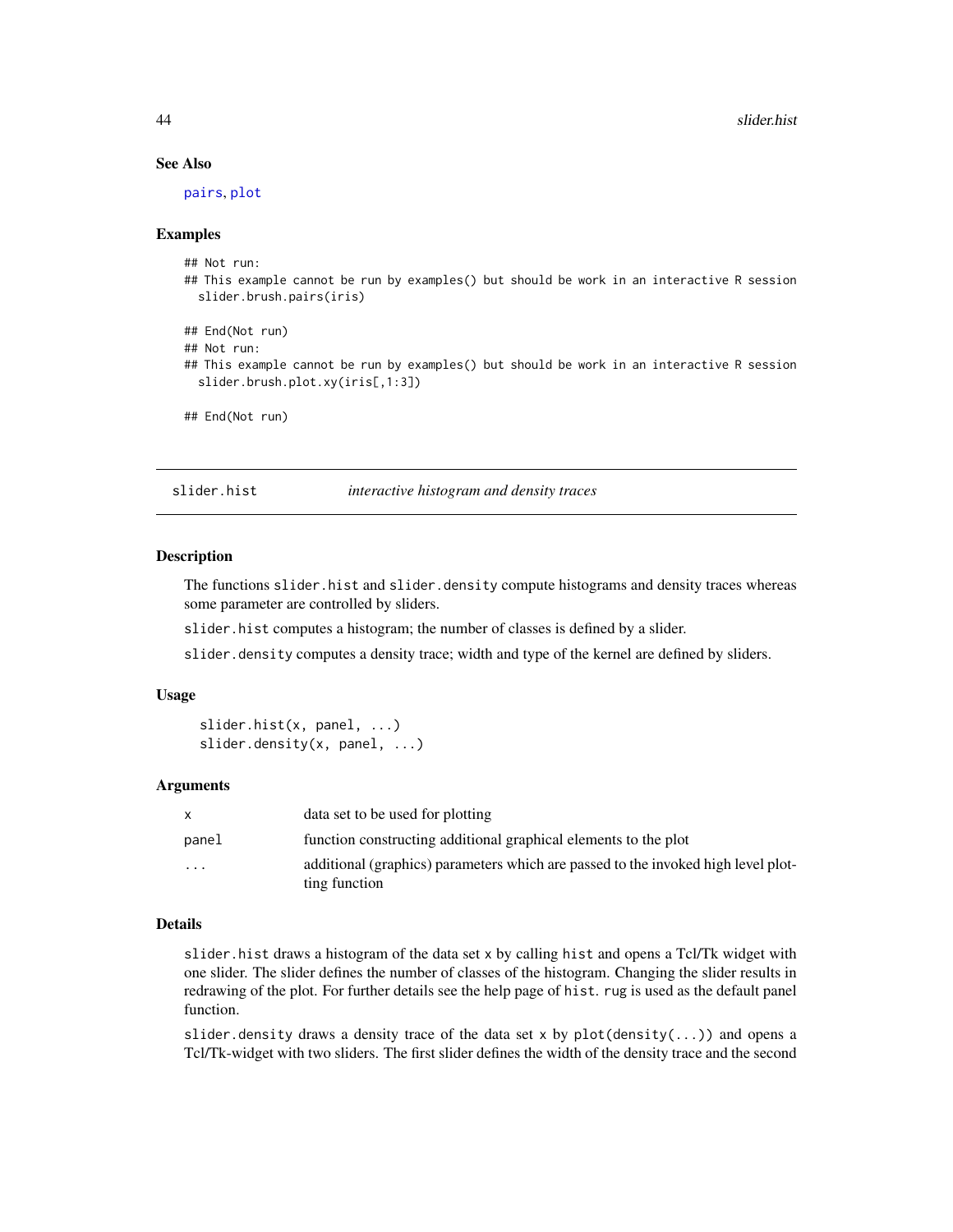### See Also

pairs, plot

### Examples

```
## Not run:
## This example cannot be run by examples() but should be work in an interactive R session
  slider.brush.pairs(iris)

## End(Not run)
## Not run:
## This example cannot be run by examples() but should be work in an interactive R session
  slider.brush.plot.xy(iris[,1:3])

## End(Not run)
```

---

## slider.hist — *interactive histogram and density traces*

---

### Description

The functions `slider.hist` and `slider.density` compute histograms and density traces whereas some parameter are controlled by sliders.

`slider.hist` computes a histogram; the number of classes is defined by a slider.

`slider.density` computes a density trace; width and type of the kernel are defined by sliders.

### Usage

```
slider.hist(x, panel, ...)
slider.density(x, panel, ...)
```

### Arguments

| | |
|---|---|
| x | data set to be used for plotting |
| panel | function constructing additional graphical elements to the plot |
| ... | additional (graphics) parameters which are passed to the invoked high level plotting function |

### Details

`slider.hist` draws a histogram of the data set `x` by calling `hist` and opens a Tcl/Tk widget with one slider. The slider defines the number of classes of the histogram. Changing the slider results in redrawing of the plot. For further details see the help page of `hist`. `rug` is used as the default panel function.

`slider.density` draws a density trace of the data set `x` by `plot(density(...))` and opens a Tcl/Tk-widget with two sliders. The first slider defines the width of the density trace and the second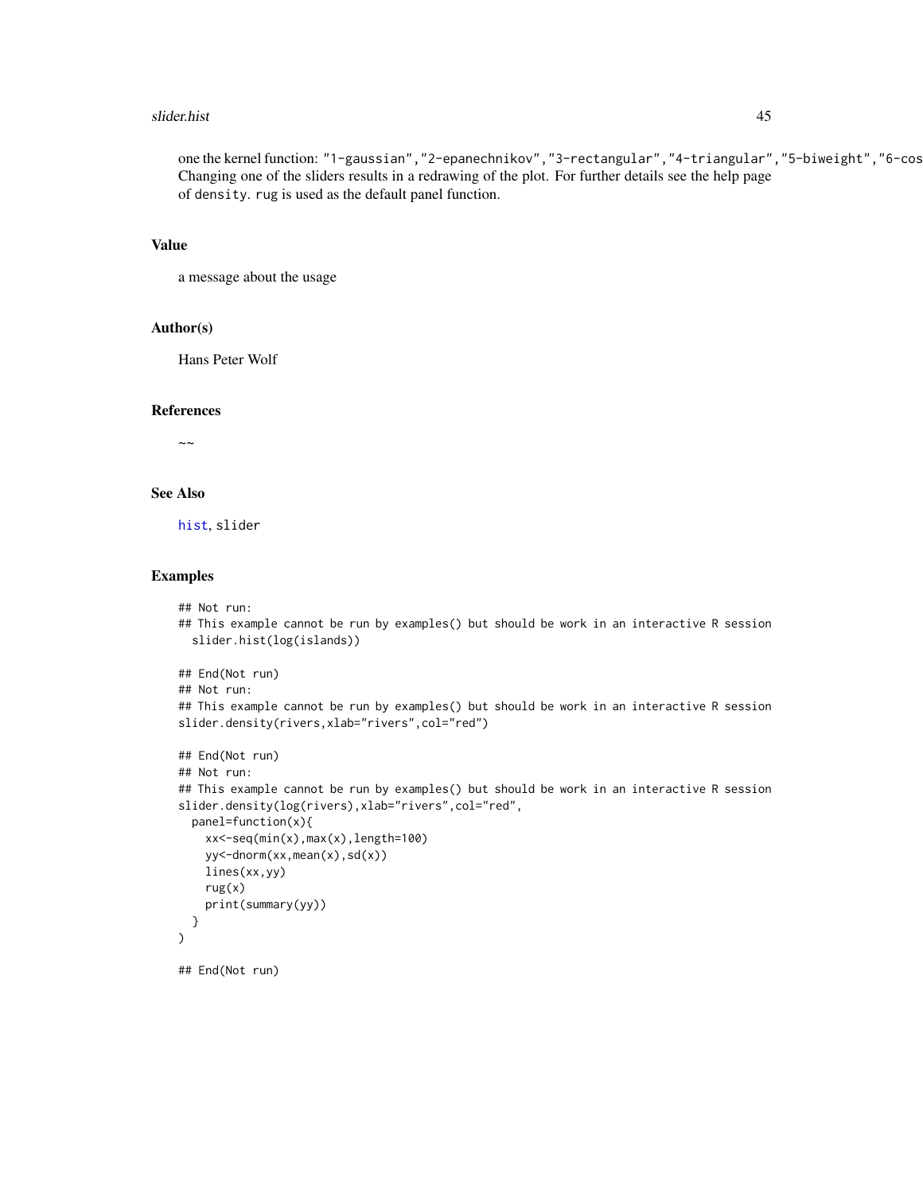one the kernel function: "1-gaussian","2-epanechnikov","3-rectangular","4-triangular","5-biweight","6-cos
Changing one of the sliders results in a redrawing of the plot. For further details see the help page of density. rug is used as the default panel function.

## Value

a message about the usage

## Author(s)

Hans Peter Wolf

## References

~~

## See Also

hist, slider

## Examples

```
## Not run:
## This example cannot be run by examples() but should be work in an interactive R session
  slider.hist(log(islands))

## End(Not run)
## Not run:
## This example cannot be run by examples() but should be work in an interactive R session
slider.density(rivers,xlab="rivers",col="red")

## End(Not run)
## Not run:
## This example cannot be run by examples() but should be work in an interactive R session
slider.density(log(rivers),xlab="rivers",col="red",
  panel=function(x){
    xx<-seq(min(x),max(x),length=100)
    yy<-dnorm(xx,mean(x),sd(x))
    lines(xx,yy)
    rug(x)
    print(summary(yy))
  }
)

## End(Not run)
```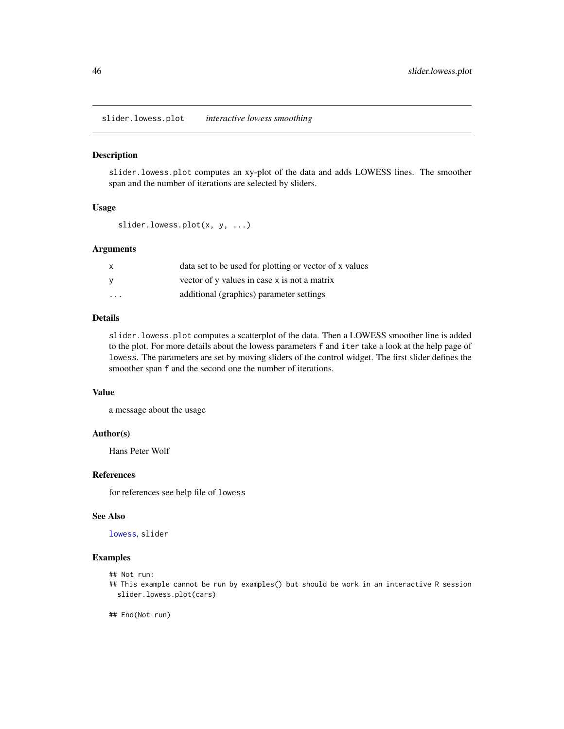slider.lowess.plot    *interactive lowess smoothing*

## Description

slider.lowess.plot computes an xy-plot of the data and adds LOWESS lines. The smoother span and the number of iterations are selected by sliders.

## Usage

```
slider.lowess.plot(x, y, ...)
```

## Arguments

| | |
|---|---|
| x | data set to be used for plotting or vector of x values |
| y | vector of y values in case x is not a matrix |
| ... | additional (graphics) parameter settings |

## Details

slider.lowess.plot computes a scatterplot of the data. Then a LOWESS smoother line is added to the plot. For more details about the lowess parameters f and iter take a look at the help page of lowess. The parameters are set by moving sliders of the control widget. The first slider defines the smoother span f and the second one the number of iterations.

## Value

a message about the usage

## Author(s)

Hans Peter Wolf

## References

for references see help file of lowess

## See Also

lowess, slider

## Examples

```
## Not run:
## This example cannot be run by examples() but should be work in an interactive R session
  slider.lowess.plot(cars)

## End(Not run)
```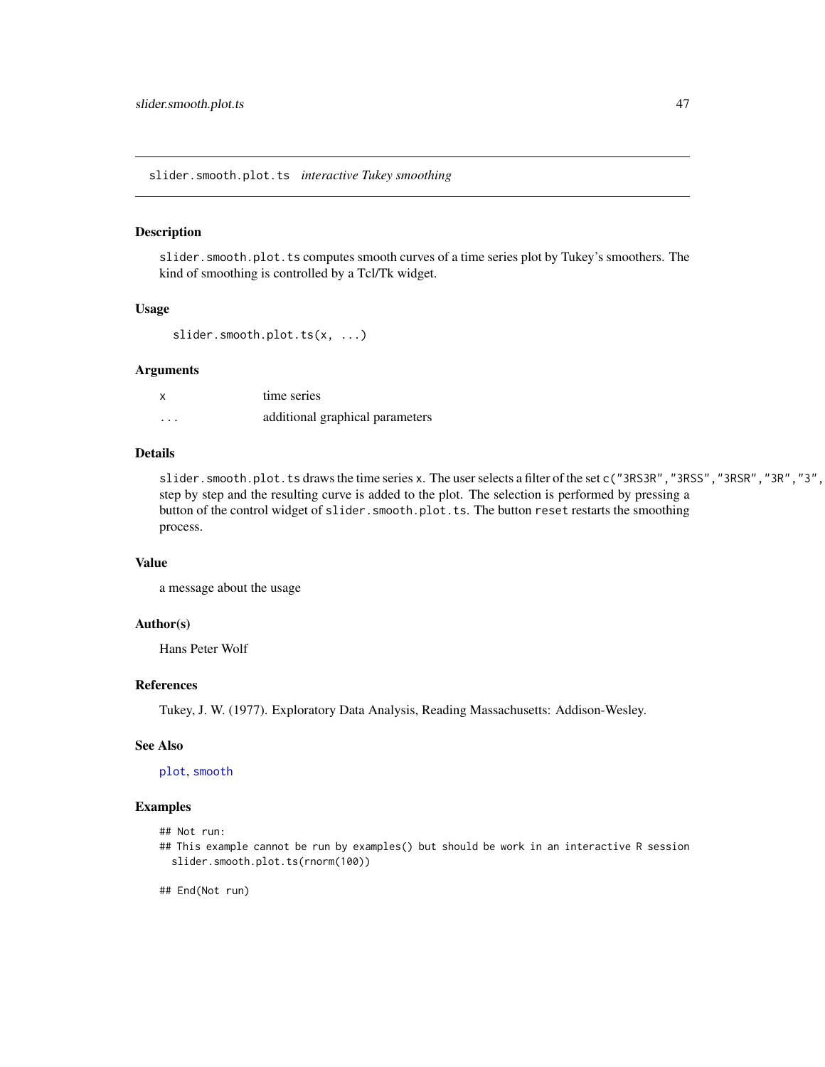slider.smooth.plot.ts *interactive Tukey smoothing*

## Description

slider.smooth.plot.ts computes smooth curves of a time series plot by Tukey's smoothers. The kind of smoothing is controlled by a Tcl/Tk widget.

## Usage

```
slider.smooth.plot.ts(x, ...)
```

## Arguments

| | |
|---|---|
| x | time series |
| ... | additional graphical parameters |

## Details

slider.smooth.plot.ts draws the time series x. The user selects a filter of the set c("3RS3R","3RSS","3RSR","3R","3", step by step and the resulting curve is added to the plot. The selection is performed by pressing a button of the control widget of slider.smooth.plot.ts. The button reset restarts the smoothing process.

## Value

a message about the usage

## Author(s)

Hans Peter Wolf

## References

Tukey, J. W. (1977). Exploratory Data Analysis, Reading Massachusetts: Addison-Wesley.

## See Also

plot, smooth

## Examples

```
## Not run:
## This example cannot be run by examples() but should be work in an interactive R session
  slider.smooth.plot.ts(rnorm(100))

## End(Not run)
```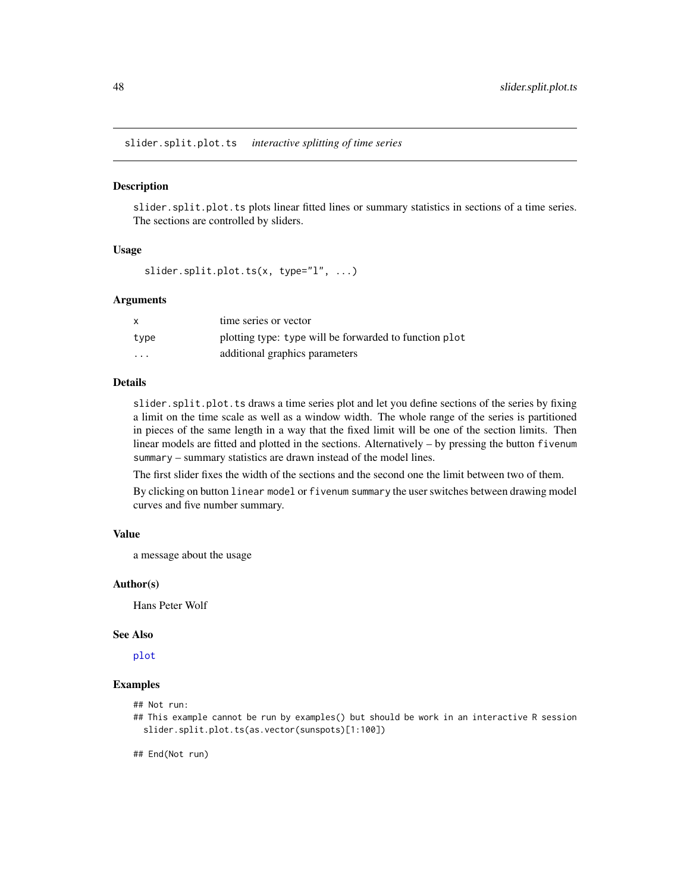slider.split.plot.ts *interactive splitting of time series*

## Description

slider.split.plot.ts plots linear fitted lines or summary statistics in sections of a time series. The sections are controlled by sliders.

## Usage

```
slider.split.plot.ts(x, type="l", ...)
```

## Arguments

| | |
|---|---|
| x | time series or vector |
| type | plotting type: type will be forwarded to function plot |
| ... | additional graphics parameters |

## Details

slider.split.plot.ts draws a time series plot and let you define sections of the series by fixing a limit on the time scale as well as a window width. The whole range of the series is partitioned in pieces of the same length in a way that the fixed limit will be one of the section limits. Then linear models are fitted and plotted in the sections. Alternatively – by pressing the button fivenum summary – summary statistics are drawn instead of the model lines.

The first slider fixes the width of the sections and the second one the limit between two of them.

By clicking on button linear model or fivenum summary the user switches between drawing model curves and five number summary.

## Value

a message about the usage

## Author(s)

Hans Peter Wolf

## See Also

plot

## Examples

```
## Not run:
## This example cannot be run by examples() but should be work in an interactive R session
  slider.split.plot.ts(as.vector(sunspots)[1:100])

## End(Not run)
```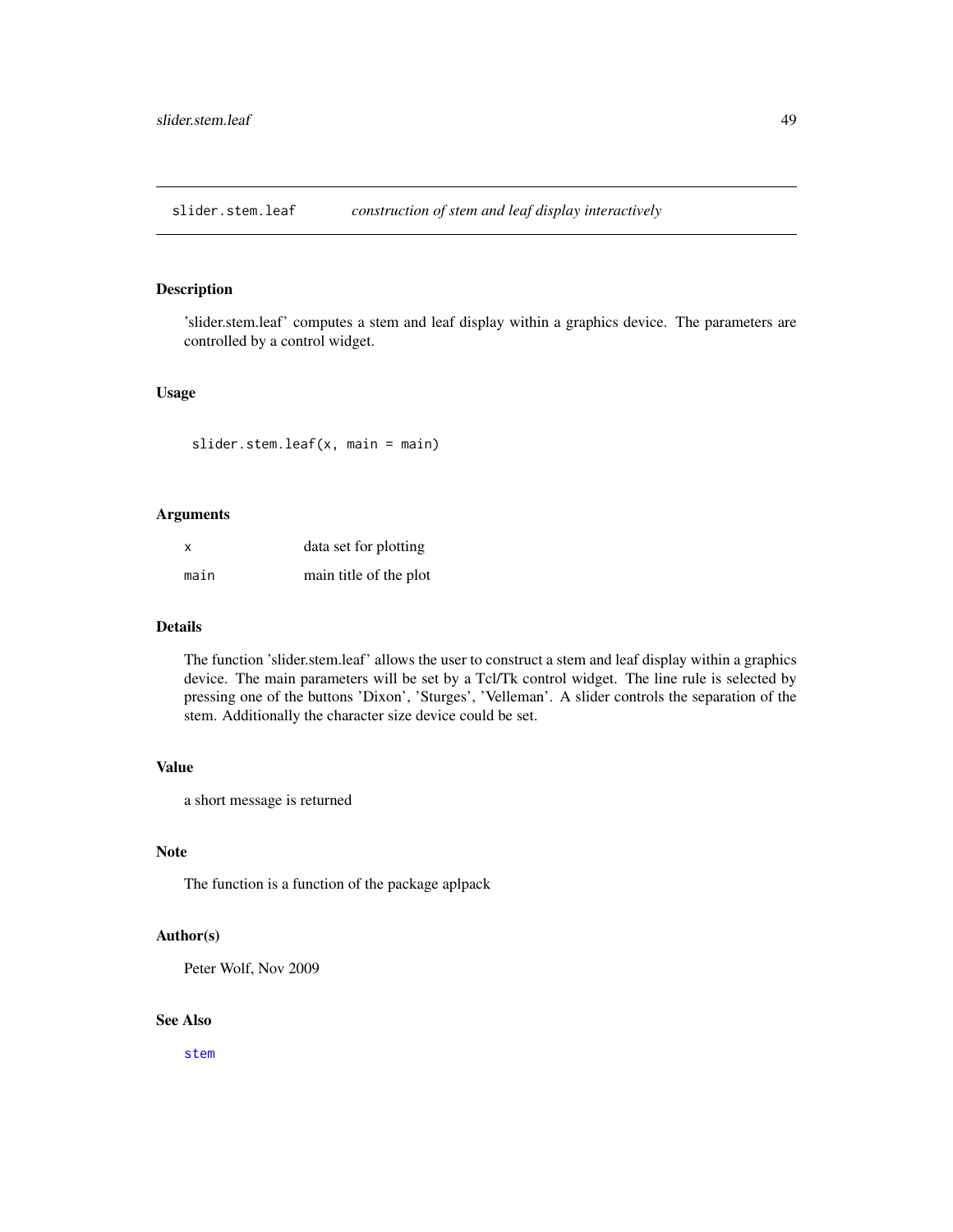# slider.stem.leaf *construction of stem and leaf display interactively*

## Description

'slider.stem.leaf' computes a stem and leaf display within a graphics device. The parameters are controlled by a control widget.

## Usage

```
slider.stem.leaf(x, main = main)
```

## Arguments

| | |
|---|---|
| x | data set for plotting |
| main | main title of the plot |

## Details

The function 'slider.stem.leaf' allows the user to construct a stem and leaf display within a graphics device. The main parameters will be set by a Tcl/Tk control widget. The line rule is selected by pressing one of the buttons 'Dixon', 'Sturges', 'Velleman'. A slider controls the separation of the stem. Additionally the character size device could be set.

## Value

a short message is returned

## Note

The function is a function of the package aplpack

## Author(s)

Peter Wolf, Nov 2009

## See Also

stem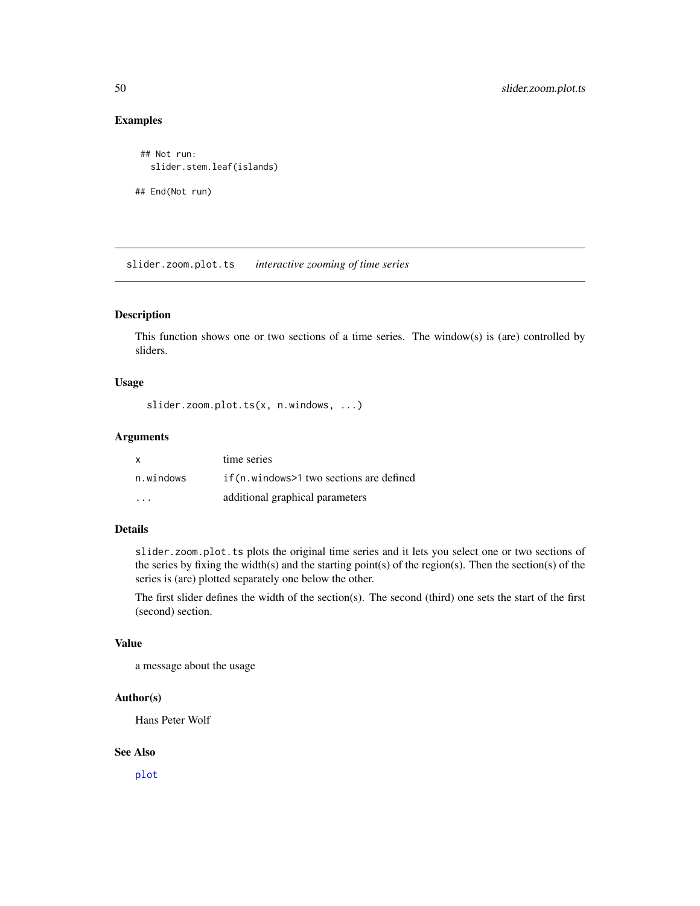### Examples

```
 ## Not run:
   slider.stem.leaf(islands)

## End(Not run)
```

---

## slider.zoom.plot.ts *interactive zooming of time series*

---

### Description

This function shows one or two sections of a time series. The window(s) is (are) controlled by sliders.

### Usage

```
slider.zoom.plot.ts(x, n.windows, ...)
```

### Arguments

| | |
|---|---|
| `x` | time series |
| `n.windows` | `if(n.windows>1` two sections are defined |
| `...` | additional graphical parameters |

### Details

`slider.zoom.plot.ts` plots the original time series and it lets you select one or two sections of the series by fixing the width(s) and the starting point(s) of the region(s). Then the section(s) of the series is (are) plotted separately one below the other.

The first slider defines the width of the section(s). The second (third) one sets the start of the first (second) section.

### Value

a message about the usage

### Author(s)

Hans Peter Wolf

### See Also

`plot`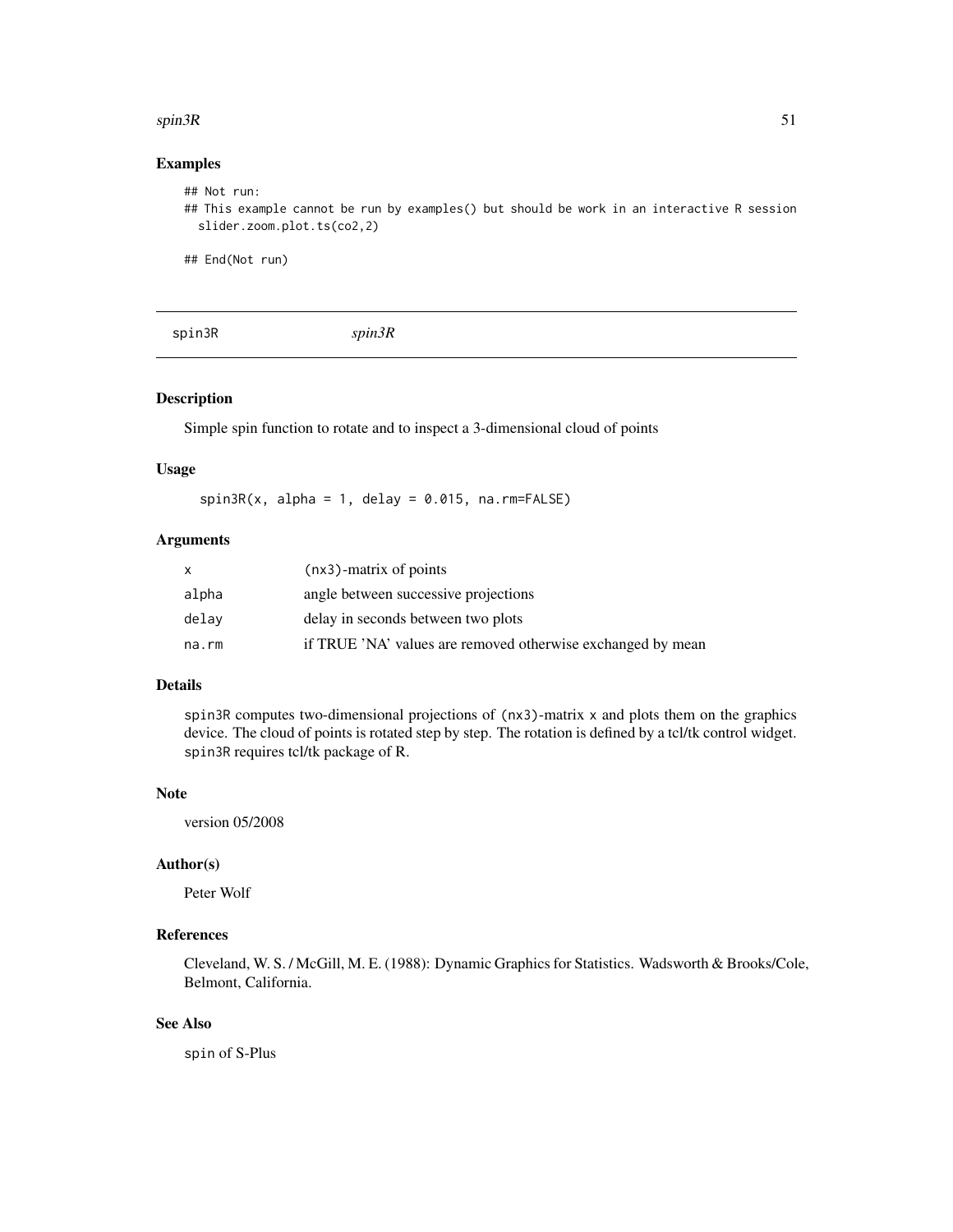## Examples

```
## Not run:
## This example cannot be run by examples() but should be work in an interactive R session
  slider.zoom.plot.ts(co2,2)

## End(Not run)
```

---

spin3R *spin3R*

---

### Description

Simple spin function to rotate and to inspect a 3-dimensional cloud of points

### Usage

```
spin3R(x, alpha = 1, delay = 0.015, na.rm=FALSE)
```

### Arguments

| | |
|---|---|
| x | (nx3)-matrix of points |
| alpha | angle between successive projections |
| delay | delay in seconds between two plots |
| na.rm | if TRUE 'NA' values are removed otherwise exchanged by mean |

### Details

`spin3R` computes two-dimensional projections of `(nx3)`-matrix `x` and plots them on the graphics device. The cloud of points is rotated step by step. The rotation is defined by a tcl/tk control widget. `spin3R` requires tcl/tk package of R.

### Note

version 05/2008

### Author(s)

Peter Wolf

### References

Cleveland, W. S. / McGill, M. E. (1988): Dynamic Graphics for Statistics. Wadsworth & Brooks/Cole, Belmont, California.

### See Also

`spin` of S-Plus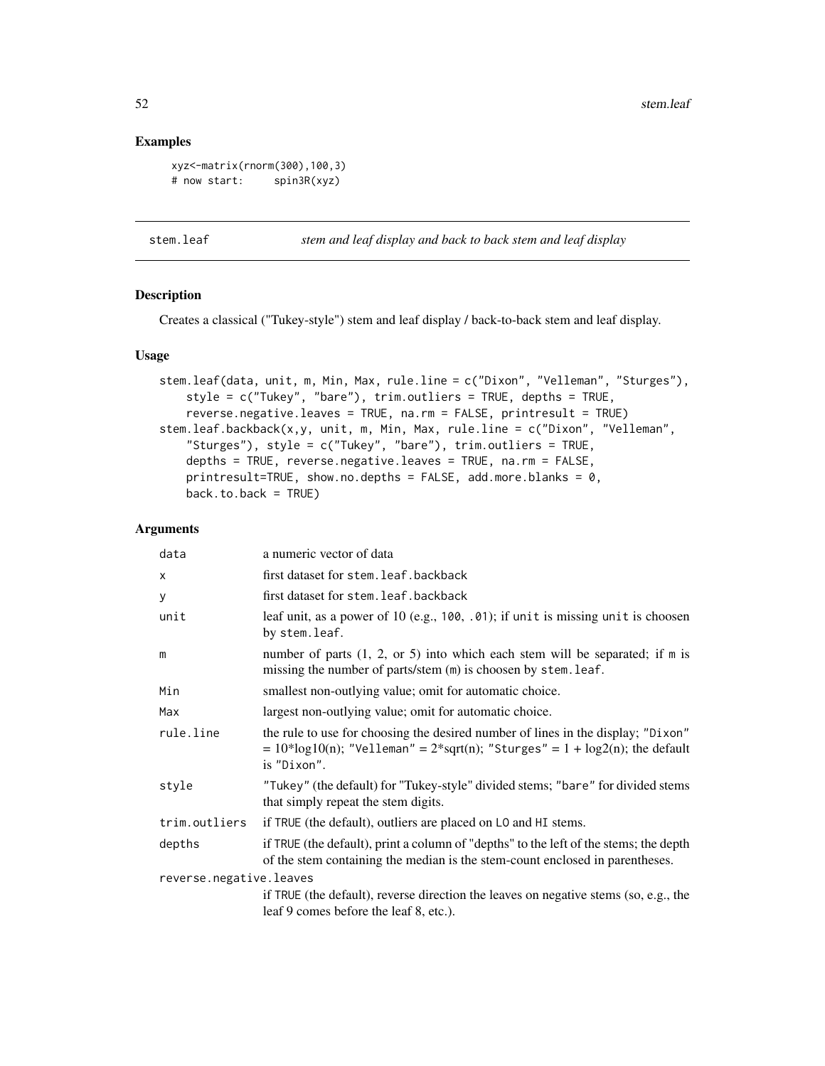## Examples

```
xyz<-matrix(rnorm(300),100,3)
# now start:     spin3R(xyz)
```

---

## stem.leaf *stem and leaf display and back to back stem and leaf display*

### Description

Creates a classical ("Tukey-style") stem and leaf display / back-to-back stem and leaf display.

### Usage

```
stem.leaf(data, unit, m, Min, Max, rule.line = c("Dixon", "Velleman", "Sturges"),
    style = c("Tukey", "bare"), trim.outliers = TRUE, depths = TRUE,
    reverse.negative.leaves = TRUE, na.rm = FALSE, printresult = TRUE)
stem.leaf.backback(x,y, unit, m, Min, Max, rule.line = c("Dixon", "Velleman",
    "Sturges"), style = c("Tukey", "bare"), trim.outliers = TRUE,
    depths = TRUE, reverse.negative.leaves = TRUE, na.rm = FALSE,
    printresult=TRUE, show.no.depths = FALSE, add.more.blanks = 0,
    back.to.back = TRUE)
```

### Arguments

| | |
|---|---|
| `data` | a numeric vector of data |
| `x` | first dataset for `stem.leaf.backback` |
| `y` | first dataset for `stem.leaf.backback` |
| `unit` | leaf unit, as a power of 10 (e.g., `100`, `.01`); if `unit` is missing `unit` is choosen by `stem.leaf`. |
| `m` | number of parts (1, 2, or 5) into which each stem will be separated; if `m` is missing the number of parts/stem (`m`) is choosen by `stem.leaf`. |
| `Min` | smallest non-outlying value; omit for automatic choice. |
| `Max` | largest non-outlying value; omit for automatic choice. |
| `rule.line` | the rule to use for choosing the desired number of lines in the display; `"Dixon"` = 10*log10(n); `"Velleman"` = 2*sqrt(n); `"Sturges"` = 1 + log2(n); the default is `"Dixon"`. |
| `style` | `"Tukey"` (the default) for "Tukey-style" divided stems; `"bare"` for divided stems that simply repeat the stem digits. |
| `trim.outliers` | if `TRUE` (the default), outliers are placed on `LO` and `HI` stems. |
| `depths` | if `TRUE` (the default), print a column of "depths" to the left of the stems; the depth of the stem containing the median is the stem-count enclosed in parentheses. |
| `reverse.negative.leaves` | if `TRUE` (the default), reverse direction the leaves on negative stems (so, e.g., the leaf 9 comes before the leaf 8, etc.). |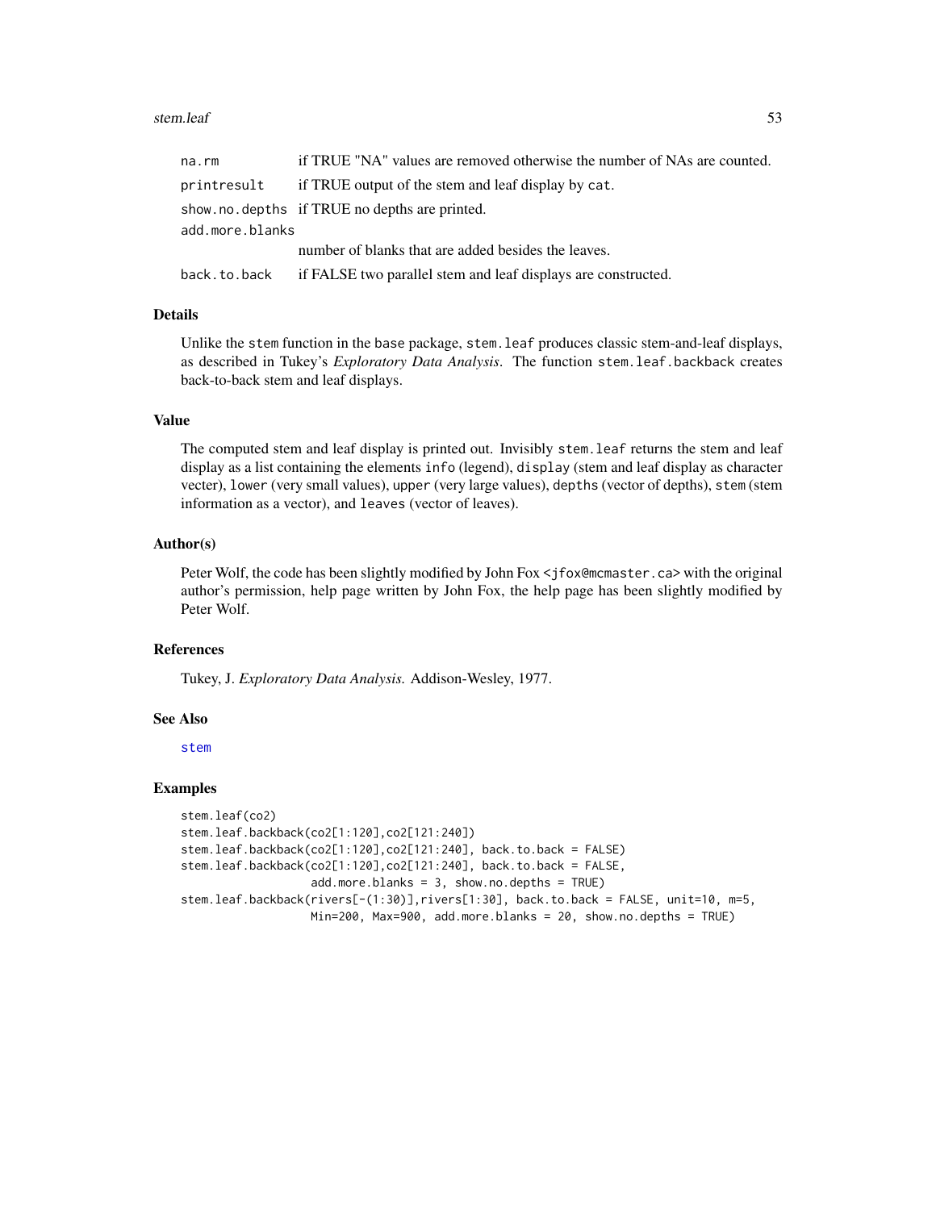| | |
|---|---|
| `na.rm` | if TRUE "NA" values are removed otherwise the number of NAs are counted. |
| `printresult` | if TRUE output of the stem and leaf display by `cat`. |
| `show.no.depths` | if TRUE no depths are printed. |
| `add.more.blanks` | number of blanks that are added besides the leaves. |
| `back.to.back` | if FALSE two parallel stem and leaf displays are constructed. |

## Details

Unlike the `stem` function in the base package, `stem.leaf` produces classic stem-and-leaf displays, as described in Tukey's *Exploratory Data Analysis*. The function `stem.leaf.backback` creates back-to-back stem and leaf displays.

## Value

The computed stem and leaf display is printed out. Invisibly `stem.leaf` returns the stem and leaf display as a list containing the elements `info` (legend), `display` (stem and leaf display as character vecter), `lower` (very small values), `upper` (very large values), `depths` (vector of depths), `stem` (stem information as a vector), and `leaves` (vector of leaves).

## Author(s)

Peter Wolf, the code has been slightly modified by John Fox <jfox@mcmaster.ca> with the original author's permission, help page written by John Fox, the help page has been slightly modified by Peter Wolf.

## References

Tukey, J. *Exploratory Data Analysis.* Addison-Wesley, 1977.

## See Also

`stem`

## Examples

```
stem.leaf(co2)
stem.leaf.backback(co2[1:120],co2[121:240])
stem.leaf.backback(co2[1:120],co2[121:240], back.to.back = FALSE)
stem.leaf.backback(co2[1:120],co2[121:240], back.to.back = FALSE,
                   add.more.blanks = 3, show.no.depths = TRUE)
stem.leaf.backback(rivers[-(1:30)],rivers[1:30], back.to.back = FALSE, unit=10, m=5,
                   Min=200, Max=900, add.more.blanks = 20, show.no.depths = TRUE)
```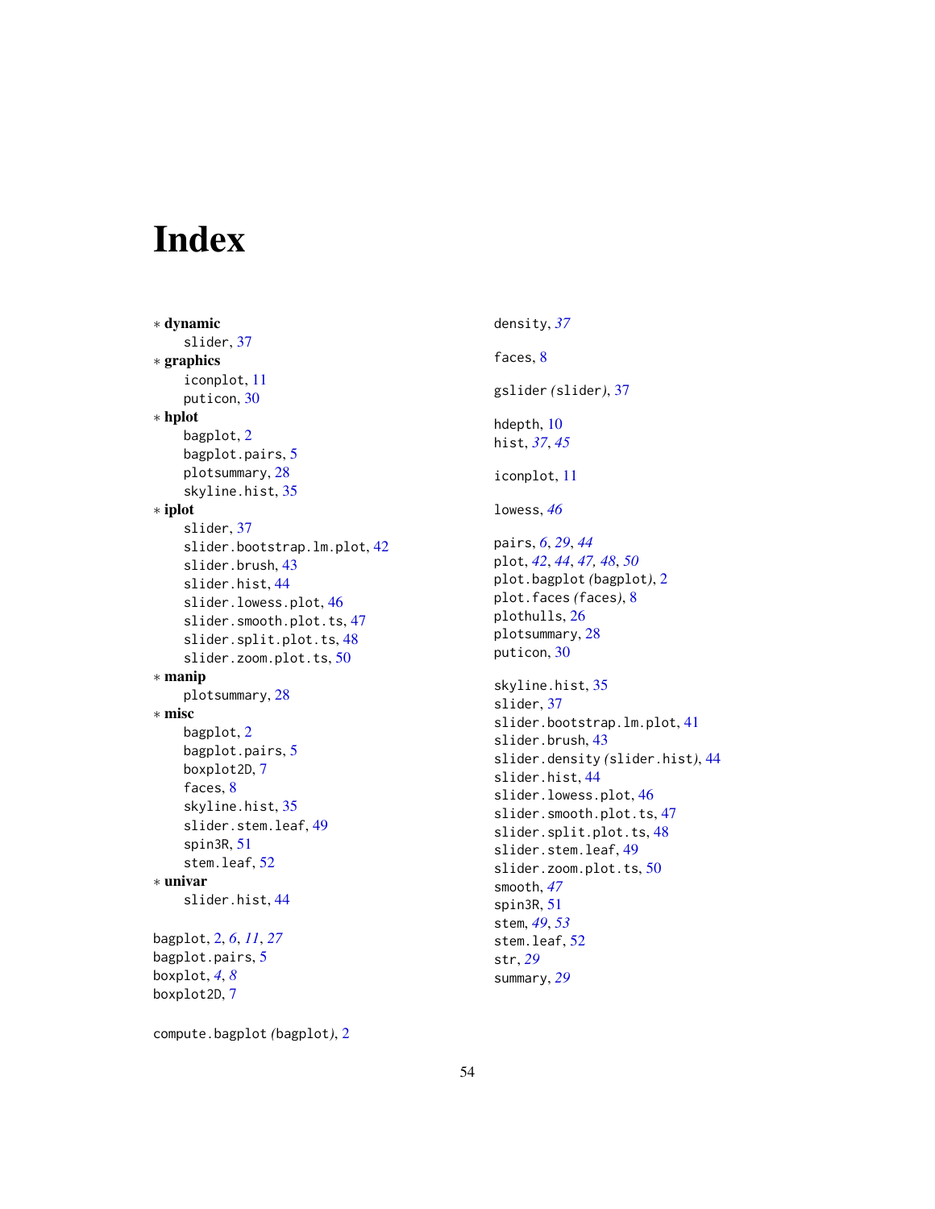# Index

* **dynamic**
  - slider, 37
* **graphics**
  - iconplot, 11
  - puticon, 30
* **hplot**
  - bagplot, 2
  - bagplot.pairs, 5
  - plotsummary, 28
  - skyline.hist, 35
* **iplot**
  - slider, 37
  - slider.bootstrap.lm.plot, 42
  - slider.brush, 43
  - slider.hist, 44
  - slider.lowess.plot, 46
  - slider.smooth.plot.ts, 47
  - slider.split.plot.ts, 48
  - slider.zoom.plot.ts, 50
* **manip**
  - plotsummary, 28
* **misc**
  - bagplot, 2
  - bagplot.pairs, 5
  - boxplot2D, 7
  - faces, 8
  - skyline.hist, 35
  - slider.stem.leaf, 49
  - spin3R, 51
  - stem.leaf, 52
* **univar**
  - slider.hist, 44

bagplot, 2, *6*, *11*, *27*
bagplot.pairs, 5
boxplot, *4*, *8*
boxplot2D, 7

compute.bagplot *(*bagplot*)*, 2

density, *37*

faces, 8

gslider *(*slider*)*, 37

hdepth, 10
hist, *37*, *45*

iconplot, 11

lowess, *46*

pairs, *6*, *29*, *44*
plot, *42*, *44*, *47*, *48*, *50*
plot.bagplot *(*bagplot*)*, 2
plot.faces *(*faces*)*, 8
plothulls, 26
plotsummary, 28
puticon, 30

skyline.hist, 35
slider, 37
slider.bootstrap.lm.plot, 41
slider.brush, 43
slider.density *(*slider.hist*)*, 44
slider.hist, 44
slider.lowess.plot, 46
slider.smooth.plot.ts, 47
slider.split.plot.ts, 48
slider.stem.leaf, 49
slider.zoom.plot.ts, 50
smooth, *47*
spin3R, 51
stem, *49*, *53*
stem.leaf, 52
str, *29*
summary, *29*